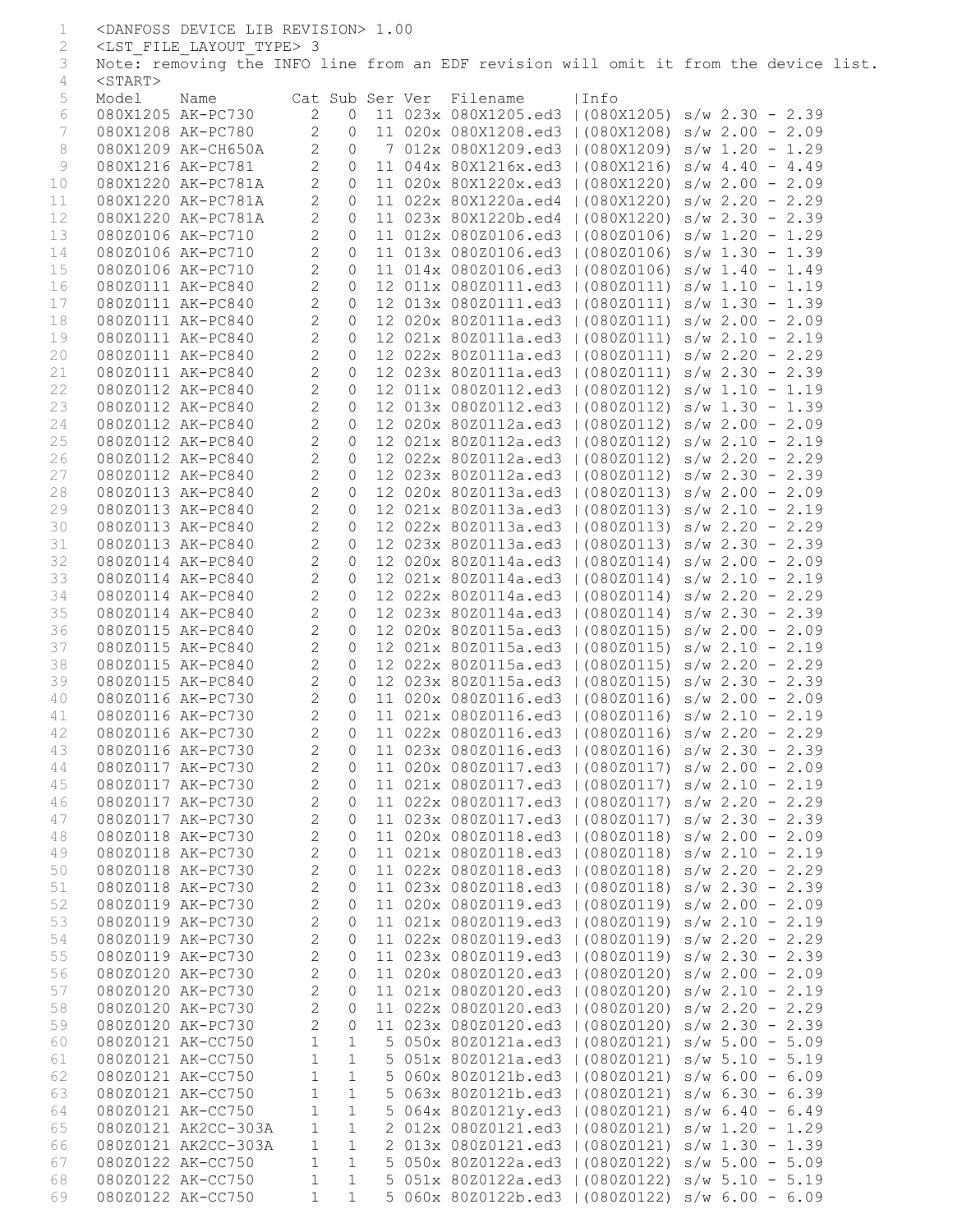```
<DANFOSS DEVICE LIB REVISION> 1.00
<LST_FILE_LAYOUT_TYPE> 3
Note: removing the INFO line from an EDF revision will omit it from the device list.
<START>
Model    Name        Cat Sub Ser Ver  Filename     |Info
080X1205 AK-PC730      2   0  11 023x 080X1205.ed3 |(080X1205) s/w 2.30 - 2.39
080X1208 AK-PC780      2   0  11 020x 080X1208.ed3 |(080X1208) s/w 2.00 - 2.09
080X1209 AK-CH650A     2   0   7 012x 080X1209.ed3 |(080X1209) s/w 1.20 - 1.29
080X1216 AK-PC781      2   0  11 044x 80X1216x.ed3 |(080X1216) s/w 4.40 - 4.49
080X1220 AK-PC781A     2   0  11 020x 80X1220x.ed3 |(080X1220) s/w 2.00 - 2.09
080X1220 AK-PC781A     2   0  11 022x 80X1220a.ed4 |(080X1220) s/w 2.20 - 2.29
080X1220 AK-PC781A     2   0  11 023x 80X1220b.ed4 |(080X1220) s/w 2.30 - 2.39
080Z0106 AK-PC710      2   0  11 012x 080Z0106.ed3 |(080Z0106) s/w 1.20 - 1.29
080Z0106 AK-PC710      2   0  11 013x 080Z0106.ed3 |(080Z0106) s/w 1.30 - 1.39
080Z0106 AK-PC710      2   0  11 014x 080Z0106.ed3 |(080Z0106) s/w 1.40 - 1.49
080Z0111 AK-PC840      2   0  12 011x 080Z0111.ed3 |(080Z0111) s/w 1.10 - 1.19
080Z0111 AK-PC840      2   0  12 013x 080Z0111.ed3 |(080Z0111) s/w 1.30 - 1.39
080Z0111 AK-PC840      2   0  12 020x 80Z0111a.ed3 |(080Z0111) s/w 2.00 - 2.09
080Z0111 AK-PC840      2   0  12 021x 80Z0111a.ed3 |(080Z0111) s/w 2.10 - 2.19
080Z0111 AK-PC840      2   0  12 022x 80Z0111a.ed3 |(080Z0111) s/w 2.20 - 2.29
080Z0111 AK-PC840      2   0  12 023x 80Z0111a.ed3 |(080Z0111) s/w 2.30 - 2.39
080Z0112 AK-PC840      2   0  12 011x 080Z0112.ed3 |(080Z0112) s/w 1.10 - 1.19
080Z0112 AK-PC840      2   0  12 013x 080Z0112.ed3 |(080Z0112) s/w 1.30 - 1.39
080Z0112 AK-PC840      2   0  12 020x 80Z0112a.ed3 |(080Z0112) s/w 2.00 - 2.09
080Z0112 AK-PC840      2   0  12 021x 80Z0112a.ed3 |(080Z0112) s/w 2.10 - 2.19
080Z0112 AK-PC840      2   0  12 022x 80Z0112a.ed3 |(080Z0112) s/w 2.20 - 2.29
080Z0112 AK-PC840      2   0  12 023x 80Z0112a.ed3 |(080Z0112) s/w 2.30 - 2.39
080Z0113 AK-PC840      2   0  12 020x 80Z0113a.ed3 |(080Z0113) s/w 2.00 - 2.09
080Z0113 AK-PC840      2   0  12 021x 80Z0113a.ed3 |(080Z0113) s/w 2.10 - 2.19
080Z0113 AK-PC840      2   0  12 022x 80Z0113a.ed3 |(080Z0113) s/w 2.20 - 2.29
080Z0113 AK-PC840      2   0  12 023x 80Z0113a.ed3 |(080Z0113) s/w 2.30 - 2.39
080Z0114 AK-PC840      2   0  12 020x 80Z0114a.ed3 |(080Z0114) s/w 2.00 - 2.09
080Z0114 AK-PC840      2   0  12 021x 80Z0114a.ed3 |(080Z0114) s/w 2.10 - 2.19
080Z0114 AK-PC840      2   0  12 022x 80Z0114a.ed3 |(080Z0114) s/w 2.20 - 2.29
080Z0114 AK-PC840      2   0  12 023x 80Z0114a.ed3 |(080Z0114) s/w 2.30 - 2.39
080Z0115 AK-PC840      2   0  12 020x 80Z0115a.ed3 |(080Z0115) s/w 2.00 - 2.09
080Z0115 AK-PC840      2   0  12 021x 80Z0115a.ed3 |(080Z0115) s/w 2.10 - 2.19
080Z0115 AK-PC840      2   0  12 022x 80Z0115a.ed3 |(080Z0115) s/w 2.20 - 2.29
080Z0115 AK-PC840      2   0  12 023x 80Z0115a.ed3 |(080Z0115) s/w 2.30 - 2.39
080Z0116 AK-PC730      2   0  11 020x 080Z0116.ed3 |(080Z0116) s/w 2.00 - 2.09
080Z0116 AK-PC730      2   0  11 021x 080Z0116.ed3 |(080Z0116) s/w 2.10 - 2.19
080Z0116 AK-PC730      2   0  11 022x 080Z0116.ed3 |(080Z0116) s/w 2.20 - 2.29
080Z0116 AK-PC730      2   0  11 023x 080Z0116.ed3 |(080Z0116) s/w 2.30 - 2.39
080Z0117 AK-PC730      2   0  11 020x 080Z0117.ed3 |(080Z0117) s/w 2.00 - 2.09
080Z0117 AK-PC730      2   0  11 021x 080Z0117.ed3 |(080Z0117) s/w 2.10 - 2.19
080Z0117 AK-PC730      2   0  11 022x 080Z0117.ed3 |(080Z0117) s/w 2.20 - 2.29
080Z0117 AK-PC730      2   0  11 023x 080Z0117.ed3 |(080Z0117) s/w 2.30 - 2.39
080Z0118 AK-PC730      2   0  11 020x 080Z0118.ed3 |(080Z0118) s/w 2.00 - 2.09
080Z0118 AK-PC730      2   0  11 021x 080Z0118.ed3 |(080Z0118) s/w 2.10 - 2.19
080Z0118 AK-PC730      2   0  11 022x 080Z0118.ed3 |(080Z0118) s/w 2.20 - 2.29
080Z0118 AK-PC730      2   0  11 023x 080Z0118.ed3 |(080Z0118) s/w 2.30 - 2.39
080Z0119 AK-PC730      2   0  11 020x 080Z0119.ed3 |(080Z0119) s/w 2.00 - 2.09
080Z0119 AK-PC730      2   0  11 021x 080Z0119.ed3 |(080Z0119) s/w 2.10 - 2.19
080Z0119 AK-PC730      2   0  11 022x 080Z0119.ed3 |(080Z0119) s/w 2.20 - 2.29
080Z0119 AK-PC730      2   0  11 023x 080Z0119.ed3 |(080Z0119) s/w 2.30 - 2.39
080Z0120 AK-PC730      2   0  11 020x 080Z0120.ed3 |(080Z0120) s/w 2.00 - 2.09
080Z0120 AK-PC730      2   0  11 021x 080Z0120.ed3 |(080Z0120) s/w 2.10 - 2.19
080Z0120 AK-PC730      2   0  11 022x 080Z0120.ed3 |(080Z0120) s/w 2.20 - 2.29
080Z0120 AK-PC730      2   0  11 023x 080Z0120.ed3 |(080Z0120) s/w 2.30 - 2.39
080Z0121 AK-CC750      1   1   5 050x 80Z0121a.ed3 |(080Z0121) s/w 5.00 - 5.09
080Z0121 AK-CC750      1   1   5 051x 80Z0121a.ed3 |(080Z0121) s/w 5.10 - 5.19
080Z0121 AK-CC750      1   1   5 060x 80Z0121b.ed3 |(080Z0121) s/w 6.00 - 6.09
080Z0121 AK-CC750      1   1   5 063x 80Z0121b.ed3 |(080Z0121) s/w 6.30 - 6.39
080Z0121 AK-CC750      1   1   5 064x 80Z0121y.ed3 |(080Z0121) s/w 6.40 - 6.49
080Z0121 AK2CC-303A    1   1   2 012x 080Z0121.ed3 |(080Z0121) s/w 1.20 - 1.29
080Z0121 AK2CC-303A    1   1   2 013x 080Z0121.ed3 |(080Z0121) s/w 1.30 - 1.39
080Z0122 AK-CC750      1   1   5 050x 80Z0122a.ed3 |(080Z0122) s/w 5.00 - 5.09
080Z0122 AK-CC750      1   1   5 051x 80Z0122a.ed3 |(080Z0122) s/w 5.10 - 5.19
080Z0122 AK-CC750      1   1   5 060x 80Z0122b.ed3 |(080Z0122) s/w 6.00 - 6.09
```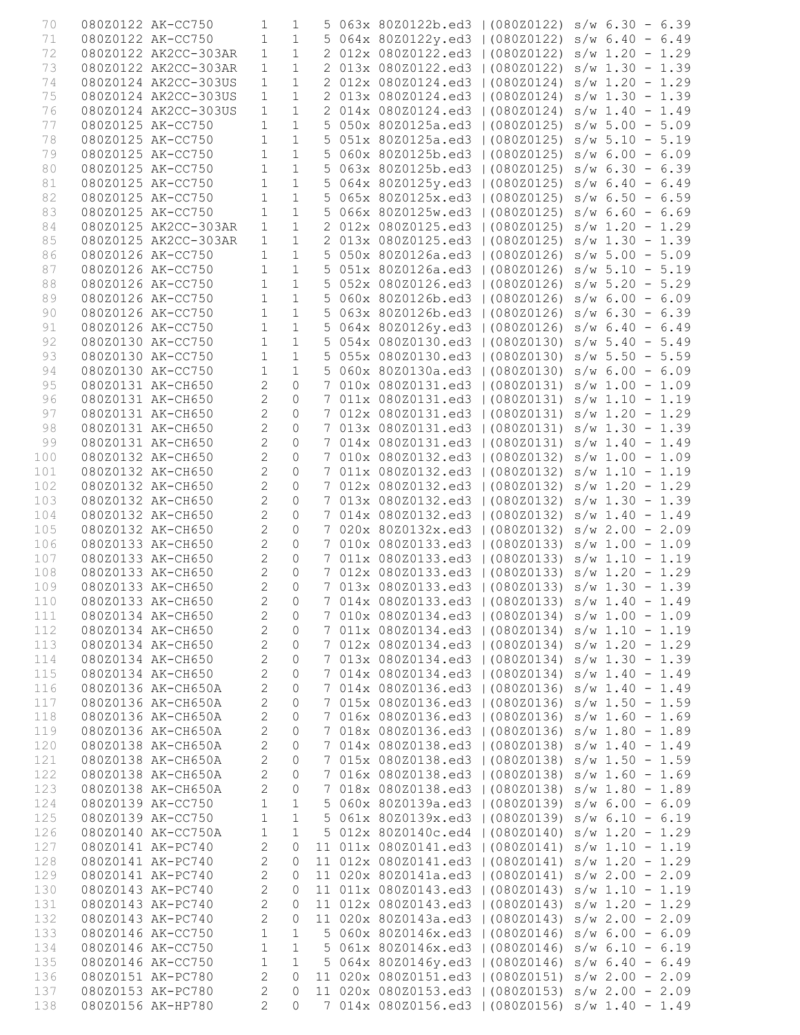```
 70    080Z0122 AK-CC750      1   1   5 063x 80Z0122b.ed3 |(080Z0122) s/w 6.30 - 6.39
 71    080Z0122 AK-CC750      1   1   5 064x 80Z0122y.ed3 |(080Z0122) s/w 6.40 - 6.49
 72    080Z0122 AK2CC-303AR   1   1   2 012x 080Z0122.ed3 |(080Z0122) s/w 1.20 - 1.29
 73    080Z0122 AK2CC-303AR   1   1   2 013x 080Z0122.ed3 |(080Z0122) s/w 1.30 - 1.39
 74    080Z0124 AK2CC-303US   1   1   2 012x 080Z0124.ed3 |(080Z0124) s/w 1.20 - 1.29
 75    080Z0124 AK2CC-303US   1   1   2 013x 080Z0124.ed3 |(080Z0124) s/w 1.30 - 1.39
 76    080Z0124 AK2CC-303US   1   1   2 014x 080Z0124.ed3 |(080Z0124) s/w 1.40 - 1.49
 77    080Z0125 AK-CC750      1   1   5 050x 80Z0125a.ed3 |(080Z0125) s/w 5.00 - 5.09
 78    080Z0125 AK-CC750      1   1   5 051x 80Z0125a.ed3 |(080Z0125) s/w 5.10 - 5.19
 79    080Z0125 AK-CC750      1   1   5 060x 80Z0125b.ed3 |(080Z0125) s/w 6.00 - 6.09
 80    080Z0125 AK-CC750      1   1   5 063x 80Z0125b.ed3 |(080Z0125) s/w 6.30 - 6.39
 81    080Z0125 AK-CC750      1   1   5 064x 80Z0125y.ed3 |(080Z0125) s/w 6.40 - 6.49
 82    080Z0125 AK-CC750      1   1   5 065x 80Z0125x.ed3 |(080Z0125) s/w 6.50 - 6.59
 83    080Z0125 AK-CC750      1   1   5 066x 80Z0125w.ed3 |(080Z0125) s/w 6.60 - 6.69
 84    080Z0125 AK2CC-303AR   1   1   2 012x 080Z0125.ed3 |(080Z0125) s/w 1.20 - 1.29
 85    080Z0125 AK2CC-303AR   1   1   2 013x 080Z0125.ed3 |(080Z0125) s/w 1.30 - 1.39
 86    080Z0126 AK-CC750      1   1   5 050x 80Z0126a.ed3 |(080Z0126) s/w 5.00 - 5.09
 87    080Z0126 AK-CC750      1   1   5 051x 80Z0126a.ed3 |(080Z0126) s/w 5.10 - 5.19
 88    080Z0126 AK-CC750      1   1   5 052x 080Z0126.ed3 |(080Z0126) s/w 5.20 - 5.29
 89    080Z0126 AK-CC750      1   1   5 060x 80Z0126b.ed3 |(080Z0126) s/w 6.00 - 6.09
 90    080Z0126 AK-CC750      1   1   5 063x 80Z0126b.ed3 |(080Z0126) s/w 6.30 - 6.39
 91    080Z0126 AK-CC750      1   1   5 064x 80Z0126y.ed3 |(080Z0126) s/w 6.40 - 6.49
 92    080Z0130 AK-CC750      1   1   5 054x 080Z0130.ed3 |(080Z0130) s/w 5.40 - 5.49
 93    080Z0130 AK-CC750      1   1   5 055x 080Z0130.ed3 |(080Z0130) s/w 5.50 - 5.59
 94    080Z0130 AK-CC750      1   1   5 060x 80Z0130a.ed3 |(080Z0130) s/w 6.00 - 6.09
 95    080Z0131 AK-CH650      2   0   7 010x 080Z0131.ed3 |(080Z0131) s/w 1.00 - 1.09
 96    080Z0131 AK-CH650      2   0   7 011x 080Z0131.ed3 |(080Z0131) s/w 1.10 - 1.19
 97    080Z0131 AK-CH650      2   0   7 012x 080Z0131.ed3 |(080Z0131) s/w 1.20 - 1.29
 98    080Z0131 AK-CH650      2   0   7 013x 080Z0131.ed3 |(080Z0131) s/w 1.30 - 1.39
 99    080Z0131 AK-CH650      2   0   7 014x 080Z0131.ed3 |(080Z0131) s/w 1.40 - 1.49
100    080Z0132 AK-CH650      2   0   7 010x 080Z0132.ed3 |(080Z0132) s/w 1.00 - 1.09
101    080Z0132 AK-CH650      2   0   7 011x 080Z0132.ed3 |(080Z0132) s/w 1.10 - 1.19
102    080Z0132 AK-CH650      2   0   7 012x 080Z0132.ed3 |(080Z0132) s/w 1.20 - 1.29
103    080Z0132 AK-CH650      2   0   7 013x 080Z0132.ed3 |(080Z0132) s/w 1.30 - 1.39
104    080Z0132 AK-CH650      2   0   7 014x 080Z0132.ed3 |(080Z0132) s/w 1.40 - 1.49
105    080Z0132 AK-CH650      2   0   7 020x 80Z0132x.ed3 |(080Z0132) s/w 2.00 - 2.09
106    080Z0133 AK-CH650      2   0   7 010x 080Z0133.ed3 |(080Z0133) s/w 1.00 - 1.09
107    080Z0133 AK-CH650      2   0   7 011x 080Z0133.ed3 |(080Z0133) s/w 1.10 - 1.19
108    080Z0133 AK-CH650      2   0   7 012x 080Z0133.ed3 |(080Z0133) s/w 1.20 - 1.29
109    080Z0133 AK-CH650      2   0   7 013x 080Z0133.ed3 |(080Z0133) s/w 1.30 - 1.39
110    080Z0133 AK-CH650      2   0   7 014x 080Z0133.ed3 |(080Z0133) s/w 1.40 - 1.49
111    080Z0134 AK-CH650      2   0   7 010x 080Z0134.ed3 |(080Z0134) s/w 1.00 - 1.09
112    080Z0134 AK-CH650      2   0   7 011x 080Z0134.ed3 |(080Z0134) s/w 1.10 - 1.19
113    080Z0134 AK-CH650      2   0   7 012x 080Z0134.ed3 |(080Z0134) s/w 1.20 - 1.29
114    080Z0134 AK-CH650      2   0   7 013x 080Z0134.ed3 |(080Z0134) s/w 1.30 - 1.39
115    080Z0134 AK-CH650      2   0   7 014x 080Z0134.ed3 |(080Z0134) s/w 1.40 - 1.49
116    080Z0136 AK-CH650A     2   0   7 014x 080Z0136.ed3 |(080Z0136) s/w 1.40 - 1.49
117    080Z0136 AK-CH650A     2   0   7 015x 080Z0136.ed3 |(080Z0136) s/w 1.50 - 1.59
118    080Z0136 AK-CH650A     2   0   7 016x 080Z0136.ed3 |(080Z0136) s/w 1.60 - 1.69
119    080Z0136 AK-CH650A     2   0   7 018x 080Z0136.ed3 |(080Z0136) s/w 1.80 - 1.89
120    080Z0138 AK-CH650A     2   0   7 014x 080Z0138.ed3 |(080Z0138) s/w 1.40 - 1.49
121    080Z0138 AK-CH650A     2   0   7 015x 080Z0138.ed3 |(080Z0138) s/w 1.50 - 1.59
122    080Z0138 AK-CH650A     2   0   7 016x 080Z0138.ed3 |(080Z0138) s/w 1.60 - 1.69
123    080Z0138 AK-CH650A     2   0   7 018x 080Z0138.ed3 |(080Z0138) s/w 1.80 - 1.89
124    080Z0139 AK-CC750      1   1   5 060x 80Z0139a.ed3 |(080Z0139) s/w 6.00 - 6.09
125    080Z0139 AK-CC750      1   1   5 061x 80Z0139x.ed3 |(080Z0139) s/w 6.10 - 6.19
126    080Z0140 AK-CC750A     1   1   5 012x 80Z0140c.ed4 |(080Z0140) s/w 1.20 - 1.29
127    080Z0141 AK-PC740      2   0  11 011x 080Z0141.ed3 |(080Z0141) s/w 1.10 - 1.19
128    080Z0141 AK-PC740      2   0  11 012x 080Z0141.ed3 |(080Z0141) s/w 1.20 - 1.29
129    080Z0141 AK-PC740      2   0  11 020x 80Z0141a.ed3 |(080Z0141) s/w 2.00 - 2.09
130    080Z0143 AK-PC740      2   0  11 011x 080Z0143.ed3 |(080Z0143) s/w 1.10 - 1.19
131    080Z0143 AK-PC740      2   0  11 012x 080Z0143.ed3 |(080Z0143) s/w 1.20 - 1.29
132    080Z0143 AK-PC740      2   0  11 020x 80Z0143a.ed3 |(080Z0143) s/w 2.00 - 2.09
133    080Z0146 AK-CC750      1   1   5 060x 80Z0146x.ed3 |(080Z0146) s/w 6.00 - 6.09
134    080Z0146 AK-CC750      1   1   5 061x 80Z0146x.ed3 |(080Z0146) s/w 6.10 - 6.19
135    080Z0146 AK-CC750      1   1   5 064x 80Z0146y.ed3 |(080Z0146) s/w 6.40 - 6.49
136    080Z0151 AK-PC780      2   0  11 020x 080Z0151.ed3 |(080Z0151) s/w 2.00 - 2.09
137    080Z0153 AK-PC780      2   0  11 020x 080Z0153.ed3 |(080Z0153) s/w 2.00 - 2.09
138    080Z0156 AK-HP780      2   0   7 014x 080Z0156.ed3 |(080Z0156) s/w 1.40 - 1.49
```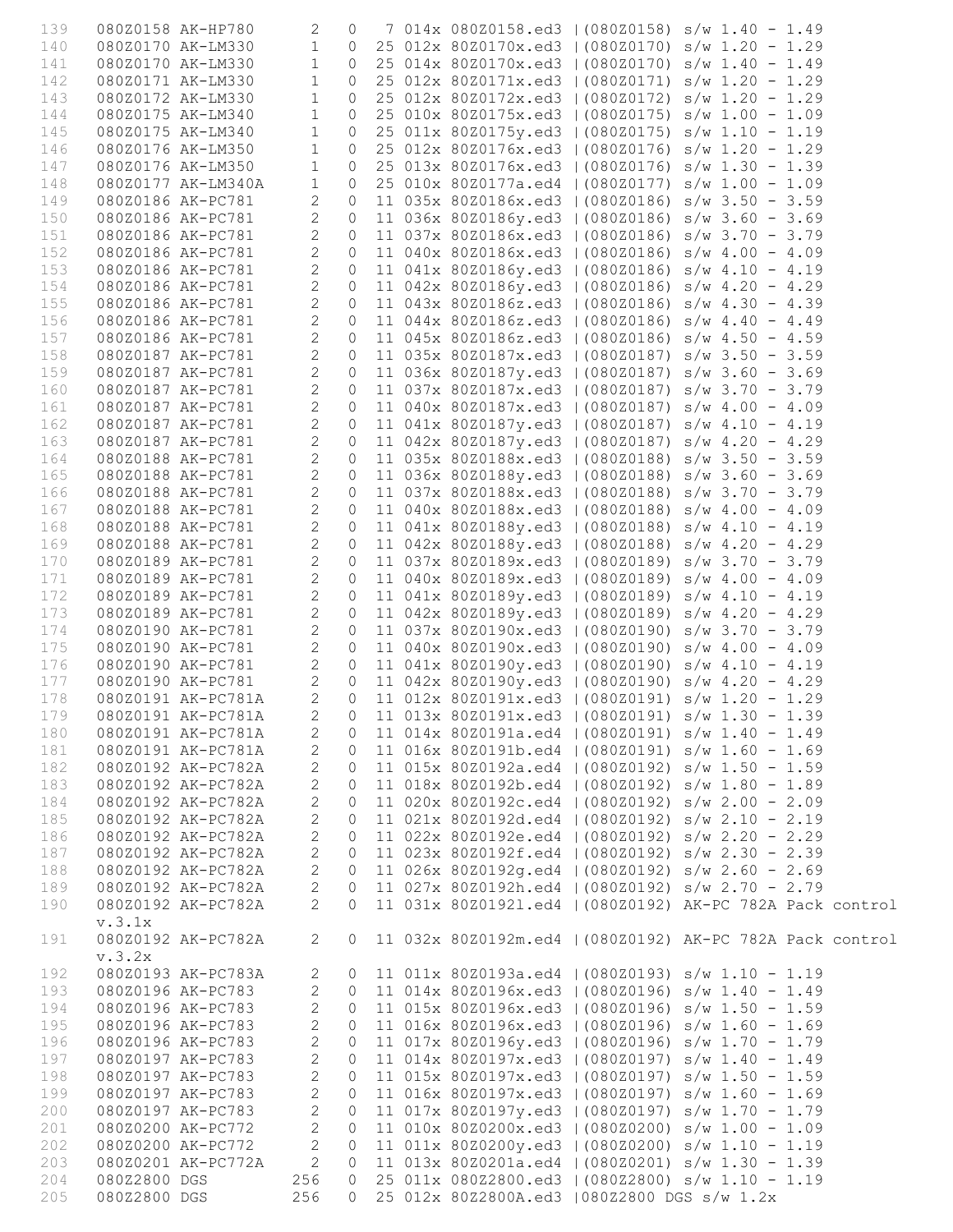```
139    080Z0158 AK-HP780      2   0   7 014x 080Z0158.ed3 |(080Z0158) s/w 1.40 - 1.49
140    080Z0170 AK-LM330      1   0  25 012x 80Z0170x.ed3 |(080Z0170) s/w 1.20 - 1.29
141    080Z0170 AK-LM330      1   0  25 014x 80Z0170x.ed3 |(080Z0170) s/w 1.40 - 1.49
142    080Z0171 AK-LM330      1   0  25 012x 80Z0171x.ed3 |(080Z0171) s/w 1.20 - 1.29
143    080Z0172 AK-LM330      1   0  25 012x 80Z0172x.ed3 |(080Z0172) s/w 1.20 - 1.29
144    080Z0175 AK-LM340      1   0  25 010x 80Z0175x.ed3 |(080Z0175) s/w 1.00 - 1.09
145    080Z0175 AK-LM340      1   0  25 011x 80Z0175y.ed3 |(080Z0175) s/w 1.10 - 1.19
146    080Z0176 AK-LM350      1   0  25 012x 80Z0176x.ed3 |(080Z0176) s/w 1.20 - 1.29
147    080Z0176 AK-LM350      1   0  25 013x 80Z0176x.ed3 |(080Z0176) s/w 1.30 - 1.39
148    080Z0177 AK-LM340A     1   0  25 010x 80Z0177a.ed4 |(080Z0177) s/w 1.00 - 1.09
149    080Z0186 AK-PC781      2   0  11 035x 80Z0186x.ed3 |(080Z0186) s/w 3.50 - 3.59
150    080Z0186 AK-PC781      2   0  11 036x 80Z0186y.ed3 |(080Z0186) s/w 3.60 - 3.69
151    080Z0186 AK-PC781      2   0  11 037x 80Z0186x.ed3 |(080Z0186) s/w 3.70 - 3.79
152    080Z0186 AK-PC781      2   0  11 040x 80Z0186x.ed3 |(080Z0186) s/w 4.00 - 4.09
153    080Z0186 AK-PC781      2   0  11 041x 80Z0186y.ed3 |(080Z0186) s/w 4.10 - 4.19
154    080Z0186 AK-PC781      2   0  11 042x 80Z0186y.ed3 |(080Z0186) s/w 4.20 - 4.29
155    080Z0186 AK-PC781      2   0  11 043x 80Z0186z.ed3 |(080Z0186) s/w 4.30 - 4.39
156    080Z0186 AK-PC781      2   0  11 044x 80Z0186z.ed3 |(080Z0186) s/w 4.40 - 4.49
157    080Z0186 AK-PC781      2   0  11 045x 80Z0186z.ed3 |(080Z0186) s/w 4.50 - 4.59
158    080Z0187 AK-PC781      2   0  11 035x 80Z0187x.ed3 |(080Z0187) s/w 3.50 - 3.59
159    080Z0187 AK-PC781      2   0  11 036x 80Z0187y.ed3 |(080Z0187) s/w 3.60 - 3.69
160    080Z0187 AK-PC781      2   0  11 037x 80Z0187x.ed3 |(080Z0187) s/w 3.70 - 3.79
161    080Z0187 AK-PC781      2   0  11 040x 80Z0187x.ed3 |(080Z0187) s/w 4.00 - 4.09
162    080Z0187 AK-PC781      2   0  11 041x 80Z0187y.ed3 |(080Z0187) s/w 4.10 - 4.19
163    080Z0187 AK-PC781      2   0  11 042x 80Z0187y.ed3 |(080Z0187) s/w 4.20 - 4.29
164    080Z0188 AK-PC781      2   0  11 035x 80Z0188x.ed3 |(080Z0188) s/w 3.50 - 3.59
165    080Z0188 AK-PC781      2   0  11 036x 80Z0188y.ed3 |(080Z0188) s/w 3.60 - 3.69
166    080Z0188 AK-PC781      2   0  11 037x 80Z0188x.ed3 |(080Z0188) s/w 3.70 - 3.79
167    080Z0188 AK-PC781      2   0  11 040x 80Z0188x.ed3 |(080Z0188) s/w 4.00 - 4.09
168    080Z0188 AK-PC781      2   0  11 041x 80Z0188y.ed3 |(080Z0188) s/w 4.10 - 4.19
169    080Z0188 AK-PC781      2   0  11 042x 80Z0188y.ed3 |(080Z0188) s/w 4.20 - 4.29
170    080Z0189 AK-PC781      2   0  11 037x 80Z0189x.ed3 |(080Z0189) s/w 3.70 - 3.79
171    080Z0189 AK-PC781      2   0  11 040x 80Z0189x.ed3 |(080Z0189) s/w 4.00 - 4.09
172    080Z0189 AK-PC781      2   0  11 041x 80Z0189y.ed3 |(080Z0189) s/w 4.10 - 4.19
173    080Z0189 AK-PC781      2   0  11 042x 80Z0189y.ed3 |(080Z0189) s/w 4.20 - 4.29
174    080Z0190 AK-PC781      2   0  11 037x 80Z0190x.ed3 |(080Z0190) s/w 3.70 - 3.79
175    080Z0190 AK-PC781      2   0  11 040x 80Z0190x.ed3 |(080Z0190) s/w 4.00 - 4.09
176    080Z0190 AK-PC781      2   0  11 041x 80Z0190y.ed3 |(080Z0190) s/w 4.10 - 4.19
177    080Z0190 AK-PC781      2   0  11 042x 80Z0190y.ed3 |(080Z0190) s/w 4.20 - 4.29
178    080Z0191 AK-PC781A     2   0  11 012x 80Z0191x.ed3 |(080Z0191) s/w 1.20 - 1.29
179    080Z0191 AK-PC781A     2   0  11 013x 80Z0191x.ed3 |(080Z0191) s/w 1.30 - 1.39
180    080Z0191 AK-PC781A     2   0  11 014x 80Z0191a.ed4 |(080Z0191) s/w 1.40 - 1.49
181    080Z0191 AK-PC781A     2   0  11 016x 80Z0191b.ed4 |(080Z0191) s/w 1.60 - 1.69
182    080Z0192 AK-PC782A     2   0  11 015x 80Z0192a.ed4 |(080Z0192) s/w 1.50 - 1.59
183    080Z0192 AK-PC782A     2   0  11 018x 80Z0192b.ed4 |(080Z0192) s/w 1.80 - 1.89
184    080Z0192 AK-PC782A     2   0  11 020x 80Z0192c.ed4 |(080Z0192) s/w 2.00 - 2.09
185    080Z0192 AK-PC782A     2   0  11 021x 80Z0192d.ed4 |(080Z0192) s/w 2.10 - 2.19
186    080Z0192 AK-PC782A     2   0  11 022x 80Z0192e.ed4 |(080Z0192) s/w 2.20 - 2.29
187    080Z0192 AK-PC782A     2   0  11 023x 80Z0192f.ed4 |(080Z0192) s/w 2.30 - 2.39
188    080Z0192 AK-PC782A     2   0  11 026x 80Z0192g.ed4 |(080Z0192) s/w 2.60 - 2.69
189    080Z0192 AK-PC782A     2   0  11 027x 80Z0192h.ed4 |(080Z0192) s/w 2.70 - 2.79
190    080Z0192 AK-PC782A     2   0  11 031x 80Z0192l.ed4 |(080Z0192) AK-PC 782A Pack control
       v.3.1x
191    080Z0192 AK-PC782A     2   0  11 032x 80Z0192m.ed4 |(080Z0192) AK-PC 782A Pack control
       v.3.2x
192    080Z0193 AK-PC783A     2   0  11 011x 80Z0193a.ed4 |(080Z0193) s/w 1.10 - 1.19
193    080Z0196 AK-PC783      2   0  11 014x 80Z0196x.ed3 |(080Z0196) s/w 1.40 - 1.49
194    080Z0196 AK-PC783      2   0  11 015x 80Z0196x.ed3 |(080Z0196) s/w 1.50 - 1.59
195    080Z0196 AK-PC783      2   0  11 016x 80Z0196x.ed3 |(080Z0196) s/w 1.60 - 1.69
196    080Z0196 AK-PC783      2   0  11 017x 80Z0196y.ed3 |(080Z0196) s/w 1.70 - 1.79
197    080Z0197 AK-PC783      2   0  11 014x 80Z0197x.ed3 |(080Z0197) s/w 1.40 - 1.49
198    080Z0197 AK-PC783      2   0  11 015x 80Z0197x.ed3 |(080Z0197) s/w 1.50 - 1.59
199    080Z0197 AK-PC783      2   0  11 016x 80Z0197x.ed3 |(080Z0197) s/w 1.60 - 1.69
200    080Z0197 AK-PC783      2   0  11 017x 80Z0197y.ed3 |(080Z0197) s/w 1.70 - 1.79
201    080Z0200 AK-PC772      2   0  11 010x 80Z0200x.ed3 |(080Z0200) s/w 1.00 - 1.09
202    080Z0200 AK-PC772      2   0  11 011x 80Z0200y.ed3 |(080Z0200) s/w 1.10 - 1.19
203    080Z0201 AK-PC772A     2   0  11 013x 80Z0201a.ed4 |(080Z0201) s/w 1.30 - 1.39
204    080Z2800 DGS         256   0  25 011x 080Z2800.ed3 |(080Z2800) s/w 1.10 - 1.19
205    080Z2800 DGS         256   0  25 012x 80Z2800A.ed3 |080Z2800 DGS s/w 1.2x
```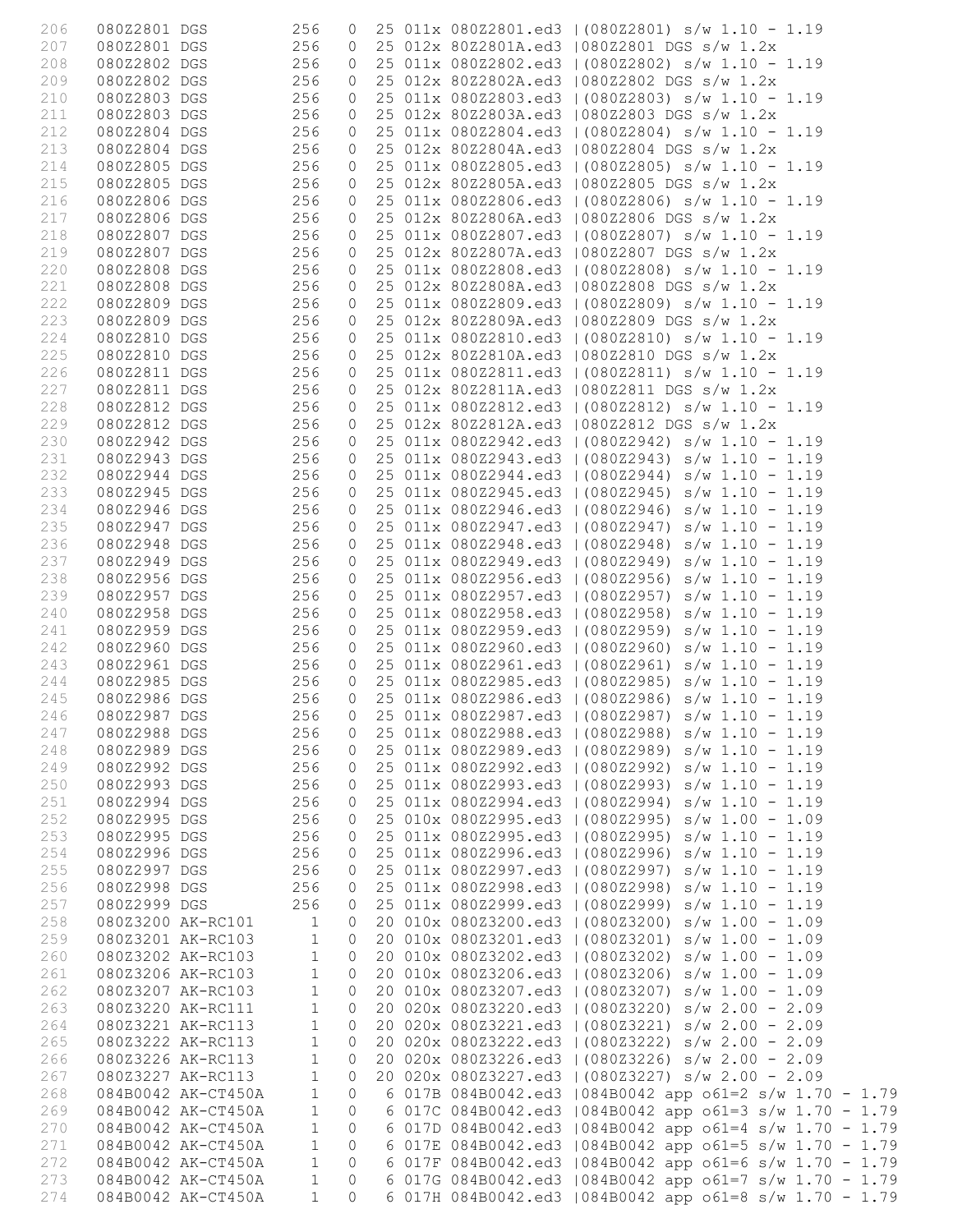```
206   080Z2801 DGS         256   0  25 011x 080Z2801.ed3 |(080Z2801) s/w 1.10 - 1.19
207   080Z2801 DGS         256   0  25 012x 80Z2801A.ed3 |080Z2801 DGS s/w 1.2x
208   080Z2802 DGS         256   0  25 011x 080Z2802.ed3 |(080Z2802) s/w 1.10 - 1.19
209   080Z2802 DGS         256   0  25 012x 80Z2802A.ed3 |080Z2802 DGS s/w 1.2x
210   080Z2803 DGS         256   0  25 011x 080Z2803.ed3 |(080Z2803) s/w 1.10 - 1.19
211   080Z2803 DGS         256   0  25 012x 80Z2803A.ed3 |080Z2803 DGS s/w 1.2x
212   080Z2804 DGS         256   0  25 011x 080Z2804.ed3 |(080Z2804) s/w 1.10 - 1.19
213   080Z2804 DGS         256   0  25 012x 80Z2804A.ed3 |080Z2804 DGS s/w 1.2x
214   080Z2805 DGS         256   0  25 011x 080Z2805.ed3 |(080Z2805) s/w 1.10 - 1.19
215   080Z2805 DGS         256   0  25 012x 80Z2805A.ed3 |080Z2805 DGS s/w 1.2x
216   080Z2806 DGS         256   0  25 011x 080Z2806.ed3 |(080Z2806) s/w 1.10 - 1.19
217   080Z2806 DGS         256   0  25 012x 80Z2806A.ed3 |080Z2806 DGS s/w 1.2x
218   080Z2807 DGS         256   0  25 011x 080Z2807.ed3 |(080Z2807) s/w 1.10 - 1.19
219   080Z2807 DGS         256   0  25 012x 80Z2807A.ed3 |080Z2807 DGS s/w 1.2x
220   080Z2808 DGS         256   0  25 011x 080Z2808.ed3 |(080Z2808) s/w 1.10 - 1.19
221   080Z2808 DGS         256   0  25 012x 80Z2808A.ed3 |080Z2808 DGS s/w 1.2x
222   080Z2809 DGS         256   0  25 011x 080Z2809.ed3 |(080Z2809) s/w 1.10 - 1.19
223   080Z2809 DGS         256   0  25 012x 80Z2809A.ed3 |080Z2809 DGS s/w 1.2x
224   080Z2810 DGS         256   0  25 011x 080Z2810.ed3 |(080Z2810) s/w 1.10 - 1.19
225   080Z2810 DGS         256   0  25 012x 80Z2810A.ed3 |080Z2810 DGS s/w 1.2x
226   080Z2811 DGS         256   0  25 011x 080Z2811.ed3 |(080Z2811) s/w 1.10 - 1.19
227   080Z2811 DGS         256   0  25 012x 80Z2811A.ed3 |080Z2811 DGS s/w 1.2x
228   080Z2812 DGS         256   0  25 011x 080Z2812.ed3 |(080Z2812) s/w 1.10 - 1.19
229   080Z2812 DGS         256   0  25 012x 80Z2812A.ed3 |080Z2812 DGS s/w 1.2x
230   080Z2942 DGS         256   0  25 011x 080Z2942.ed3 |(080Z2942) s/w 1.10 - 1.19
231   080Z2943 DGS         256   0  25 011x 080Z2943.ed3 |(080Z2943) s/w 1.10 - 1.19
232   080Z2944 DGS         256   0  25 011x 080Z2944.ed3 |(080Z2944) s/w 1.10 - 1.19
233   080Z2945 DGS         256   0  25 011x 080Z2945.ed3 |(080Z2945) s/w 1.10 - 1.19
234   080Z2946 DGS         256   0  25 011x 080Z2946.ed3 |(080Z2946) s/w 1.10 - 1.19
235   080Z2947 DGS         256   0  25 011x 080Z2947.ed3 |(080Z2947) s/w 1.10 - 1.19
236   080Z2948 DGS         256   0  25 011x 080Z2948.ed3 |(080Z2948) s/w 1.10 - 1.19
237   080Z2949 DGS         256   0  25 011x 080Z2949.ed3 |(080Z2949) s/w 1.10 - 1.19
238   080Z2956 DGS         256   0  25 011x 080Z2956.ed3 |(080Z2956) s/w 1.10 - 1.19
239   080Z2957 DGS         256   0  25 011x 080Z2957.ed3 |(080Z2957) s/w 1.10 - 1.19
240   080Z2958 DGS         256   0  25 011x 080Z2958.ed3 |(080Z2958) s/w 1.10 - 1.19
241   080Z2959 DGS         256   0  25 011x 080Z2959.ed3 |(080Z2959) s/w 1.10 - 1.19
242   080Z2960 DGS         256   0  25 011x 080Z2960.ed3 |(080Z2960) s/w 1.10 - 1.19
243   080Z2961 DGS         256   0  25 011x 080Z2961.ed3 |(080Z2961) s/w 1.10 - 1.19
244   080Z2985 DGS         256   0  25 011x 080Z2985.ed3 |(080Z2985) s/w 1.10 - 1.19
245   080Z2986 DGS         256   0  25 011x 080Z2986.ed3 |(080Z2986) s/w 1.10 - 1.19
246   080Z2987 DGS         256   0  25 011x 080Z2987.ed3 |(080Z2987) s/w 1.10 - 1.19
247   080Z2988 DGS         256   0  25 011x 080Z2988.ed3 |(080Z2988) s/w 1.10 - 1.19
248   080Z2989 DGS         256   0  25 011x 080Z2989.ed3 |(080Z2989) s/w 1.10 - 1.19
249   080Z2992 DGS         256   0  25 011x 080Z2992.ed3 |(080Z2992) s/w 1.10 - 1.19
250   080Z2993 DGS         256   0  25 011x 080Z2993.ed3 |(080Z2993) s/w 1.10 - 1.19
251   080Z2994 DGS         256   0  25 011x 080Z2994.ed3 |(080Z2994) s/w 1.10 - 1.19
252   080Z2995 DGS         256   0  25 010x 080Z2995.ed3 |(080Z2995) s/w 1.00 - 1.09
253   080Z2995 DGS         256   0  25 011x 080Z2995.ed3 |(080Z2995) s/w 1.10 - 1.19
254   080Z2996 DGS         256   0  25 011x 080Z2996.ed3 |(080Z2996) s/w 1.10 - 1.19
255   080Z2997 DGS         256   0  25 011x 080Z2997.ed3 |(080Z2997) s/w 1.10 - 1.19
256   080Z2998 DGS         256   0  25 011x 080Z2998.ed3 |(080Z2998) s/w 1.10 - 1.19
257   080Z2999 DGS         256   0  25 011x 080Z2999.ed3 |(080Z2999) s/w 1.10 - 1.19
258   080Z3200 AK-RC101      1   0  20 010x 080Z3200.ed3 |(080Z3200) s/w 1.00 - 1.09
259   080Z3201 AK-RC103      1   0  20 010x 080Z3201.ed3 |(080Z3201) s/w 1.00 - 1.09
260   080Z3202 AK-RC103      1   0  20 010x 080Z3202.ed3 |(080Z3202) s/w 1.00 - 1.09
261   080Z3206 AK-RC103      1   0  20 010x 080Z3206.ed3 |(080Z3206) s/w 1.00 - 1.09
262   080Z3207 AK-RC103      1   0  20 010x 080Z3207.ed3 |(080Z3207) s/w 1.00 - 1.09
263   080Z3220 AK-RC111      1   0  20 020x 080Z3220.ed3 |(080Z3220) s/w 2.00 - 2.09
264   080Z3221 AK-RC113      1   0  20 020x 080Z3221.ed3 |(080Z3221) s/w 2.00 - 2.09
265   080Z3222 AK-RC113      1   0  20 020x 080Z3222.ed3 |(080Z3222) s/w 2.00 - 2.09
266   080Z3226 AK-RC113      1   0  20 020x 080Z3226.ed3 |(080Z3226) s/w 2.00 - 2.09
267   080Z3227 AK-RC113      1   0  20 020x 080Z3227.ed3 |(080Z3227) s/w 2.00 - 2.09
268   084B0042 AK-CT450A     1   0   6 017B 084B0042.ed3 |084B0042 app o61=2 s/w 1.70 - 1.79
269   084B0042 AK-CT450A     1   0   6 017C 084B0042.ed3 |084B0042 app o61=3 s/w 1.70 - 1.79
270   084B0042 AK-CT450A     1   0   6 017D 084B0042.ed3 |084B0042 app o61=4 s/w 1.70 - 1.79
271   084B0042 AK-CT450A     1   0   6 017E 084B0042.ed3 |084B0042 app o61=5 s/w 1.70 - 1.79
272   084B0042 AK-CT450A     1   0   6 017F 084B0042.ed3 |084B0042 app o61=6 s/w 1.70 - 1.79
273   084B0042 AK-CT450A     1   0   6 017G 084B0042.ed3 |084B0042 app o61=7 s/w 1.70 - 1.79
274   084B0042 AK-CT450A     1   0   6 017H 084B0042.ed3 |084B0042 app o61=8 s/w 1.70 - 1.79
```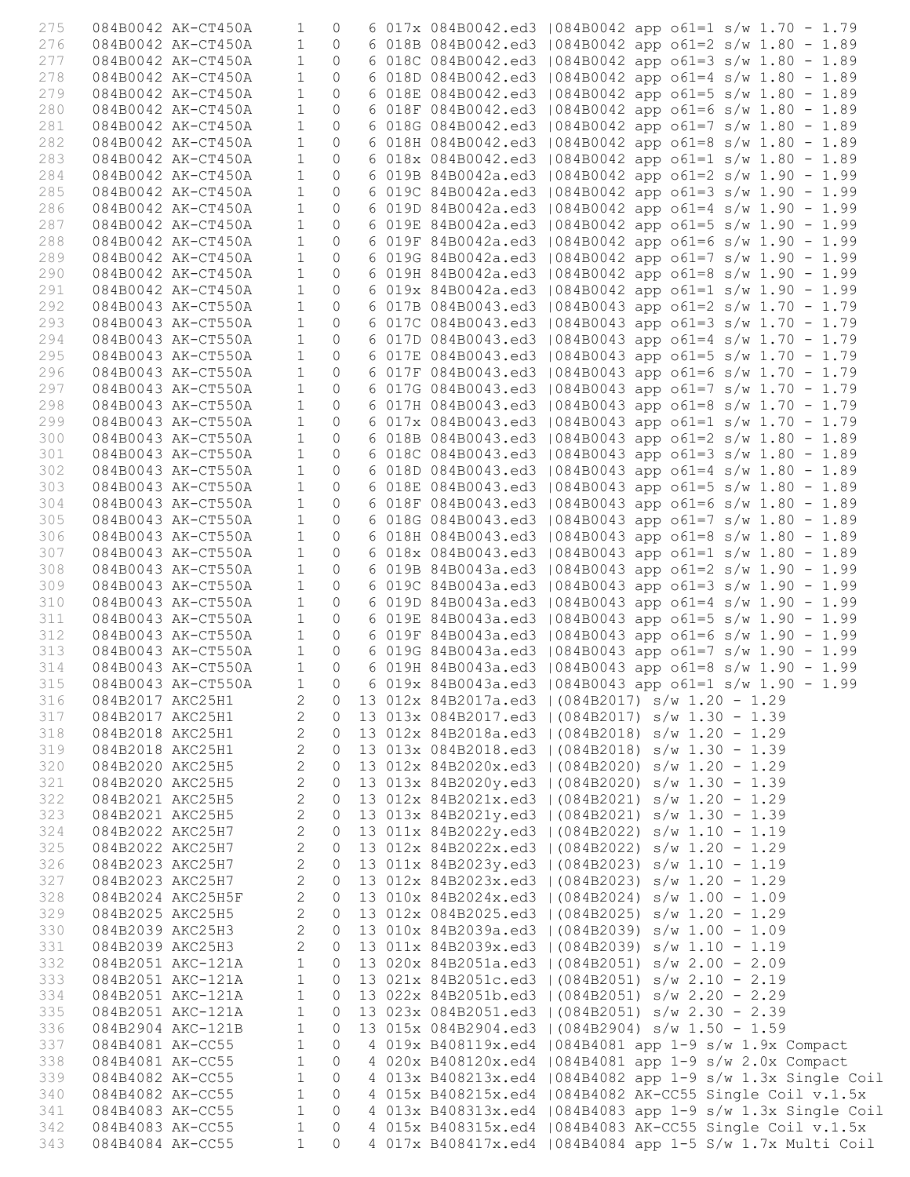```
275   084B0042 AK-CT450A     1   0   6 017x 084B0042.ed3 |084B0042 app o61=1 s/w 1.70 - 1.79
276   084B0042 AK-CT450A     1   0   6 018B 084B0042.ed3 |084B0042 app o61=2 s/w 1.80 - 1.89
277   084B0042 AK-CT450A     1   0   6 018C 084B0042.ed3 |084B0042 app o61=3 s/w 1.80 - 1.89
278   084B0042 AK-CT450A     1   0   6 018D 084B0042.ed3 |084B0042 app o61=4 s/w 1.80 - 1.89
279   084B0042 AK-CT450A     1   0   6 018E 084B0042.ed3 |084B0042 app o61=5 s/w 1.80 - 1.89
280   084B0042 AK-CT450A     1   0   6 018F 084B0042.ed3 |084B0042 app o61=6 s/w 1.80 - 1.89
281   084B0042 AK-CT450A     1   0   6 018G 084B0042.ed3 |084B0042 app o61=7 s/w 1.80 - 1.89
282   084B0042 AK-CT450A     1   0   6 018H 084B0042.ed3 |084B0042 app o61=8 s/w 1.80 - 1.89
283   084B0042 AK-CT450A     1   0   6 018x 084B0042.ed3 |084B0042 app o61=1 s/w 1.80 - 1.89
284   084B0042 AK-CT450A     1   0   6 019B 84B0042a.ed3 |084B0042 app o61=2 s/w 1.90 - 1.99
285   084B0042 AK-CT450A     1   0   6 019C 84B0042a.ed3 |084B0042 app o61=3 s/w 1.90 - 1.99
286   084B0042 AK-CT450A     1   0   6 019D 84B0042a.ed3 |084B0042 app o61=4 s/w 1.90 - 1.99
287   084B0042 AK-CT450A     1   0   6 019E 84B0042a.ed3 |084B0042 app o61=5 s/w 1.90 - 1.99
288   084B0042 AK-CT450A     1   0   6 019F 84B0042a.ed3 |084B0042 app o61=6 s/w 1.90 - 1.99
289   084B0042 AK-CT450A     1   0   6 019G 84B0042a.ed3 |084B0042 app o61=7 s/w 1.90 - 1.99
290   084B0042 AK-CT450A     1   0   6 019H 84B0042a.ed3 |084B0042 app o61=8 s/w 1.90 - 1.99
291   084B0042 AK-CT450A     1   0   6 019x 84B0042a.ed3 |084B0042 app o61=1 s/w 1.90 - 1.99
292   084B0043 AK-CT550A     1   0   6 017B 084B0043.ed3 |084B0043 app o61=2 s/w 1.70 - 1.79
293   084B0043 AK-CT550A     1   0   6 017C 084B0043.ed3 |084B0043 app o61=3 s/w 1.70 - 1.79
294   084B0043 AK-CT550A     1   0   6 017D 084B0043.ed3 |084B0043 app o61=4 s/w 1.70 - 1.79
295   084B0043 AK-CT550A     1   0   6 017E 084B0043.ed3 |084B0043 app o61=5 s/w 1.70 - 1.79
296   084B0043 AK-CT550A     1   0   6 017F 084B0043.ed3 |084B0043 app o61=6 s/w 1.70 - 1.79
297   084B0043 AK-CT550A     1   0   6 017G 084B0043.ed3 |084B0043 app o61=7 s/w 1.70 - 1.79
298   084B0043 AK-CT550A     1   0   6 017H 084B0043.ed3 |084B0043 app o61=8 s/w 1.70 - 1.79
299   084B0043 AK-CT550A     1   0   6 017x 084B0043.ed3 |084B0043 app o61=1 s/w 1.70 - 1.79
300   084B0043 AK-CT550A     1   0   6 018B 084B0043.ed3 |084B0043 app o61=2 s/w 1.80 - 1.89
301   084B0043 AK-CT550A     1   0   6 018C 084B0043.ed3 |084B0043 app o61=3 s/w 1.80 - 1.89
302   084B0043 AK-CT550A     1   0   6 018D 084B0043.ed3 |084B0043 app o61=4 s/w 1.80 - 1.89
303   084B0043 AK-CT550A     1   0   6 018E 084B0043.ed3 |084B0043 app o61=5 s/w 1.80 - 1.89
304   084B0043 AK-CT550A     1   0   6 018F 084B0043.ed3 |084B0043 app o61=6 s/w 1.80 - 1.89
305   084B0043 AK-CT550A     1   0   6 018G 084B0043.ed3 |084B0043 app o61=7 s/w 1.80 - 1.89
306   084B0043 AK-CT550A     1   0   6 018H 084B0043.ed3 |084B0043 app o61=8 s/w 1.80 - 1.89
307   084B0043 AK-CT550A     1   0   6 018x 084B0043.ed3 |084B0043 app o61=1 s/w 1.80 - 1.89
308   084B0043 AK-CT550A     1   0   6 019B 84B0043a.ed3 |084B0043 app o61=2 s/w 1.90 - 1.99
309   084B0043 AK-CT550A     1   0   6 019C 84B0043a.ed3 |084B0043 app o61=3 s/w 1.90 - 1.99
310   084B0043 AK-CT550A     1   0   6 019D 84B0043a.ed3 |084B0043 app o61=4 s/w 1.90 - 1.99
311   084B0043 AK-CT550A     1   0   6 019E 84B0043a.ed3 |084B0043 app o61=5 s/w 1.90 - 1.99
312   084B0043 AK-CT550A     1   0   6 019F 84B0043a.ed3 |084B0043 app o61=6 s/w 1.90 - 1.99
313   084B0043 AK-CT550A     1   0   6 019G 84B0043a.ed3 |084B0043 app o61=7 s/w 1.90 - 1.99
314   084B0043 AK-CT550A     1   0   6 019H 84B0043a.ed3 |084B0043 app o61=8 s/w 1.90 - 1.99
315   084B0043 AK-CT550A     1   0   6 019x 84B0043a.ed3 |084B0043 app o61=1 s/w 1.90 - 1.99
316   084B2017 AKC25H1       2   0  13 012x 84B2017a.ed3 |(084B2017) s/w 1.20 - 1.29
317   084B2017 AKC25H1       2   0  13 013x 084B2017.ed3 |(084B2017) s/w 1.30 - 1.39
318   084B2018 AKC25H1       2   0  13 012x 84B2018a.ed3 |(084B2018) s/w 1.20 - 1.29
319   084B2018 AKC25H1       2   0  13 013x 084B2018.ed3 |(084B2018) s/w 1.30 - 1.39
320   084B2020 AKC25H5       2   0  13 012x 84B2020x.ed3 |(084B2020) s/w 1.20 - 1.29
321   084B2020 AKC25H5       2   0  13 013x 84B2020y.ed3 |(084B2020) s/w 1.30 - 1.39
322   084B2021 AKC25H5       2   0  13 012x 84B2021x.ed3 |(084B2021) s/w 1.20 - 1.29
323   084B2021 AKC25H5       2   0  13 013x 84B2021y.ed3 |(084B2021) s/w 1.30 - 1.39
324   084B2022 AKC25H7       2   0  13 011x 84B2022y.ed3 |(084B2022) s/w 1.10 - 1.19
325   084B2022 AKC25H7       2   0  13 012x 84B2022x.ed3 |(084B2022) s/w 1.20 - 1.29
326   084B2023 AKC25H7       2   0  13 011x 84B2023y.ed3 |(084B2023) s/w 1.10 - 1.19
327   084B2023 AKC25H7       2   0  13 012x 84B2023x.ed3 |(084B2023) s/w 1.20 - 1.29
328   084B2024 AKC25H5F      2   0  13 010x 84B2024x.ed3 |(084B2024) s/w 1.00 - 1.09
329   084B2025 AKC25H5       2   0  13 012x 084B2025.ed3 |(084B2025) s/w 1.20 - 1.29
330   084B2039 AKC25H3       2   0  13 010x 84B2039a.ed3 |(084B2039) s/w 1.00 - 1.09
331   084B2039 AKC25H3       2   0  13 011x 84B2039x.ed3 |(084B2039) s/w 1.10 - 1.19
332   084B2051 AKC-121A      1   0  13 020x 84B2051a.ed3 |(084B2051) s/w 2.00 - 2.09
333   084B2051 AKC-121A      1   0  13 021x 84B2051c.ed3 |(084B2051) s/w 2.10 - 2.19
334   084B2051 AKC-121A      1   0  13 022x 84B2051b.ed3 |(084B2051) s/w 2.20 - 2.29
335   084B2051 AKC-121A      1   0  13 023x 084B2051.ed3 |(084B2051) s/w 2.30 - 2.39
336   084B2904 AKC-121B      1   0  13 015x 084B2904.ed3 |(084B2904) s/w 1.50 - 1.59
337   084B4081 AK-CC55       1   0   4 019x B408119x.ed4 |084B4081 app 1-9 s/w 1.9x Compact
338   084B4081 AK-CC55       1   0   4 020x B408120x.ed4 |084B4081 app 1-9 s/w 2.0x Compact
339   084B4082 AK-CC55       1   0   4 013x B408213x.ed4 |084B4082 app 1-9 s/w 1.3x Single Coil
340   084B4082 AK-CC55       1   0   4 015x B408215x.ed4 |084B4082 AK-CC55 Single Coil v.1.5x
341   084B4083 AK-CC55       1   0   4 013x B408313x.ed4 |084B4083 app 1-9 s/w 1.3x Single Coil
342   084B4083 AK-CC55       1   0   4 015x B408315x.ed4 |084B4083 AK-CC55 Single Coil v.1.5x
343   084B4084 AK-CC55       1   0   4 017x B408417x.ed4 |084B4084 app 1-5 S/w 1.7x Multi Coil
```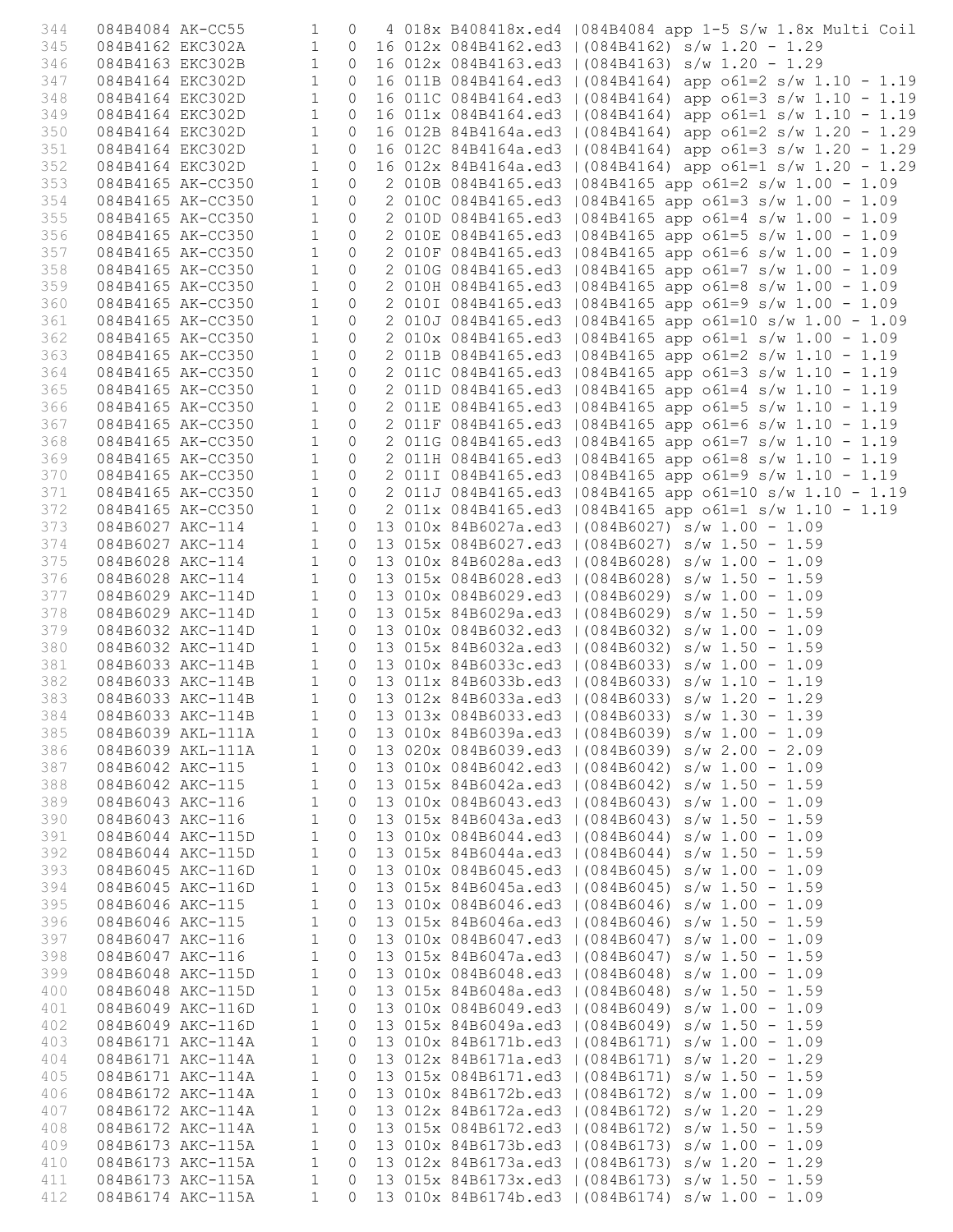```
344   084B4084 AK-CC55       1   0   4 018x B408418x.ed4 |084B4084 app 1-5 S/w 1.8x Multi Coil
345   084B4162 EKC302A       1   0  16 012x 084B4162.ed3 |(084B4162) s/w 1.20 - 1.29
346   084B4163 EKC302B       1   0  16 012x 084B4163.ed3 |(084B4163) s/w 1.20 - 1.29
347   084B4164 EKC302D       1   0  16 011B 084B4164.ed3 |(084B4164) app o61=2 s/w 1.10 - 1.19
348   084B4164 EKC302D       1   0  16 011C 084B4164.ed3 |(084B4164) app o61=3 s/w 1.10 - 1.19
349   084B4164 EKC302D       1   0  16 011x 084B4164.ed3 |(084B4164) app o61=1 s/w 1.10 - 1.19
350   084B4164 EKC302D       1   0  16 012B 84B4164a.ed3 |(084B4164) app o61=2 s/w 1.20 - 1.29
351   084B4164 EKC302D       1   0  16 012C 84B4164a.ed3 |(084B4164) app o61=3 s/w 1.20 - 1.29
352   084B4164 EKC302D       1   0  16 012x 84B4164a.ed3 |(084B4164) app o61=1 s/w 1.20 - 1.29
353   084B4165 AK-CC350      1   0   2 010B 084B4165.ed3 |084B4165 app o61=2 s/w 1.00 - 1.09
354   084B4165 AK-CC350      1   0   2 010C 084B4165.ed3 |084B4165 app o61=3 s/w 1.00 - 1.09
355   084B4165 AK-CC350      1   0   2 010D 084B4165.ed3 |084B4165 app o61=4 s/w 1.00 - 1.09
356   084B4165 AK-CC350      1   0   2 010E 084B4165.ed3 |084B4165 app o61=5 s/w 1.00 - 1.09
357   084B4165 AK-CC350      1   0   2 010F 084B4165.ed3 |084B4165 app o61=6 s/w 1.00 - 1.09
358   084B4165 AK-CC350      1   0   2 010G 084B4165.ed3 |084B4165 app o61=7 s/w 1.00 - 1.09
359   084B4165 AK-CC350      1   0   2 010H 084B4165.ed3 |084B4165 app o61=8 s/w 1.00 - 1.09
360   084B4165 AK-CC350      1   0   2 010I 084B4165.ed3 |084B4165 app o61=9 s/w 1.00 - 1.09
361   084B4165 AK-CC350      1   0   2 010J 084B4165.ed3 |084B4165 app o61=10 s/w 1.00 - 1.09
362   084B4165 AK-CC350      1   0   2 010x 084B4165.ed3 |084B4165 app o61=1 s/w 1.00 - 1.09
363   084B4165 AK-CC350      1   0   2 011B 084B4165.ed3 |084B4165 app o61=2 s/w 1.10 - 1.19
364   084B4165 AK-CC350      1   0   2 011C 084B4165.ed3 |084B4165 app o61=3 s/w 1.10 - 1.19
365   084B4165 AK-CC350      1   0   2 011D 084B4165.ed3 |084B4165 app o61=4 s/w 1.10 - 1.19
366   084B4165 AK-CC350      1   0   2 011E 084B4165.ed3 |084B4165 app o61=5 s/w 1.10 - 1.19
367   084B4165 AK-CC350      1   0   2 011F 084B4165.ed3 |084B4165 app o61=6 s/w 1.10 - 1.19
368   084B4165 AK-CC350      1   0   2 011G 084B4165.ed3 |084B4165 app o61=7 s/w 1.10 - 1.19
369   084B4165 AK-CC350      1   0   2 011H 084B4165.ed3 |084B4165 app o61=8 s/w 1.10 - 1.19
370   084B4165 AK-CC350      1   0   2 011I 084B4165.ed3 |084B4165 app o61=9 s/w 1.10 - 1.19
371   084B4165 AK-CC350      1   0   2 011J 084B4165.ed3 |084B4165 app o61=10 s/w 1.10 - 1.19
372   084B4165 AK-CC350      1   0   2 011x 084B4165.ed3 |084B4165 app o61=1 s/w 1.10 - 1.19
373   084B6027 AKC-114       1   0  13 010x 84B6027a.ed3 |(084B6027) s/w 1.00 - 1.09
374   084B6027 AKC-114       1   0  13 015x 084B6027.ed3 |(084B6027) s/w 1.50 - 1.59
375   084B6028 AKC-114       1   0  13 010x 84B6028a.ed3 |(084B6028) s/w 1.00 - 1.09
376   084B6028 AKC-114       1   0  13 015x 084B6028.ed3 |(084B6028) s/w 1.50 - 1.59
377   084B6029 AKC-114D      1   0  13 010x 084B6029.ed3 |(084B6029) s/w 1.00 - 1.09
378   084B6029 AKC-114D      1   0  13 015x 84B6029a.ed3 |(084B6029) s/w 1.50 - 1.59
379   084B6032 AKC-114D      1   0  13 010x 084B6032.ed3 |(084B6032) s/w 1.00 - 1.09
380   084B6032 AKC-114D      1   0  13 015x 84B6032a.ed3 |(084B6032) s/w 1.50 - 1.59
381   084B6033 AKC-114B      1   0  13 010x 84B6033c.ed3 |(084B6033) s/w 1.00 - 1.09
382   084B6033 AKC-114B      1   0  13 011x 84B6033b.ed3 |(084B6033) s/w 1.10 - 1.19
383   084B6033 AKC-114B      1   0  13 012x 84B6033a.ed3 |(084B6033) s/w 1.20 - 1.29
384   084B6033 AKC-114B      1   0  13 013x 084B6033.ed3 |(084B6033) s/w 1.30 - 1.39
385   084B6039 AKL-111A      1   0  13 010x 84B6039a.ed3 |(084B6039) s/w 1.00 - 1.09
386   084B6039 AKL-111A      1   0  13 020x 084B6039.ed3 |(084B6039) s/w 2.00 - 2.09
387   084B6042 AKC-115       1   0  13 010x 084B6042.ed3 |(084B6042) s/w 1.00 - 1.09
388   084B6042 AKC-115       1   0  13 015x 84B6042a.ed3 |(084B6042) s/w 1.50 - 1.59
389   084B6043 AKC-116       1   0  13 010x 084B6043.ed3 |(084B6043) s/w 1.00 - 1.09
390   084B6043 AKC-116       1   0  13 015x 84B6043a.ed3 |(084B6043) s/w 1.50 - 1.59
391   084B6044 AKC-115D      1   0  13 010x 084B6044.ed3 |(084B6044) s/w 1.00 - 1.09
392   084B6044 AKC-115D      1   0  13 015x 84B6044a.ed3 |(084B6044) s/w 1.50 - 1.59
393   084B6045 AKC-116D      1   0  13 010x 084B6045.ed3 |(084B6045) s/w 1.00 - 1.09
394   084B6045 AKC-116D      1   0  13 015x 84B6045a.ed3 |(084B6045) s/w 1.50 - 1.59
395   084B6046 AKC-115       1   0  13 010x 084B6046.ed3 |(084B6046) s/w 1.00 - 1.09
396   084B6046 AKC-115       1   0  13 015x 84B6046a.ed3 |(084B6046) s/w 1.50 - 1.59
397   084B6047 AKC-116       1   0  13 010x 084B6047.ed3 |(084B6047) s/w 1.00 - 1.09
398   084B6047 AKC-116       1   0  13 015x 84B6047a.ed3 |(084B6047) s/w 1.50 - 1.59
399   084B6048 AKC-115D      1   0  13 010x 084B6048.ed3 |(084B6048) s/w 1.00 - 1.09
400   084B6048 AKC-115D      1   0  13 015x 84B6048a.ed3 |(084B6048) s/w 1.50 - 1.59
401   084B6049 AKC-116D      1   0  13 010x 084B6049.ed3 |(084B6049) s/w 1.00 - 1.09
402   084B6049 AKC-116D      1   0  13 015x 84B6049a.ed3 |(084B6049) s/w 1.50 - 1.59
403   084B6171 AKC-114A      1   0  13 010x 84B6171b.ed3 |(084B6171) s/w 1.00 - 1.09
404   084B6171 AKC-114A      1   0  13 012x 84B6171a.ed3 |(084B6171) s/w 1.20 - 1.29
405   084B6171 AKC-114A      1   0  13 015x 084B6171.ed3 |(084B6171) s/w 1.50 - 1.59
406   084B6172 AKC-114A      1   0  13 010x 84B6172b.ed3 |(084B6172) s/w 1.00 - 1.09
407   084B6172 AKC-114A      1   0  13 012x 84B6172a.ed3 |(084B6172) s/w 1.20 - 1.29
408   084B6172 AKC-114A      1   0  13 015x 084B6172.ed3 |(084B6172) s/w 1.50 - 1.59
409   084B6173 AKC-115A      1   0  13 010x 84B6173b.ed3 |(084B6173) s/w 1.00 - 1.09
410   084B6173 AKC-115A      1   0  13 012x 84B6173a.ed3 |(084B6173) s/w 1.20 - 1.29
411   084B6173 AKC-115A      1   0  13 015x 84B6173x.ed3 |(084B6173) s/w 1.50 - 1.59
412   084B6174 AKC-115A      1   0  13 010x 84B6174b.ed3 |(084B6174) s/w 1.00 - 1.09
```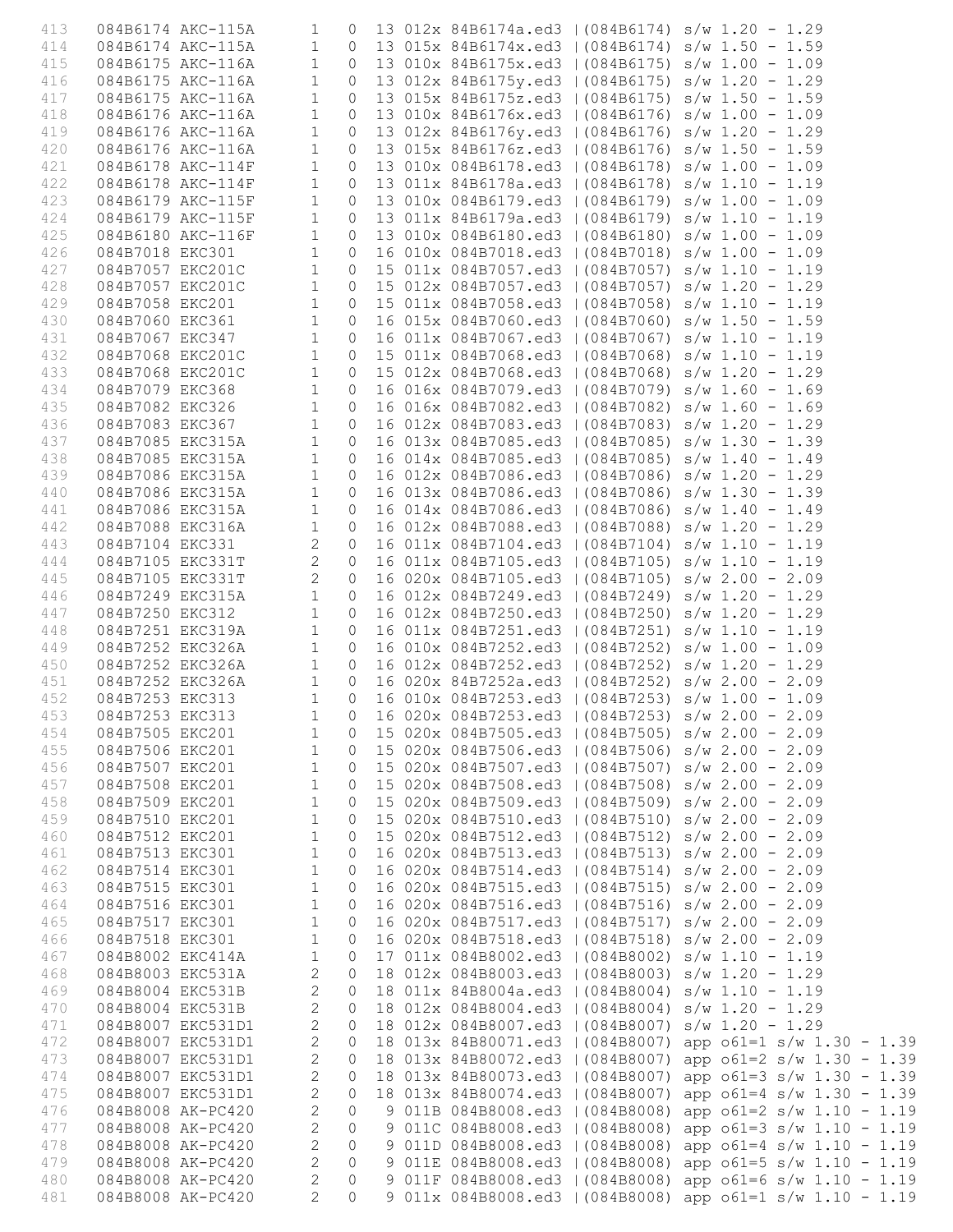```
413    084B6174 AKC-115A     1   0  13 012x 84B6174a.ed3 |(084B6174) s/w 1.20 - 1.29
414    084B6174 AKC-115A     1   0  13 015x 84B6174x.ed3 |(084B6174) s/w 1.50 - 1.59
415    084B6175 AKC-116A     1   0  13 010x 84B6175x.ed3 |(084B6175) s/w 1.00 - 1.09
416    084B6175 AKC-116A     1   0  13 012x 84B6175y.ed3 |(084B6175) s/w 1.20 - 1.29
417    084B6175 AKC-116A     1   0  13 015x 84B6175z.ed3 |(084B6175) s/w 1.50 - 1.59
418    084B6176 AKC-116A     1   0  13 010x 84B6176x.ed3 |(084B6176) s/w 1.00 - 1.09
419    084B6176 AKC-116A     1   0  13 012x 84B6176y.ed3 |(084B6176) s/w 1.20 - 1.29
420    084B6176 AKC-116A     1   0  13 015x 84B6176z.ed3 |(084B6176) s/w 1.50 - 1.59
421    084B6178 AKC-114F     1   0  13 010x 084B6178.ed3 |(084B6178) s/w 1.00 - 1.09
422    084B6178 AKC-114F     1   0  13 011x 84B6178a.ed3 |(084B6178) s/w 1.10 - 1.19
423    084B6179 AKC-115F     1   0  13 010x 084B6179.ed3 |(084B6179) s/w 1.00 - 1.09
424    084B6179 AKC-115F     1   0  13 011x 84B6179a.ed3 |(084B6179) s/w 1.10 - 1.19
425    084B6180 AKC-116F     1   0  13 010x 084B6180.ed3 |(084B6180) s/w 1.00 - 1.09
426    084B7018 EKC301       1   0  16 010x 084B7018.ed3 |(084B7018) s/w 1.00 - 1.09
427    084B7057 EKC201C      1   0  15 011x 084B7057.ed3 |(084B7057) s/w 1.10 - 1.19
428    084B7057 EKC201C      1   0  15 012x 084B7057.ed3 |(084B7057) s/w 1.20 - 1.29
429    084B7058 EKC201       1   0  15 011x 084B7058.ed3 |(084B7058) s/w 1.10 - 1.19
430    084B7060 EKC361       1   0  16 015x 084B7060.ed3 |(084B7060) s/w 1.50 - 1.59
431    084B7067 EKC347       1   0  16 011x 084B7067.ed3 |(084B7067) s/w 1.10 - 1.19
432    084B7068 EKC201C      1   0  15 011x 084B7068.ed3 |(084B7068) s/w 1.10 - 1.19
433    084B7068 EKC201C      1   0  15 012x 084B7068.ed3 |(084B7068) s/w 1.20 - 1.29
434    084B7079 EKC368       1   0  16 016x 084B7079.ed3 |(084B7079) s/w 1.60 - 1.69
435    084B7082 EKC326       1   0  16 016x 084B7082.ed3 |(084B7082) s/w 1.60 - 1.69
436    084B7083 EKC367       1   0  16 012x 084B7083.ed3 |(084B7083) s/w 1.20 - 1.29
437    084B7085 EKC315A      1   0  16 013x 084B7085.ed3 |(084B7085) s/w 1.30 - 1.39
438    084B7085 EKC315A      1   0  16 014x 084B7085.ed3 |(084B7085) s/w 1.40 - 1.49
439    084B7086 EKC315A      1   0  16 012x 084B7086.ed3 |(084B7086) s/w 1.20 - 1.29
440    084B7086 EKC315A      1   0  16 013x 084B7086.ed3 |(084B7086) s/w 1.30 - 1.39
441    084B7086 EKC315A      1   0  16 014x 084B7086.ed3 |(084B7086) s/w 1.40 - 1.49
442    084B7088 EKC316A      1   0  16 012x 084B7088.ed3 |(084B7088) s/w 1.20 - 1.29
443    084B7104 EKC331       2   0  16 011x 084B7104.ed3 |(084B7104) s/w 1.10 - 1.19
444    084B7105 EKC331T      2   0  16 011x 084B7105.ed3 |(084B7105) s/w 1.10 - 1.19
445    084B7105 EKC331T      2   0  16 020x 084B7105.ed3 |(084B7105) s/w 2.00 - 2.09
446    084B7249 EKC315A      1   0  16 012x 084B7249.ed3 |(084B7249) s/w 1.20 - 1.29
447    084B7250 EKC312       1   0  16 012x 084B7250.ed3 |(084B7250) s/w 1.20 - 1.29
448    084B7251 EKC319A      1   0  16 011x 084B7251.ed3 |(084B7251) s/w 1.10 - 1.19
449    084B7252 EKC326A      1   0  16 010x 084B7252.ed3 |(084B7252) s/w 1.00 - 1.09
450    084B7252 EKC326A      1   0  16 012x 084B7252.ed3 |(084B7252) s/w 1.20 - 1.29
451    084B7252 EKC326A      1   0  16 020x 84B7252a.ed3 |(084B7252) s/w 2.00 - 2.09
452    084B7253 EKC313       1   0  16 010x 084B7253.ed3 |(084B7253) s/w 1.00 - 1.09
453    084B7253 EKC313       1   0  16 020x 084B7253.ed3 |(084B7253) s/w 2.00 - 2.09
454    084B7505 EKC201       1   0  15 020x 084B7505.ed3 |(084B7505) s/w 2.00 - 2.09
455    084B7506 EKC201       1   0  15 020x 084B7506.ed3 |(084B7506) s/w 2.00 - 2.09
456    084B7507 EKC201       1   0  15 020x 084B7507.ed3 |(084B7507) s/w 2.00 - 2.09
457    084B7508 EKC201       1   0  15 020x 084B7508.ed3 |(084B7508) s/w 2.00 - 2.09
458    084B7509 EKC201       1   0  15 020x 084B7509.ed3 |(084B7509) s/w 2.00 - 2.09
459    084B7510 EKC201       1   0  15 020x 084B7510.ed3 |(084B7510) s/w 2.00 - 2.09
460    084B7512 EKC201       1   0  15 020x 084B7512.ed3 |(084B7512) s/w 2.00 - 2.09
461    084B7513 EKC301       1   0  16 020x 084B7513.ed3 |(084B7513) s/w 2.00 - 2.09
462    084B7514 EKC301       1   0  16 020x 084B7514.ed3 |(084B7514) s/w 2.00 - 2.09
463    084B7515 EKC301       1   0  16 020x 084B7515.ed3 |(084B7515) s/w 2.00 - 2.09
464    084B7516 EKC301       1   0  16 020x 084B7516.ed3 |(084B7516) s/w 2.00 - 2.09
465    084B7517 EKC301       1   0  16 020x 084B7517.ed3 |(084B7517) s/w 2.00 - 2.09
466    084B7518 EKC301       1   0  16 020x 084B7518.ed3 |(084B7518) s/w 2.00 - 2.09
467    084B8002 EKC414A      1   0  17 011x 084B8002.ed3 |(084B8002) s/w 1.10 - 1.19
468    084B8003 EKC531A      2   0  18 012x 084B8003.ed3 |(084B8003) s/w 1.20 - 1.29
469    084B8004 EKC531B      2   0  18 011x 84B8004a.ed3 |(084B8004) s/w 1.10 - 1.19
470    084B8004 EKC531B      2   0  18 012x 084B8004.ed3 |(084B8004) s/w 1.20 - 1.29
471    084B8007 EKC531D1     2   0  18 012x 084B8007.ed3 |(084B8007) s/w 1.20 - 1.29
472    084B8007 EKC531D1     2   0  18 013x 84B80071.ed3 |(084B8007) app o61=1 s/w 1.30 - 1.39
473    084B8007 EKC531D1     2   0  18 013x 84B80072.ed3 |(084B8007) app o61=2 s/w 1.30 - 1.39
474    084B8007 EKC531D1     2   0  18 013x 84B80073.ed3 |(084B8007) app o61=3 s/w 1.30 - 1.39
475    084B8007 EKC531D1     2   0  18 013x 84B80074.ed3 |(084B8007) app o61=4 s/w 1.30 - 1.39
476    084B8008 AK-PC420     2   0   9 011B 084B8008.ed3 |(084B8008) app o61=2 s/w 1.10 - 1.19
477    084B8008 AK-PC420     2   0   9 011C 084B8008.ed3 |(084B8008) app o61=3 s/w 1.10 - 1.19
478    084B8008 AK-PC420     2   0   9 011D 084B8008.ed3 |(084B8008) app o61=4 s/w 1.10 - 1.19
479    084B8008 AK-PC420     2   0   9 011E 084B8008.ed3 |(084B8008) app o61=5 s/w 1.10 - 1.19
480    084B8008 AK-PC420     2   0   9 011F 084B8008.ed3 |(084B8008) app o61=6 s/w 1.10 - 1.19
481    084B8008 AK-PC420     2   0   9 011x 084B8008.ed3 |(084B8008) app o61=1 s/w 1.10 - 1.19
```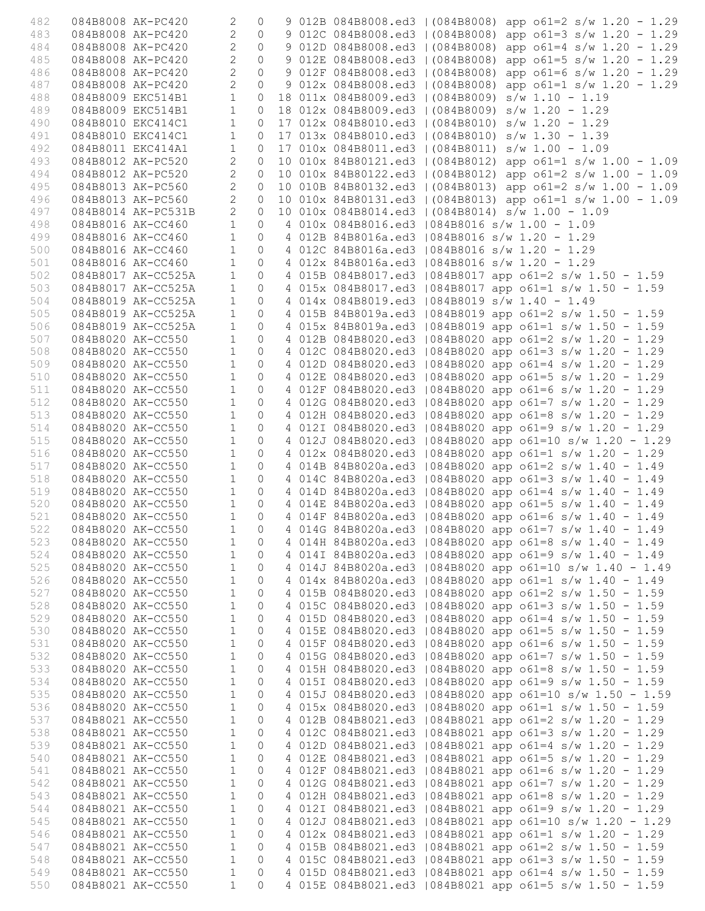```
482    084B8008 AK-PC420      2   0    9 012B 084B8008.ed3 |(084B8008) app o61=2 s/w 1.20 - 1.29
483    084B8008 AK-PC420      2   0    9 012C 084B8008.ed3 |(084B8008) app o61=3 s/w 1.20 - 1.29
484    084B8008 AK-PC420      2   0    9 012D 084B8008.ed3 |(084B8008) app o61=4 s/w 1.20 - 1.29
485    084B8008 AK-PC420      2   0    9 012E 084B8008.ed3 |(084B8008) app o61=5 s/w 1.20 - 1.29
486    084B8008 AK-PC420      2   0    9 012F 084B8008.ed3 |(084B8008) app o61=6 s/w 1.20 - 1.29
487    084B8008 AK-PC420      2   0    9 012x 084B8008.ed3 |(084B8008) app o61=1 s/w 1.20 - 1.29
488    084B8009 EKC514B1      1   0   18 011x 084B8009.ed3 |(084B8009) s/w 1.10 - 1.19
489    084B8009 EKC514B1      1   0   18 012x 084B8009.ed3 |(084B8009) s/w 1.20 - 1.29
490    084B8010 EKC414C1      1   0   17 012x 084B8010.ed3 |(084B8010) s/w 1.20 - 1.29
491    084B8010 EKC414C1      1   0   17 013x 084B8010.ed3 |(084B8010) s/w 1.30 - 1.39
492    084B8011 EKC414A1      1   0   17 010x 084B8011.ed3 |(084B8011) s/w 1.00 - 1.09
493    084B8012 AK-PC520      2   0   10 010x 84B80121.ed3 |(084B8012) app o61=1 s/w 1.00 - 1.09
494    084B8012 AK-PC520      2   0   10 010x 84B80122.ed3 |(084B8012) app o61=2 s/w 1.00 - 1.09
495    084B8013 AK-PC560      2   0   10 010B 84B80132.ed3 |(084B8013) app o61=2 s/w 1.00 - 1.09
496    084B8013 AK-PC560      2   0   10 010x 84B80131.ed3 |(084B8013) app o61=1 s/w 1.00 - 1.09
497    084B8014 AK-PC531B     2   0   10 010x 084B8014.ed3 |(084B8014) s/w 1.00 - 1.09
498    084B8016 AK-CC460      1   0    4 010x 084B8016.ed3 |084B8016 s/w 1.00 - 1.09
499    084B8016 AK-CC460      1   0    4 012B 84B8016a.ed3 |084B8016 s/w 1.20 - 1.29
500    084B8016 AK-CC460      1   0    4 012C 84B8016a.ed3 |084B8016 s/w 1.20 - 1.29
501    084B8016 AK-CC460      1   0    4 012x 84B8016a.ed3 |084B8016 s/w 1.20 - 1.29
502    084B8017 AK-CC525A     1   0    4 015B 084B8017.ed3 |084B8017 app o61=2 s/w 1.50 - 1.59
503    084B8017 AK-CC525A     1   0    4 015x 084B8017.ed3 |084B8017 app o61=1 s/w 1.50 - 1.59
504    084B8019 AK-CC525A     1   0    4 014x 084B8019.ed3 |084B8019 s/w 1.40 - 1.49
505    084B8019 AK-CC525A     1   0    4 015B 84B8019a.ed3 |084B8019 app o61=2 s/w 1.50 - 1.59
506    084B8019 AK-CC525A     1   0    4 015x 84B8019a.ed3 |084B8019 app o61=1 s/w 1.50 - 1.59
507    084B8020 AK-CC550      1   0    4 012B 084B8020.ed3 |084B8020 app o61=2 s/w 1.20 - 1.29
508    084B8020 AK-CC550      1   0    4 012C 084B8020.ed3 |084B8020 app o61=3 s/w 1.20 - 1.29
509    084B8020 AK-CC550      1   0    4 012D 084B8020.ed3 |084B8020 app o61=4 s/w 1.20 - 1.29
510    084B8020 AK-CC550      1   0    4 012E 084B8020.ed3 |084B8020 app o61=5 s/w 1.20 - 1.29
511    084B8020 AK-CC550      1   0    4 012F 084B8020.ed3 |084B8020 app o61=6 s/w 1.20 - 1.29
512    084B8020 AK-CC550      1   0    4 012G 084B8020.ed3 |084B8020 app o61=7 s/w 1.20 - 1.29
513    084B8020 AK-CC550      1   0    4 012H 084B8020.ed3 |084B8020 app o61=8 s/w 1.20 - 1.29
514    084B8020 AK-CC550      1   0    4 012I 084B8020.ed3 |084B8020 app o61=9 s/w 1.20 - 1.29
515    084B8020 AK-CC550      1   0    4 012J 084B8020.ed3 |084B8020 app o61=10 s/w 1.20 - 1.29
516    084B8020 AK-CC550      1   0    4 012x 084B8020.ed3 |084B8020 app o61=1 s/w 1.20 - 1.29
517    084B8020 AK-CC550      1   0    4 014B 84B8020a.ed3 |084B8020 app o61=2 s/w 1.40 - 1.49
518    084B8020 AK-CC550      1   0    4 014C 84B8020a.ed3 |084B8020 app o61=3 s/w 1.40 - 1.49
519    084B8020 AK-CC550      1   0    4 014D 84B8020a.ed3 |084B8020 app o61=4 s/w 1.40 - 1.49
520    084B8020 AK-CC550      1   0    4 014E 84B8020a.ed3 |084B8020 app o61=5 s/w 1.40 - 1.49
521    084B8020 AK-CC550      1   0    4 014F 84B8020a.ed3 |084B8020 app o61=6 s/w 1.40 - 1.49
522    084B8020 AK-CC550      1   0    4 014G 84B8020a.ed3 |084B8020 app o61=7 s/w 1.40 - 1.49
523    084B8020 AK-CC550      1   0    4 014H 84B8020a.ed3 |084B8020 app o61=8 s/w 1.40 - 1.49
524    084B8020 AK-CC550      1   0    4 014I 84B8020a.ed3 |084B8020 app o61=9 s/w 1.40 - 1.49
525    084B8020 AK-CC550      1   0    4 014J 84B8020a.ed3 |084B8020 app o61=10 s/w 1.40 - 1.49
526    084B8020 AK-CC550      1   0    4 014x 84B8020a.ed3 |084B8020 app o61=1 s/w 1.40 - 1.49
527    084B8020 AK-CC550      1   0    4 015B 084B8020.ed3 |084B8020 app o61=2 s/w 1.50 - 1.59
528    084B8020 AK-CC550      1   0    4 015C 084B8020.ed3 |084B8020 app o61=3 s/w 1.50 - 1.59
529    084B8020 AK-CC550      1   0    4 015D 084B8020.ed3 |084B8020 app o61=4 s/w 1.50 - 1.59
530    084B8020 AK-CC550      1   0    4 015E 084B8020.ed3 |084B8020 app o61=5 s/w 1.50 - 1.59
531    084B8020 AK-CC550      1   0    4 015F 084B8020.ed3 |084B8020 app o61=6 s/w 1.50 - 1.59
532    084B8020 AK-CC550      1   0    4 015G 084B8020.ed3 |084B8020 app o61=7 s/w 1.50 - 1.59
533    084B8020 AK-CC550      1   0    4 015H 084B8020.ed3 |084B8020 app o61=8 s/w 1.50 - 1.59
534    084B8020 AK-CC550      1   0    4 015I 084B8020.ed3 |084B8020 app o61=9 s/w 1.50 - 1.59
535    084B8020 AK-CC550      1   0    4 015J 084B8020.ed3 |084B8020 app o61=10 s/w 1.50 - 1.59
536    084B8020 AK-CC550      1   0    4 015x 084B8020.ed3 |084B8020 app o61=1 s/w 1.50 - 1.59
537    084B8021 AK-CC550      1   0    4 012B 084B8021.ed3 |084B8021 app o61=2 s/w 1.20 - 1.29
538    084B8021 AK-CC550      1   0    4 012C 084B8021.ed3 |084B8021 app o61=3 s/w 1.20 - 1.29
539    084B8021 AK-CC550      1   0    4 012D 084B8021.ed3 |084B8021 app o61=4 s/w 1.20 - 1.29
540    084B8021 AK-CC550      1   0    4 012E 084B8021.ed3 |084B8021 app o61=5 s/w 1.20 - 1.29
541    084B8021 AK-CC550      1   0    4 012F 084B8021.ed3 |084B8021 app o61=6 s/w 1.20 - 1.29
542    084B8021 AK-CC550      1   0    4 012G 084B8021.ed3 |084B8021 app o61=7 s/w 1.20 - 1.29
543    084B8021 AK-CC550      1   0    4 012H 084B8021.ed3 |084B8021 app o61=8 s/w 1.20 - 1.29
544    084B8021 AK-CC550      1   0    4 012I 084B8021.ed3 |084B8021 app o61=9 s/w 1.20 - 1.29
545    084B8021 AK-CC550      1   0    4 012J 084B8021.ed3 |084B8021 app o61=10 s/w 1.20 - 1.29
546    084B8021 AK-CC550      1   0    4 012x 084B8021.ed3 |084B8021 app o61=1 s/w 1.20 - 1.29
547    084B8021 AK-CC550      1   0    4 015B 084B8021.ed3 |084B8021 app o61=2 s/w 1.50 - 1.59
548    084B8021 AK-CC550      1   0    4 015C 084B8021.ed3 |084B8021 app o61=3 s/w 1.50 - 1.59
549    084B8021 AK-CC550      1   0    4 015D 084B8021.ed3 |084B8021 app o61=4 s/w 1.50 - 1.59
550    084B8021 AK-CC550      1   0    4 015E 084B8021.ed3 |084B8021 app o61=5 s/w 1.50 - 1.59
```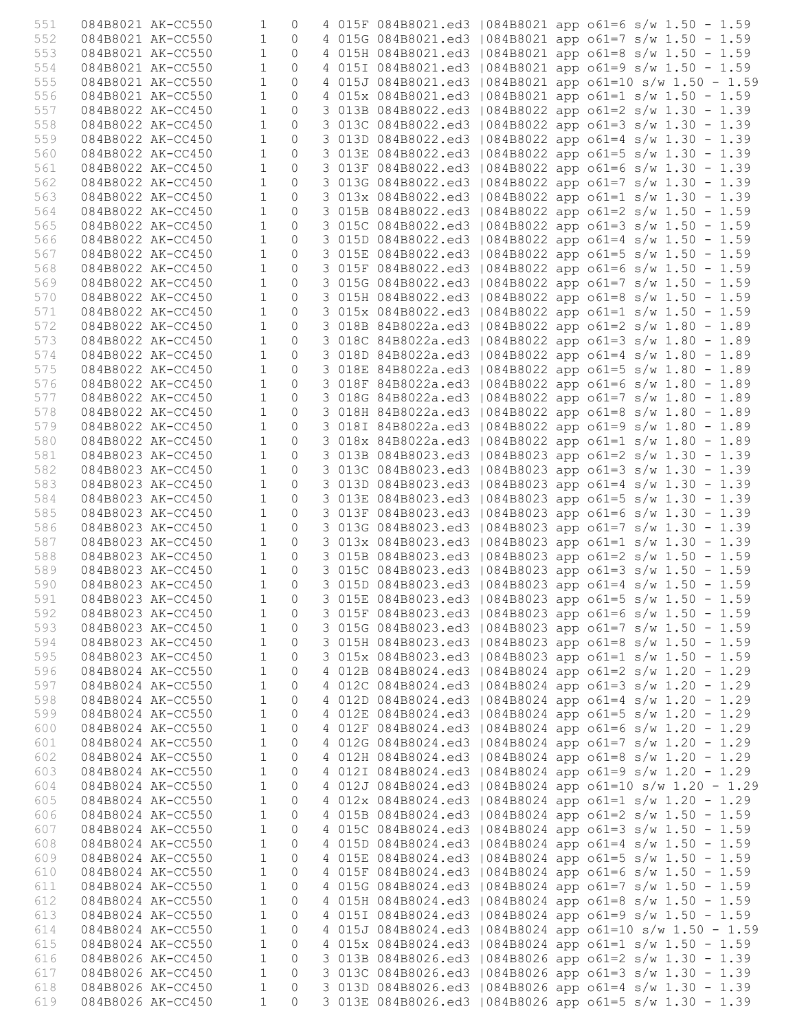```
551   084B8021 AK-CC550      1   0   4 015F 084B8021.ed3 |084B8021 app o61=6 s/w 1.50 - 1.59
552   084B8021 AK-CC550      1   0   4 015G 084B8021.ed3 |084B8021 app o61=7 s/w 1.50 - 1.59
553   084B8021 AK-CC550      1   0   4 015H 084B8021.ed3 |084B8021 app o61=8 s/w 1.50 - 1.59
554   084B8021 AK-CC550      1   0   4 015I 084B8021.ed3 |084B8021 app o61=9 s/w 1.50 - 1.59
555   084B8021 AK-CC550      1   0   4 015J 084B8021.ed3 |084B8021 app o61=10 s/w 1.50 - 1.59
556   084B8021 AK-CC550      1   0   4 015x 084B8021.ed3 |084B8021 app o61=1 s/w 1.50 - 1.59
557   084B8022 AK-CC450      1   0   3 013B 084B8022.ed3 |084B8022 app o61=2 s/w 1.30 - 1.39
558   084B8022 AK-CC450      1   0   3 013C 084B8022.ed3 |084B8022 app o61=3 s/w 1.30 - 1.39
559   084B8022 AK-CC450      1   0   3 013D 084B8022.ed3 |084B8022 app o61=4 s/w 1.30 - 1.39
560   084B8022 AK-CC450      1   0   3 013E 084B8022.ed3 |084B8022 app o61=5 s/w 1.30 - 1.39
561   084B8022 AK-CC450      1   0   3 013F 084B8022.ed3 |084B8022 app o61=6 s/w 1.30 - 1.39
562   084B8022 AK-CC450      1   0   3 013G 084B8022.ed3 |084B8022 app o61=7 s/w 1.30 - 1.39
563   084B8022 AK-CC450      1   0   3 013x 084B8022.ed3 |084B8022 app o61=1 s/w 1.30 - 1.39
564   084B8022 AK-CC450      1   0   3 015B 084B8022.ed3 |084B8022 app o61=2 s/w 1.50 - 1.59
565   084B8022 AK-CC450      1   0   3 015C 084B8022.ed3 |084B8022 app o61=3 s/w 1.50 - 1.59
566   084B8022 AK-CC450      1   0   3 015D 084B8022.ed3 |084B8022 app o61=4 s/w 1.50 - 1.59
567   084B8022 AK-CC450      1   0   3 015E 084B8022.ed3 |084B8022 app o61=5 s/w 1.50 - 1.59
568   084B8022 AK-CC450      1   0   3 015F 084B8022.ed3 |084B8022 app o61=6 s/w 1.50 - 1.59
569   084B8022 AK-CC450      1   0   3 015G 084B8022.ed3 |084B8022 app o61=7 s/w 1.50 - 1.59
570   084B8022 AK-CC450      1   0   3 015H 084B8022.ed3 |084B8022 app o61=8 s/w 1.50 - 1.59
571   084B8022 AK-CC450      1   0   3 015x 084B8022.ed3 |084B8022 app o61=1 s/w 1.50 - 1.59
572   084B8022 AK-CC450      1   0   3 018B 84B8022a.ed3 |084B8022 app o61=2 s/w 1.80 - 1.89
573   084B8022 AK-CC450      1   0   3 018C 84B8022a.ed3 |084B8022 app o61=3 s/w 1.80 - 1.89
574   084B8022 AK-CC450      1   0   3 018D 84B8022a.ed3 |084B8022 app o61=4 s/w 1.80 - 1.89
575   084B8022 AK-CC450      1   0   3 018E 84B8022a.ed3 |084B8022 app o61=5 s/w 1.80 - 1.89
576   084B8022 AK-CC450      1   0   3 018F 84B8022a.ed3 |084B8022 app o61=6 s/w 1.80 - 1.89
577   084B8022 AK-CC450      1   0   3 018G 84B8022a.ed3 |084B8022 app o61=7 s/w 1.80 - 1.89
578   084B8022 AK-CC450      1   0   3 018H 84B8022a.ed3 |084B8022 app o61=8 s/w 1.80 - 1.89
579   084B8022 AK-CC450      1   0   3 018I 84B8022a.ed3 |084B8022 app o61=9 s/w 1.80 - 1.89
580   084B8022 AK-CC450      1   0   3 018x 84B8022a.ed3 |084B8022 app o61=1 s/w 1.80 - 1.89
581   084B8023 AK-CC450      1   0   3 013B 084B8023.ed3 |084B8023 app o61=2 s/w 1.30 - 1.39
582   084B8023 AK-CC450      1   0   3 013C 084B8023.ed3 |084B8023 app o61=3 s/w 1.30 - 1.39
583   084B8023 AK-CC450      1   0   3 013D 084B8023.ed3 |084B8023 app o61=4 s/w 1.30 - 1.39
584   084B8023 AK-CC450      1   0   3 013E 084B8023.ed3 |084B8023 app o61=5 s/w 1.30 - 1.39
585   084B8023 AK-CC450      1   0   3 013F 084B8023.ed3 |084B8023 app o61=6 s/w 1.30 - 1.39
586   084B8023 AK-CC450      1   0   3 013G 084B8023.ed3 |084B8023 app o61=7 s/w 1.30 - 1.39
587   084B8023 AK-CC450      1   0   3 013x 084B8023.ed3 |084B8023 app o61=1 s/w 1.30 - 1.39
588   084B8023 AK-CC450      1   0   3 015B 084B8023.ed3 |084B8023 app o61=2 s/w 1.50 - 1.59
589   084B8023 AK-CC450      1   0   3 015C 084B8023.ed3 |084B8023 app o61=3 s/w 1.50 - 1.59
590   084B8023 AK-CC450      1   0   3 015D 084B8023.ed3 |084B8023 app o61=4 s/w 1.50 - 1.59
591   084B8023 AK-CC450      1   0   3 015E 084B8023.ed3 |084B8023 app o61=5 s/w 1.50 - 1.59
592   084B8023 AK-CC450      1   0   3 015F 084B8023.ed3 |084B8023 app o61=6 s/w 1.50 - 1.59
593   084B8023 AK-CC450      1   0   3 015G 084B8023.ed3 |084B8023 app o61=7 s/w 1.50 - 1.59
594   084B8023 AK-CC450      1   0   3 015H 084B8023.ed3 |084B8023 app o61=8 s/w 1.50 - 1.59
595   084B8023 AK-CC450      1   0   3 015x 084B8023.ed3 |084B8023 app o61=1 s/w 1.50 - 1.59
596   084B8024 AK-CC550      1   0   4 012B 084B8024.ed3 |084B8024 app o61=2 s/w 1.20 - 1.29
597   084B8024 AK-CC550      1   0   4 012C 084B8024.ed3 |084B8024 app o61=3 s/w 1.20 - 1.29
598   084B8024 AK-CC550      1   0   4 012D 084B8024.ed3 |084B8024 app o61=4 s/w 1.20 - 1.29
599   084B8024 AK-CC550      1   0   4 012E 084B8024.ed3 |084B8024 app o61=5 s/w 1.20 - 1.29
600   084B8024 AK-CC550      1   0   4 012F 084B8024.ed3 |084B8024 app o61=6 s/w 1.20 - 1.29
601   084B8024 AK-CC550      1   0   4 012G 084B8024.ed3 |084B8024 app o61=7 s/w 1.20 - 1.29
602   084B8024 AK-CC550      1   0   4 012H 084B8024.ed3 |084B8024 app o61=8 s/w 1.20 - 1.29
603   084B8024 AK-CC550      1   0   4 012I 084B8024.ed3 |084B8024 app o61=9 s/w 1.20 - 1.29
604   084B8024 AK-CC550      1   0   4 012J 084B8024.ed3 |084B8024 app o61=10 s/w 1.20 - 1.29
605   084B8024 AK-CC550      1   0   4 012x 084B8024.ed3 |084B8024 app o61=1 s/w 1.20 - 1.29
606   084B8024 AK-CC550      1   0   4 015B 084B8024.ed3 |084B8024 app o61=2 s/w 1.50 - 1.59
607   084B8024 AK-CC550      1   0   4 015C 084B8024.ed3 |084B8024 app o61=3 s/w 1.50 - 1.59
608   084B8024 AK-CC550      1   0   4 015D 084B8024.ed3 |084B8024 app o61=4 s/w 1.50 - 1.59
609   084B8024 AK-CC550      1   0   4 015E 084B8024.ed3 |084B8024 app o61=5 s/w 1.50 - 1.59
610   084B8024 AK-CC550      1   0   4 015F 084B8024.ed3 |084B8024 app o61=6 s/w 1.50 - 1.59
611   084B8024 AK-CC550      1   0   4 015G 084B8024.ed3 |084B8024 app o61=7 s/w 1.50 - 1.59
612   084B8024 AK-CC550      1   0   4 015H 084B8024.ed3 |084B8024 app o61=8 s/w 1.50 - 1.59
613   084B8024 AK-CC550      1   0   4 015I 084B8024.ed3 |084B8024 app o61=9 s/w 1.50 - 1.59
614   084B8024 AK-CC550      1   0   4 015J 084B8024.ed3 |084B8024 app o61=10 s/w 1.50 - 1.59
615   084B8024 AK-CC550      1   0   4 015x 084B8024.ed3 |084B8024 app o61=1 s/w 1.50 - 1.59
616   084B8026 AK-CC450      1   0   3 013B 084B8026.ed3 |084B8026 app o61=2 s/w 1.30 - 1.39
617   084B8026 AK-CC450      1   0   3 013C 084B8026.ed3 |084B8026 app o61=3 s/w 1.30 - 1.39
618   084B8026 AK-CC450      1   0   3 013D 084B8026.ed3 |084B8026 app o61=4 s/w 1.30 - 1.39
619   084B8026 AK-CC450      1   0   3 013E 084B8026.ed3 |084B8026 app o61=5 s/w 1.30 - 1.39
```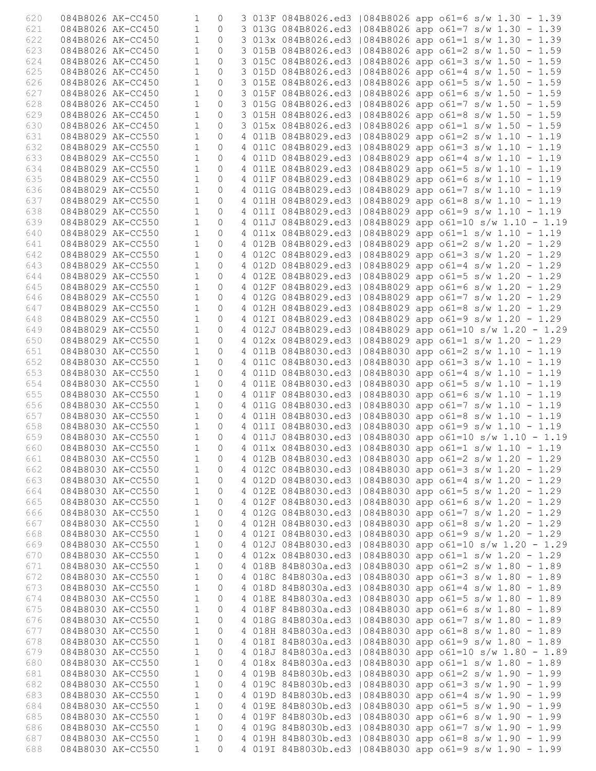```
620    084B8026 AK-CC450      1   0    3 013F 084B8026.ed3  |084B8026 app o61=6 s/w 1.30 - 1.39
621    084B8026 AK-CC450      1   0    3 013G 084B8026.ed3  |084B8026 app o61=7 s/w 1.30 - 1.39
622    084B8026 AK-CC450      1   0    3 013x 084B8026.ed3  |084B8026 app o61=1 s/w 1.30 - 1.39
623    084B8026 AK-CC450      1   0    3 015B 084B8026.ed3  |084B8026 app o61=2 s/w 1.50 - 1.59
624    084B8026 AK-CC450      1   0    3 015C 084B8026.ed3  |084B8026 app o61=3 s/w 1.50 - 1.59
625    084B8026 AK-CC450      1   0    3 015D 084B8026.ed3  |084B8026 app o61=4 s/w 1.50 - 1.59
626    084B8026 AK-CC450      1   0    3 015E 084B8026.ed3  |084B8026 app o61=5 s/w 1.50 - 1.59
627    084B8026 AK-CC450      1   0    3 015F 084B8026.ed3  |084B8026 app o61=6 s/w 1.50 - 1.59
628    084B8026 AK-CC450      1   0    3 015G 084B8026.ed3  |084B8026 app o61=7 s/w 1.50 - 1.59
629    084B8026 AK-CC450      1   0    3 015H 084B8026.ed3  |084B8026 app o61=8 s/w 1.50 - 1.59
630    084B8026 AK-CC450      1   0    3 015x 084B8026.ed3  |084B8026 app o61=1 s/w 1.50 - 1.59
631    084B8029 AK-CC550      1   0    4 011B 084B8029.ed3  |084B8029 app o61=2 s/w 1.10 - 1.19
632    084B8029 AK-CC550      1   0    4 011C 084B8029.ed3  |084B8029 app o61=3 s/w 1.10 - 1.19
633    084B8029 AK-CC550      1   0    4 011D 084B8029.ed3  |084B8029 app o61=4 s/w 1.10 - 1.19
634    084B8029 AK-CC550      1   0    4 011E 084B8029.ed3  |084B8029 app o61=5 s/w 1.10 - 1.19
635    084B8029 AK-CC550      1   0    4 011F 084B8029.ed3  |084B8029 app o61=6 s/w 1.10 - 1.19
636    084B8029 AK-CC550      1   0    4 011G 084B8029.ed3  |084B8029 app o61=7 s/w 1.10 - 1.19
637    084B8029 AK-CC550      1   0    4 011H 084B8029.ed3  |084B8029 app o61=8 s/w 1.10 - 1.19
638    084B8029 AK-CC550      1   0    4 011I 084B8029.ed3  |084B8029 app o61=9 s/w 1.10 - 1.19
639    084B8029 AK-CC550      1   0    4 011J 084B8029.ed3  |084B8029 app o61=10 s/w 1.10 - 1.19
640    084B8029 AK-CC550      1   0    4 011x 084B8029.ed3  |084B8029 app o61=1 s/w 1.10 - 1.19
641    084B8029 AK-CC550      1   0    4 012B 084B8029.ed3  |084B8029 app o61=2 s/w 1.20 - 1.29
642    084B8029 AK-CC550      1   0    4 012C 084B8029.ed3  |084B8029 app o61=3 s/w 1.20 - 1.29
643    084B8029 AK-CC550      1   0    4 012D 084B8029.ed3  |084B8029 app o61=4 s/w 1.20 - 1.29
644    084B8029 AK-CC550      1   0    4 012E 084B8029.ed3  |084B8029 app o61=5 s/w 1.20 - 1.29
645    084B8029 AK-CC550      1   0    4 012F 084B8029.ed3  |084B8029 app o61=6 s/w 1.20 - 1.29
646    084B8029 AK-CC550      1   0    4 012G 084B8029.ed3  |084B8029 app o61=7 s/w 1.20 - 1.29
647    084B8029 AK-CC550      1   0    4 012H 084B8029.ed3  |084B8029 app o61=8 s/w 1.20 - 1.29
648    084B8029 AK-CC550      1   0    4 012I 084B8029.ed3  |084B8029 app o61=9 s/w 1.20 - 1.29
649    084B8029 AK-CC550      1   0    4 012J 084B8029.ed3  |084B8029 app o61=10 s/w 1.20 - 1.29
650    084B8029 AK-CC550      1   0    4 012x 084B8029.ed3  |084B8029 app o61=1 s/w 1.20 - 1.29
651    084B8030 AK-CC550      1   0    4 011B 084B8030.ed3  |084B8030 app o61=2 s/w 1.10 - 1.19
652    084B8030 AK-CC550      1   0    4 011C 084B8030.ed3  |084B8030 app o61=3 s/w 1.10 - 1.19
653    084B8030 AK-CC550      1   0    4 011D 084B8030.ed3  |084B8030 app o61=4 s/w 1.10 - 1.19
654    084B8030 AK-CC550      1   0    4 011E 084B8030.ed3  |084B8030 app o61=5 s/w 1.10 - 1.19
655    084B8030 AK-CC550      1   0    4 011F 084B8030.ed3  |084B8030 app o61=6 s/w 1.10 - 1.19
656    084B8030 AK-CC550      1   0    4 011G 084B8030.ed3  |084B8030 app o61=7 s/w 1.10 - 1.19
657    084B8030 AK-CC550      1   0    4 011H 084B8030.ed3  |084B8030 app o61=8 s/w 1.10 - 1.19
658    084B8030 AK-CC550      1   0    4 011I 084B8030.ed3  |084B8030 app o61=9 s/w 1.10 - 1.19
659    084B8030 AK-CC550      1   0    4 011J 084B8030.ed3  |084B8030 app o61=10 s/w 1.10 - 1.19
660    084B8030 AK-CC550      1   0    4 011x 084B8030.ed3  |084B8030 app o61=1 s/w 1.10 - 1.19
661    084B8030 AK-CC550      1   0    4 012B 084B8030.ed3  |084B8030 app o61=2 s/w 1.20 - 1.29
662    084B8030 AK-CC550      1   0    4 012C 084B8030.ed3  |084B8030 app o61=3 s/w 1.20 - 1.29
663    084B8030 AK-CC550      1   0    4 012D 084B8030.ed3  |084B8030 app o61=4 s/w 1.20 - 1.29
664    084B8030 AK-CC550      1   0    4 012E 084B8030.ed3  |084B8030 app o61=5 s/w 1.20 - 1.29
665    084B8030 AK-CC550      1   0    4 012F 084B8030.ed3  |084B8030 app o61=6 s/w 1.20 - 1.29
666    084B8030 AK-CC550      1   0    4 012G 084B8030.ed3  |084B8030 app o61=7 s/w 1.20 - 1.29
667    084B8030 AK-CC550      1   0    4 012H 084B8030.ed3  |084B8030 app o61=8 s/w 1.20 - 1.29
668    084B8030 AK-CC550      1   0    4 012I 084B8030.ed3  |084B8030 app o61=9 s/w 1.20 - 1.29
669    084B8030 AK-CC550      1   0    4 012J 084B8030.ed3  |084B8030 app o61=10 s/w 1.20 - 1.29
670    084B8030 AK-CC550      1   0    4 012x 084B8030.ed3  |084B8030 app o61=1 s/w 1.20 - 1.29
671    084B8030 AK-CC550      1   0    4 018B 84B8030a.ed3  |084B8030 app o61=2 s/w 1.80 - 1.89
672    084B8030 AK-CC550      1   0    4 018C 84B8030a.ed3  |084B8030 app o61=3 s/w 1.80 - 1.89
673    084B8030 AK-CC550      1   0    4 018D 84B8030a.ed3  |084B8030 app o61=4 s/w 1.80 - 1.89
674    084B8030 AK-CC550      1   0    4 018E 84B8030a.ed3  |084B8030 app o61=5 s/w 1.80 - 1.89
675    084B8030 AK-CC550      1   0    4 018F 84B8030a.ed3  |084B8030 app o61=6 s/w 1.80 - 1.89
676    084B8030 AK-CC550      1   0    4 018G 84B8030a.ed3  |084B8030 app o61=7 s/w 1.80 - 1.89
677    084B8030 AK-CC550      1   0    4 018H 84B8030a.ed3  |084B8030 app o61=8 s/w 1.80 - 1.89
678    084B8030 AK-CC550      1   0    4 018I 84B8030a.ed3  |084B8030 app o61=9 s/w 1.80 - 1.89
679    084B8030 AK-CC550      1   0    4 018J 84B8030a.ed3  |084B8030 app o61=10 s/w 1.80 - 1.89
680    084B8030 AK-CC550      1   0    4 018x 84B8030a.ed3  |084B8030 app o61=1 s/w 1.80 - 1.89
681    084B8030 AK-CC550      1   0    4 019B 84B8030b.ed3  |084B8030 app o61=2 s/w 1.90 - 1.99
682    084B8030 AK-CC550      1   0    4 019C 84B8030b.ed3  |084B8030 app o61=3 s/w 1.90 - 1.99
683    084B8030 AK-CC550      1   0    4 019D 84B8030b.ed3  |084B8030 app o61=4 s/w 1.90 - 1.99
684    084B8030 AK-CC550      1   0    4 019E 84B8030b.ed3  |084B8030 app o61=5 s/w 1.90 - 1.99
685    084B8030 AK-CC550      1   0    4 019F 84B8030b.ed3  |084B8030 app o61=6 s/w 1.90 - 1.99
686    084B8030 AK-CC550      1   0    4 019G 84B8030b.ed3  |084B8030 app o61=7 s/w 1.90 - 1.99
687    084B8030 AK-CC550      1   0    4 019H 84B8030b.ed3  |084B8030 app o61=8 s/w 1.90 - 1.99
688    084B8030 AK-CC550      1   0    4 019I 84B8030b.ed3  |084B8030 app o61=9 s/w 1.90 - 1.99
```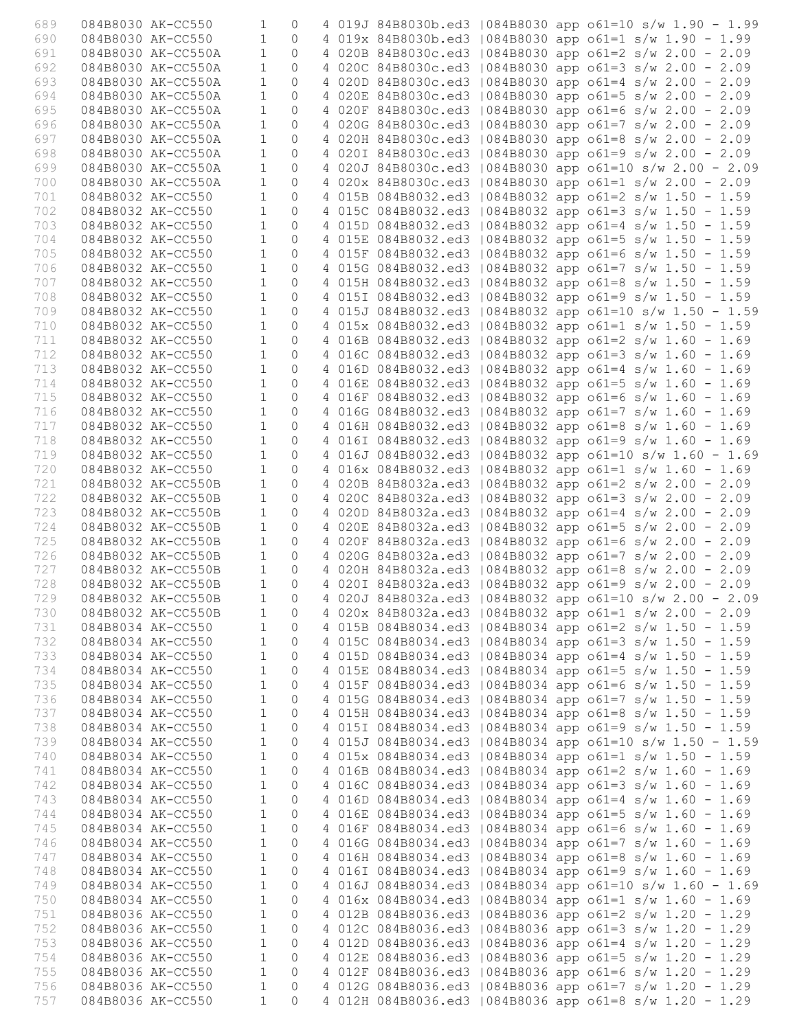```
689    084B8030 AK-CC550      1   0   4 019J 84B8030b.ed3 |084B8030 app o61=10 s/w 1.90 - 1.99
690    084B8030 AK-CC550      1   0   4 019x 84B8030b.ed3 |084B8030 app o61=1 s/w 1.90 - 1.99
691    084B8030 AK-CC550A     1   0   4 020B 84B8030c.ed3 |084B8030 app o61=2 s/w 2.00 - 2.09
692    084B8030 AK-CC550A     1   0   4 020C 84B8030c.ed3 |084B8030 app o61=3 s/w 2.00 - 2.09
693    084B8030 AK-CC550A     1   0   4 020D 84B8030c.ed3 |084B8030 app o61=4 s/w 2.00 - 2.09
694    084B8030 AK-CC550A     1   0   4 020E 84B8030c.ed3 |084B8030 app o61=5 s/w 2.00 - 2.09
695    084B8030 AK-CC550A     1   0   4 020F 84B8030c.ed3 |084B8030 app o61=6 s/w 2.00 - 2.09
696    084B8030 AK-CC550A     1   0   4 020G 84B8030c.ed3 |084B8030 app o61=7 s/w 2.00 - 2.09
697    084B8030 AK-CC550A     1   0   4 020H 84B8030c.ed3 |084B8030 app o61=8 s/w 2.00 - 2.09
698    084B8030 AK-CC550A     1   0   4 020I 84B8030c.ed3 |084B8030 app o61=9 s/w 2.00 - 2.09
699    084B8030 AK-CC550A     1   0   4 020J 84B8030c.ed3 |084B8030 app o61=10 s/w 2.00 - 2.09
700    084B8030 AK-CC550A     1   0   4 020x 84B8030c.ed3 |084B8030 app o61=1 s/w 2.00 - 2.09
701    084B8032 AK-CC550      1   0   4 015B 084B8032.ed3 |084B8032 app o61=2 s/w 1.50 - 1.59
702    084B8032 AK-CC550      1   0   4 015C 084B8032.ed3 |084B8032 app o61=3 s/w 1.50 - 1.59
703    084B8032 AK-CC550      1   0   4 015D 084B8032.ed3 |084B8032 app o61=4 s/w 1.50 - 1.59
704    084B8032 AK-CC550      1   0   4 015E 084B8032.ed3 |084B8032 app o61=5 s/w 1.50 - 1.59
705    084B8032 AK-CC550      1   0   4 015F 084B8032.ed3 |084B8032 app o61=6 s/w 1.50 - 1.59
706    084B8032 AK-CC550      1   0   4 015G 084B8032.ed3 |084B8032 app o61=7 s/w 1.50 - 1.59
707    084B8032 AK-CC550      1   0   4 015H 084B8032.ed3 |084B8032 app o61=8 s/w 1.50 - 1.59
708    084B8032 AK-CC550      1   0   4 015I 084B8032.ed3 |084B8032 app o61=9 s/w 1.50 - 1.59
709    084B8032 AK-CC550      1   0   4 015J 084B8032.ed3 |084B8032 app o61=10 s/w 1.50 - 1.59
710    084B8032 AK-CC550      1   0   4 015x 084B8032.ed3 |084B8032 app o61=1 s/w 1.50 - 1.59
711    084B8032 AK-CC550      1   0   4 016B 084B8032.ed3 |084B8032 app o61=2 s/w 1.60 - 1.69
712    084B8032 AK-CC550      1   0   4 016C 084B8032.ed3 |084B8032 app o61=3 s/w 1.60 - 1.69
713    084B8032 AK-CC550      1   0   4 016D 084B8032.ed3 |084B8032 app o61=4 s/w 1.60 - 1.69
714    084B8032 AK-CC550      1   0   4 016E 084B8032.ed3 |084B8032 app o61=5 s/w 1.60 - 1.69
715    084B8032 AK-CC550      1   0   4 016F 084B8032.ed3 |084B8032 app o61=6 s/w 1.60 - 1.69
716    084B8032 AK-CC550      1   0   4 016G 084B8032.ed3 |084B8032 app o61=7 s/w 1.60 - 1.69
717    084B8032 AK-CC550      1   0   4 016H 084B8032.ed3 |084B8032 app o61=8 s/w 1.60 - 1.69
718    084B8032 AK-CC550      1   0   4 016I 084B8032.ed3 |084B8032 app o61=9 s/w 1.60 - 1.69
719    084B8032 AK-CC550      1   0   4 016J 084B8032.ed3 |084B8032 app o61=10 s/w 1.60 - 1.69
720    084B8032 AK-CC550      1   0   4 016x 084B8032.ed3 |084B8032 app o61=1 s/w 1.60 - 1.69
721    084B8032 AK-CC550B     1   0   4 020B 84B8032a.ed3 |084B8032 app o61=2 s/w 2.00 - 2.09
722    084B8032 AK-CC550B     1   0   4 020C 84B8032a.ed3 |084B8032 app o61=3 s/w 2.00 - 2.09
723    084B8032 AK-CC550B     1   0   4 020D 84B8032a.ed3 |084B8032 app o61=4 s/w 2.00 - 2.09
724    084B8032 AK-CC550B     1   0   4 020E 84B8032a.ed3 |084B8032 app o61=5 s/w 2.00 - 2.09
725    084B8032 AK-CC550B     1   0   4 020F 84B8032a.ed3 |084B8032 app o61=6 s/w 2.00 - 2.09
726    084B8032 AK-CC550B     1   0   4 020G 84B8032a.ed3 |084B8032 app o61=7 s/w 2.00 - 2.09
727    084B8032 AK-CC550B     1   0   4 020H 84B8032a.ed3 |084B8032 app o61=8 s/w 2.00 - 2.09
728    084B8032 AK-CC550B     1   0   4 020I 84B8032a.ed3 |084B8032 app o61=9 s/w 2.00 - 2.09
729    084B8032 AK-CC550B     1   0   4 020J 84B8032a.ed3 |084B8032 app o61=10 s/w 2.00 - 2.09
730    084B8032 AK-CC550B     1   0   4 020x 84B8032a.ed3 |084B8032 app o61=1 s/w 2.00 - 2.09
731    084B8034 AK-CC550      1   0   4 015B 084B8034.ed3 |084B8034 app o61=2 s/w 1.50 - 1.59
732    084B8034 AK-CC550      1   0   4 015C 084B8034.ed3 |084B8034 app o61=3 s/w 1.50 - 1.59
733    084B8034 AK-CC550      1   0   4 015D 084B8034.ed3 |084B8034 app o61=4 s/w 1.50 - 1.59
734    084B8034 AK-CC550      1   0   4 015E 084B8034.ed3 |084B8034 app o61=5 s/w 1.50 - 1.59
735    084B8034 AK-CC550      1   0   4 015F 084B8034.ed3 |084B8034 app o61=6 s/w 1.50 - 1.59
736    084B8034 AK-CC550      1   0   4 015G 084B8034.ed3 |084B8034 app o61=7 s/w 1.50 - 1.59
737    084B8034 AK-CC550      1   0   4 015H 084B8034.ed3 |084B8034 app o61=8 s/w 1.50 - 1.59
738    084B8034 AK-CC550      1   0   4 015I 084B8034.ed3 |084B8034 app o61=9 s/w 1.50 - 1.59
739    084B8034 AK-CC550      1   0   4 015J 084B8034.ed3 |084B8034 app o61=10 s/w 1.50 - 1.59
740    084B8034 AK-CC550      1   0   4 015x 084B8034.ed3 |084B8034 app o61=1 s/w 1.50 - 1.59
741    084B8034 AK-CC550      1   0   4 016B 084B8034.ed3 |084B8034 app o61=2 s/w 1.60 - 1.69
742    084B8034 AK-CC550      1   0   4 016C 084B8034.ed3 |084B8034 app o61=3 s/w 1.60 - 1.69
743    084B8034 AK-CC550      1   0   4 016D 084B8034.ed3 |084B8034 app o61=4 s/w 1.60 - 1.69
744    084B8034 AK-CC550      1   0   4 016E 084B8034.ed3 |084B8034 app o61=5 s/w 1.60 - 1.69
745    084B8034 AK-CC550      1   0   4 016F 084B8034.ed3 |084B8034 app o61=6 s/w 1.60 - 1.69
746    084B8034 AK-CC550      1   0   4 016G 084B8034.ed3 |084B8034 app o61=7 s/w 1.60 - 1.69
747    084B8034 AK-CC550      1   0   4 016H 084B8034.ed3 |084B8034 app o61=8 s/w 1.60 - 1.69
748    084B8034 AK-CC550      1   0   4 016I 084B8034.ed3 |084B8034 app o61=9 s/w 1.60 - 1.69
749    084B8034 AK-CC550      1   0   4 016J 084B8034.ed3 |084B8034 app o61=10 s/w 1.60 - 1.69
750    084B8034 AK-CC550      1   0   4 016x 084B8034.ed3 |084B8034 app o61=1 s/w 1.60 - 1.69
751    084B8036 AK-CC550      1   0   4 012B 084B8036.ed3 |084B8036 app o61=2 s/w 1.20 - 1.29
752    084B8036 AK-CC550      1   0   4 012C 084B8036.ed3 |084B8036 app o61=3 s/w 1.20 - 1.29
753    084B8036 AK-CC550      1   0   4 012D 084B8036.ed3 |084B8036 app o61=4 s/w 1.20 - 1.29
754    084B8036 AK-CC550      1   0   4 012E 084B8036.ed3 |084B8036 app o61=5 s/w 1.20 - 1.29
755    084B8036 AK-CC550      1   0   4 012F 084B8036.ed3 |084B8036 app o61=6 s/w 1.20 - 1.29
756    084B8036 AK-CC550      1   0   4 012G 084B8036.ed3 |084B8036 app o61=7 s/w 1.20 - 1.29
757    084B8036 AK-CC550      1   0   4 012H 084B8036.ed3 |084B8036 app o61=8 s/w 1.20 - 1.29
```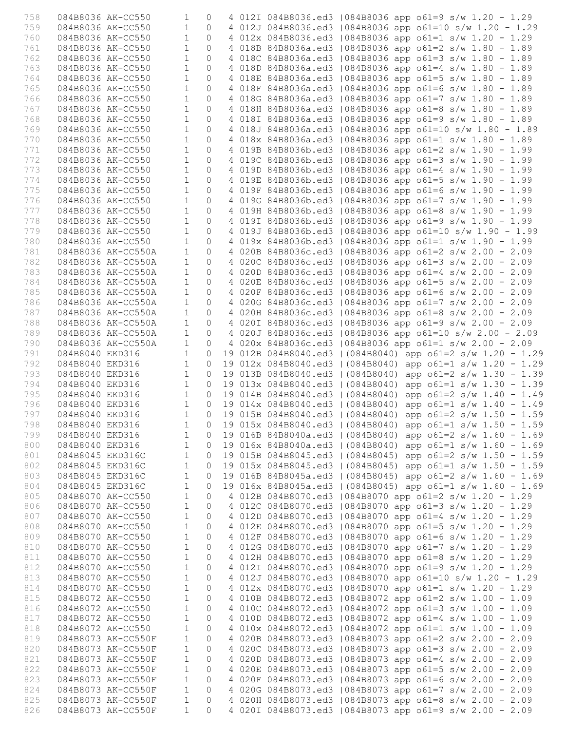```
758   084B8036 AK-CC550      1   0   4 012I 084B8036.ed3 |084B8036 app o61=9 s/w 1.20 - 1.29
759   084B8036 AK-CC550      1   0   4 012J 084B8036.ed3 |084B8036 app o61=10 s/w 1.20 - 1.29
760   084B8036 AK-CC550      1   0   4 012x 084B8036.ed3 |084B8036 app o61=1 s/w 1.20 - 1.29
761   084B8036 AK-CC550      1   0   4 018B 84B8036a.ed3 |084B8036 app o61=2 s/w 1.80 - 1.89
762   084B8036 AK-CC550      1   0   4 018C 84B8036a.ed3 |084B8036 app o61=3 s/w 1.80 - 1.89
763   084B8036 AK-CC550      1   0   4 018D 84B8036a.ed3 |084B8036 app o61=4 s/w 1.80 - 1.89
764   084B8036 AK-CC550      1   0   4 018E 84B8036a.ed3 |084B8036 app o61=5 s/w 1.80 - 1.89
765   084B8036 AK-CC550      1   0   4 018F 84B8036a.ed3 |084B8036 app o61=6 s/w 1.80 - 1.89
766   084B8036 AK-CC550      1   0   4 018G 84B8036a.ed3 |084B8036 app o61=7 s/w 1.80 - 1.89
767   084B8036 AK-CC550      1   0   4 018H 84B8036a.ed3 |084B8036 app o61=8 s/w 1.80 - 1.89
768   084B8036 AK-CC550      1   0   4 018I 84B8036a.ed3 |084B8036 app o61=9 s/w 1.80 - 1.89
769   084B8036 AK-CC550      1   0   4 018J 84B8036a.ed3 |084B8036 app o61=10 s/w 1.80 - 1.89
770   084B8036 AK-CC550      1   0   4 018x 84B8036a.ed3 |084B8036 app o61=1 s/w 1.80 - 1.89
771   084B8036 AK-CC550      1   0   4 019B 84B8036b.ed3 |084B8036 app o61=2 s/w 1.90 - 1.99
772   084B8036 AK-CC550      1   0   4 019C 84B8036b.ed3 |084B8036 app o61=3 s/w 1.90 - 1.99
773   084B8036 AK-CC550      1   0   4 019D 84B8036b.ed3 |084B8036 app o61=4 s/w 1.90 - 1.99
774   084B8036 AK-CC550      1   0   4 019E 84B8036b.ed3 |084B8036 app o61=5 s/w 1.90 - 1.99
775   084B8036 AK-CC550      1   0   4 019F 84B8036b.ed3 |084B8036 app o61=6 s/w 1.90 - 1.99
776   084B8036 AK-CC550      1   0   4 019G 84B8036b.ed3 |084B8036 app o61=7 s/w 1.90 - 1.99
777   084B8036 AK-CC550      1   0   4 019H 84B8036b.ed3 |084B8036 app o61=8 s/w 1.90 - 1.99
778   084B8036 AK-CC550      1   0   4 019I 84B8036b.ed3 |084B8036 app o61=9 s/w 1.90 - 1.99
779   084B8036 AK-CC550      1   0   4 019J 84B8036b.ed3 |084B8036 app o61=10 s/w 1.90 - 1.99
780   084B8036 AK-CC550      1   0   4 019x 84B8036b.ed3 |084B8036 app o61=1 s/w 1.90 - 1.99
781   084B8036 AK-CC550A     1   0   4 020B 84B8036c.ed3 |084B8036 app o61=2 s/w 2.00 - 2.09
782   084B8036 AK-CC550A     1   0   4 020C 84B8036c.ed3 |084B8036 app o61=3 s/w 2.00 - 2.09
783   084B8036 AK-CC550A     1   0   4 020D 84B8036c.ed3 |084B8036 app o61=4 s/w 2.00 - 2.09
784   084B8036 AK-CC550A     1   0   4 020E 84B8036c.ed3 |084B8036 app o61=5 s/w 2.00 - 2.09
785   084B8036 AK-CC550A     1   0   4 020F 84B8036c.ed3 |084B8036 app o61=6 s/w 2.00 - 2.09
786   084B8036 AK-CC550A     1   0   4 020G 84B8036c.ed3 |084B8036 app o61=7 s/w 2.00 - 2.09
787   084B8036 AK-CC550A     1   0   4 020H 84B8036c.ed3 |084B8036 app o61=8 s/w 2.00 - 2.09
788   084B8036 AK-CC550A     1   0   4 020I 84B8036c.ed3 |084B8036 app o61=9 s/w 2.00 - 2.09
789   084B8036 AK-CC550A     1   0   4 020J 84B8036c.ed3 |084B8036 app o61=10 s/w 2.00 - 2.09
790   084B8036 AK-CC550A     1   0   4 020x 84B8036c.ed3 |084B8036 app o61=1 s/w 2.00 - 2.09
791   084B8040 EKD316        1   0  19 012B 084B8040.ed3 |(084B8040) app o61=2 s/w 1.20 - 1.29
792   084B8040 EKD316        1   0  19 012x 084B8040.ed3 |(084B8040) app o61=1 s/w 1.20 - 1.29
793   084B8040 EKD316        1   0  19 013B 084B8040.ed3 |(084B8040) app o61=2 s/w 1.30 - 1.39
794   084B8040 EKD316        1   0  19 013x 084B8040.ed3 |(084B8040) app o61=1 s/w 1.30 - 1.39
795   084B8040 EKD316        1   0  19 014B 084B8040.ed3 |(084B8040) app o61=2 s/w 1.40 - 1.49
796   084B8040 EKD316        1   0  19 014x 084B8040.ed3 |(084B8040) app o61=1 s/w 1.40 - 1.49
797   084B8040 EKD316        1   0  19 015B 084B8040.ed3 |(084B8040) app o61=2 s/w 1.50 - 1.59
798   084B8040 EKD316        1   0  19 015x 084B8040.ed3 |(084B8040) app o61=1 s/w 1.50 - 1.59
799   084B8040 EKD316        1   0  19 016B 84B8040a.ed3 |(084B8040) app o61=2 s/w 1.60 - 1.69
800   084B8040 EKD316        1   0  19 016x 84B8040a.ed3 |(084B8040) app o61=1 s/w 1.60 - 1.69
801   084B8045 EKD316C       1   0  19 015B 084B8045.ed3 |(084B8045) app o61=2 s/w 1.50 - 1.59
802   084B8045 EKD316C       1   0  19 015x 084B8045.ed3 |(084B8045) app o61=1 s/w 1.50 - 1.59
803   084B8045 EKD316C       1   0  19 016B 84B8045a.ed3 |(084B8045) app o61=2 s/w 1.60 - 1.69
804   084B8045 EKD316C       1   0  19 016x 84B8045a.ed3 |(084B8045) app o61=1 s/w 1.60 - 1.69
805   084B8070 AK-CC550      1   0   4 012B 084B8070.ed3 |084B8070 app o61=2 s/w 1.20 - 1.29
806   084B8070 AK-CC550      1   0   4 012C 084B8070.ed3 |084B8070 app o61=3 s/w 1.20 - 1.29
807   084B8070 AK-CC550      1   0   4 012D 084B8070.ed3 |084B8070 app o61=4 s/w 1.20 - 1.29
808   084B8070 AK-CC550      1   0   4 012E 084B8070.ed3 |084B8070 app o61=5 s/w 1.20 - 1.29
809   084B8070 AK-CC550      1   0   4 012F 084B8070.ed3 |084B8070 app o61=6 s/w 1.20 - 1.29
810   084B8070 AK-CC550      1   0   4 012G 084B8070.ed3 |084B8070 app o61=7 s/w 1.20 - 1.29
811   084B8070 AK-CC550      1   0   4 012H 084B8070.ed3 |084B8070 app o61=8 s/w 1.20 - 1.29
812   084B8070 AK-CC550      1   0   4 012I 084B8070.ed3 |084B8070 app o61=9 s/w 1.20 - 1.29
813   084B8070 AK-CC550      1   0   4 012J 084B8070.ed3 |084B8070 app o61=10 s/w 1.20 - 1.29
814   084B8070 AK-CC550      1   0   4 012x 084B8070.ed3 |084B8070 app o61=1 s/w 1.20 - 1.29
815   084B8072 AK-CC550      1   0   4 010B 084B8072.ed3 |084B8072 app o61=2 s/w 1.00 - 1.09
816   084B8072 AK-CC550      1   0   4 010C 084B8072.ed3 |084B8072 app o61=3 s/w 1.00 - 1.09
817   084B8072 AK-CC550      1   0   4 010D 084B8072.ed3 |084B8072 app o61=4 s/w 1.00 - 1.09
818   084B8072 AK-CC550      1   0   4 010x 084B8072.ed3 |084B8072 app o61=1 s/w 1.00 - 1.09
819   084B8073 AK-CC550F     1   0   4 020B 084B8073.ed3 |084B8073 app o61=2 s/w 2.00 - 2.09
820   084B8073 AK-CC550F     1   0   4 020C 084B8073.ed3 |084B8073 app o61=3 s/w 2.00 - 2.09
821   084B8073 AK-CC550F     1   0   4 020D 084B8073.ed3 |084B8073 app o61=4 s/w 2.00 - 2.09
822   084B8073 AK-CC550F     1   0   4 020E 084B8073.ed3 |084B8073 app o61=5 s/w 2.00 - 2.09
823   084B8073 AK-CC550F     1   0   4 020F 084B8073.ed3 |084B8073 app o61=6 s/w 2.00 - 2.09
824   084B8073 AK-CC550F     1   0   4 020G 084B8073.ed3 |084B8073 app o61=7 s/w 2.00 - 2.09
825   084B8073 AK-CC550F     1   0   4 020H 084B8073.ed3 |084B8073 app o61=8 s/w 2.00 - 2.09
826   084B8073 AK-CC550F     1   0   4 020I 084B8073.ed3 |084B8073 app o61=9 s/w 2.00 - 2.09
```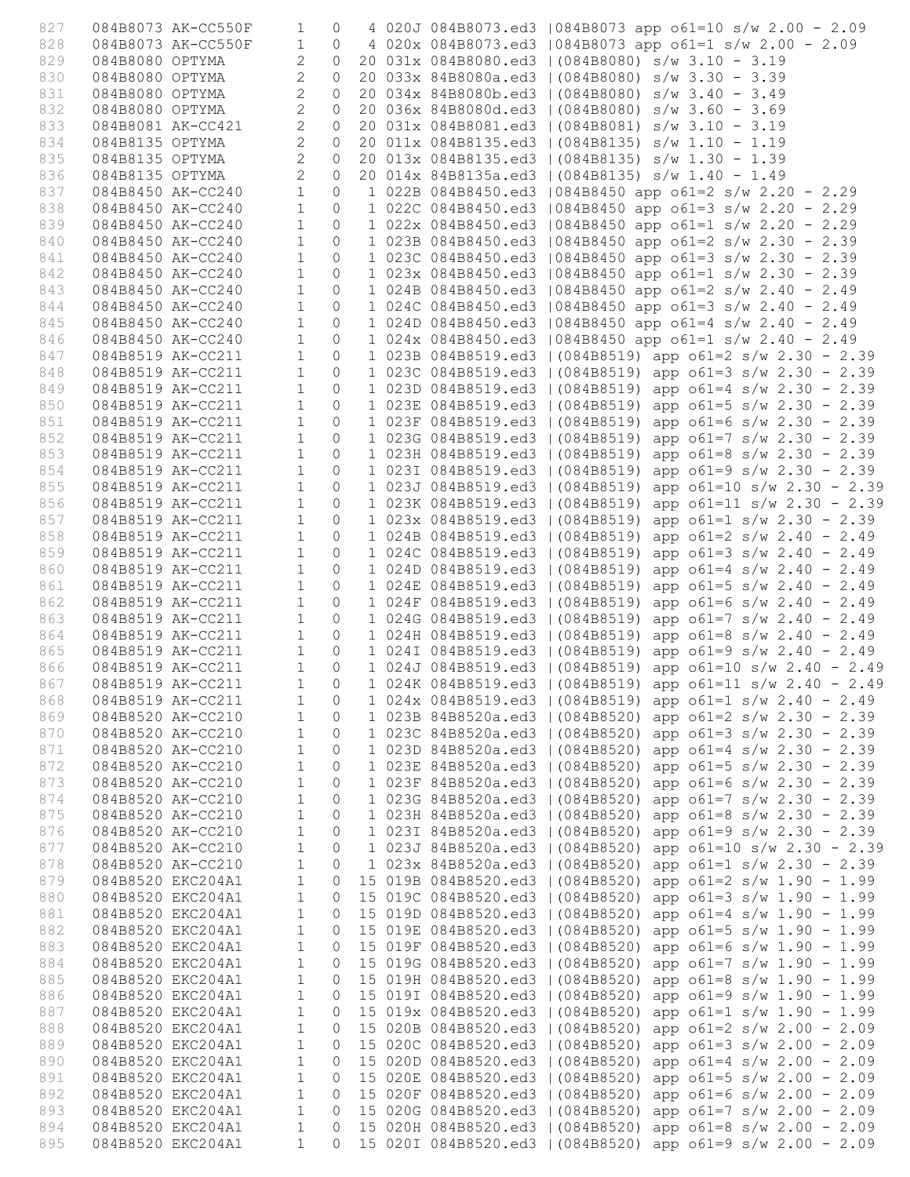```
827    084B8073 AK-CC550F     1   0    4 020J 084B8073.ed3 |084B8073 app o61=10 s/w 2.00 - 2.09
828    084B8073 AK-CC550F     1   0    4 020x 084B8073.ed3 |084B8073 app o61=1 s/w 2.00 - 2.09
829    084B8080 OPTYMA        2   0   20 031x 084B8080.ed3 |(084B8080) s/w 3.10 - 3.19
830    084B8080 OPTYMA        2   0   20 033x 84B8080a.ed3 |(084B8080) s/w 3.30 - 3.39
831    084B8080 OPTYMA        2   0   20 034x 84B8080b.ed3 |(084B8080) s/w 3.40 - 3.49
832    084B8080 OPTYMA        2   0   20 036x 84B8080d.ed3 |(084B8080) s/w 3.60 - 3.69
833    084B8081 AK-CC421      2   0   20 031x 084B8081.ed3 |(084B8081) s/w 3.10 - 3.19
834    084B8135 OPTYMA        2   0   20 011x 084B8135.ed3 |(084B8135) s/w 1.10 - 1.19
835    084B8135 OPTYMA        2   0   20 013x 084B8135.ed3 |(084B8135) s/w 1.30 - 1.39
836    084B8135 OPTYMA        2   0   20 014x 84B8135a.ed3 |(084B8135) s/w 1.40 - 1.49
837    084B8450 AK-CC240      1   0    1 022B 084B8450.ed3 |084B8450 app o61=2 s/w 2.20 - 2.29
838    084B8450 AK-CC240      1   0    1 022C 084B8450.ed3 |084B8450 app o61=3 s/w 2.20 - 2.29
839    084B8450 AK-CC240      1   0    1 022x 084B8450.ed3 |084B8450 app o61=1 s/w 2.20 - 2.29
840    084B8450 AK-CC240      1   0    1 023B 084B8450.ed3 |084B8450 app o61=2 s/w 2.30 - 2.39
841    084B8450 AK-CC240      1   0    1 023C 084B8450.ed3 |084B8450 app o61=3 s/w 2.30 - 2.39
842    084B8450 AK-CC240      1   0    1 023x 084B8450.ed3 |084B8450 app o61=1 s/w 2.30 - 2.39
843    084B8450 AK-CC240      1   0    1 024B 084B8450.ed3 |084B8450 app o61=2 s/w 2.40 - 2.49
844    084B8450 AK-CC240      1   0    1 024C 084B8450.ed3 |084B8450 app o61=3 s/w 2.40 - 2.49
845    084B8450 AK-CC240      1   0    1 024D 084B8450.ed3 |084B8450 app o61=4 s/w 2.40 - 2.49
846    084B8450 AK-CC240      1   0    1 024x 084B8450.ed3 |084B8450 app o61=1 s/w 2.40 - 2.49
847    084B8519 AK-CC211      1   0    1 023B 084B8519.ed3 |(084B8519) app o61=2 s/w 2.30 - 2.39
848    084B8519 AK-CC211      1   0    1 023C 084B8519.ed3 |(084B8519) app o61=3 s/w 2.30 - 2.39
849    084B8519 AK-CC211      1   0    1 023D 084B8519.ed3 |(084B8519) app o61=4 s/w 2.30 - 2.39
850    084B8519 AK-CC211      1   0    1 023E 084B8519.ed3 |(084B8519) app o61=5 s/w 2.30 - 2.39
851    084B8519 AK-CC211      1   0    1 023F 084B8519.ed3 |(084B8519) app o61=6 s/w 2.30 - 2.39
852    084B8519 AK-CC211      1   0    1 023G 084B8519.ed3 |(084B8519) app o61=7 s/w 2.30 - 2.39
853    084B8519 AK-CC211      1   0    1 023H 084B8519.ed3 |(084B8519) app o61=8 s/w 2.30 - 2.39
854    084B8519 AK-CC211      1   0    1 023I 084B8519.ed3 |(084B8519) app o61=9 s/w 2.30 - 2.39
855    084B8519 AK-CC211      1   0    1 023J 084B8519.ed3 |(084B8519) app o61=10 s/w 2.30 - 2.39
856    084B8519 AK-CC211      1   0    1 023K 084B8519.ed3 |(084B8519) app o61=11 s/w 2.30 - 2.39
857    084B8519 AK-CC211      1   0    1 023x 084B8519.ed3 |(084B8519) app o61=1 s/w 2.30 - 2.39
858    084B8519 AK-CC211      1   0    1 024B 084B8519.ed3 |(084B8519) app o61=2 s/w 2.40 - 2.49
859    084B8519 AK-CC211      1   0    1 024C 084B8519.ed3 |(084B8519) app o61=3 s/w 2.40 - 2.49
860    084B8519 AK-CC211      1   0    1 024D 084B8519.ed3 |(084B8519) app o61=4 s/w 2.40 - 2.49
861    084B8519 AK-CC211      1   0    1 024E 084B8519.ed3 |(084B8519) app o61=5 s/w 2.40 - 2.49
862    084B8519 AK-CC211      1   0    1 024F 084B8519.ed3 |(084B8519) app o61=6 s/w 2.40 - 2.49
863    084B8519 AK-CC211      1   0    1 024G 084B8519.ed3 |(084B8519) app o61=7 s/w 2.40 - 2.49
864    084B8519 AK-CC211      1   0    1 024H 084B8519.ed3 |(084B8519) app o61=8 s/w 2.40 - 2.49
865    084B8519 AK-CC211      1   0    1 024I 084B8519.ed3 |(084B8519) app o61=9 s/w 2.40 - 2.49
866    084B8519 AK-CC211      1   0    1 024J 084B8519.ed3 |(084B8519) app o61=10 s/w 2.40 - 2.49
867    084B8519 AK-CC211      1   0    1 024K 084B8519.ed3 |(084B8519) app o61=11 s/w 2.40 - 2.49
868    084B8519 AK-CC211      1   0    1 024x 084B8519.ed3 |(084B8519) app o61=1 s/w 2.40 - 2.49
869    084B8520 AK-CC210      1   0    1 023B 84B8520a.ed3 |(084B8520) app o61=2 s/w 2.30 - 2.39
870    084B8520 AK-CC210      1   0    1 023C 84B8520a.ed3 |(084B8520) app o61=3 s/w 2.30 - 2.39
871    084B8520 AK-CC210      1   0    1 023D 84B8520a.ed3 |(084B8520) app o61=4 s/w 2.30 - 2.39
872    084B8520 AK-CC210      1   0    1 023E 84B8520a.ed3 |(084B8520) app o61=5 s/w 2.30 - 2.39
873    084B8520 AK-CC210      1   0    1 023F 84B8520a.ed3 |(084B8520) app o61=6 s/w 2.30 - 2.39
874    084B8520 AK-CC210      1   0    1 023G 84B8520a.ed3 |(084B8520) app o61=7 s/w 2.30 - 2.39
875    084B8520 AK-CC210      1   0    1 023H 84B8520a.ed3 |(084B8520) app o61=8 s/w 2.30 - 2.39
876    084B8520 AK-CC210      1   0    1 023I 84B8520a.ed3 |(084B8520) app o61=9 s/w 2.30 - 2.39
877    084B8520 AK-CC210      1   0    1 023J 84B8520a.ed3 |(084B8520) app o61=10 s/w 2.30 - 2.39
878    084B8520 AK-CC210      1   0    1 023x 84B8520a.ed3 |(084B8520) app o61=1 s/w 2.30 - 2.39
879    084B8520 EKC204A1      1   0   15 019B 084B8520.ed3 |(084B8519) app o61=2 s/w 1.90 - 1.99
880    084B8520 EKC204A1      1   0   15 019C 084B8520.ed3 |(084B8520) app o61=3 s/w 1.90 - 1.99
881    084B8520 EKC204A1      1   0   15 019D 084B8520.ed3 |(084B8520) app o61=4 s/w 1.90 - 1.99
882    084B8520 EKC204A1      1   0   15 019E 084B8520.ed3 |(084B8520) app o61=5 s/w 1.90 - 1.99
883    084B8520 EKC204A1      1   0   15 019F 084B8520.ed3 |(084B8520) app o61=6 s/w 1.90 - 1.99
884    084B8520 EKC204A1      1   0   15 019G 084B8520.ed3 |(084B8520) app o61=7 s/w 1.90 - 1.99
885    084B8520 EKC204A1      1   0   15 019H 084B8520.ed3 |(084B8520) app o61=8 s/w 1.90 - 1.99
886    084B8520 EKC204A1      1   0   15 019I 084B8520.ed3 |(084B8520) app o61=9 s/w 1.90 - 1.99
887    084B8520 EKC204A1      1   0   15 019x 084B8520.ed3 |(084B8520) app o61=1 s/w 1.90 - 1.99
888    084B8520 EKC204A1      1   0   15 020B 084B8520.ed3 |(084B8520) app o61=2 s/w 2.00 - 2.09
889    084B8520 EKC204A1      1   0   15 020C 084B8520.ed3 |(084B8520) app o61=3 s/w 2.00 - 2.09
890    084B8520 EKC204A1      1   0   15 020D 084B8520.ed3 |(084B8520) app o61=4 s/w 2.00 - 2.09
891    084B8520 EKC204A1      1   0   15 020E 084B8520.ed3 |(084B8520) app o61=5 s/w 2.00 - 2.09
892    084B8520 EKC204A1      1   0   15 020F 084B8520.ed3 |(084B8520) app o61=6 s/w 2.00 - 2.09
893    084B8520 EKC204A1      1   0   15 020G 084B8520.ed3 |(084B8520) app o61=7 s/w 2.00 - 2.09
894    084B8520 EKC204A1      1   0   15 020H 084B8520.ed3 |(084B8520) app o61=8 s/w 2.00 - 2.09
895    084B8520 EKC204A1      1   0   15 020I 084B8520.ed3 |(084B8520) app o61=9 s/w 2.00 - 2.09
```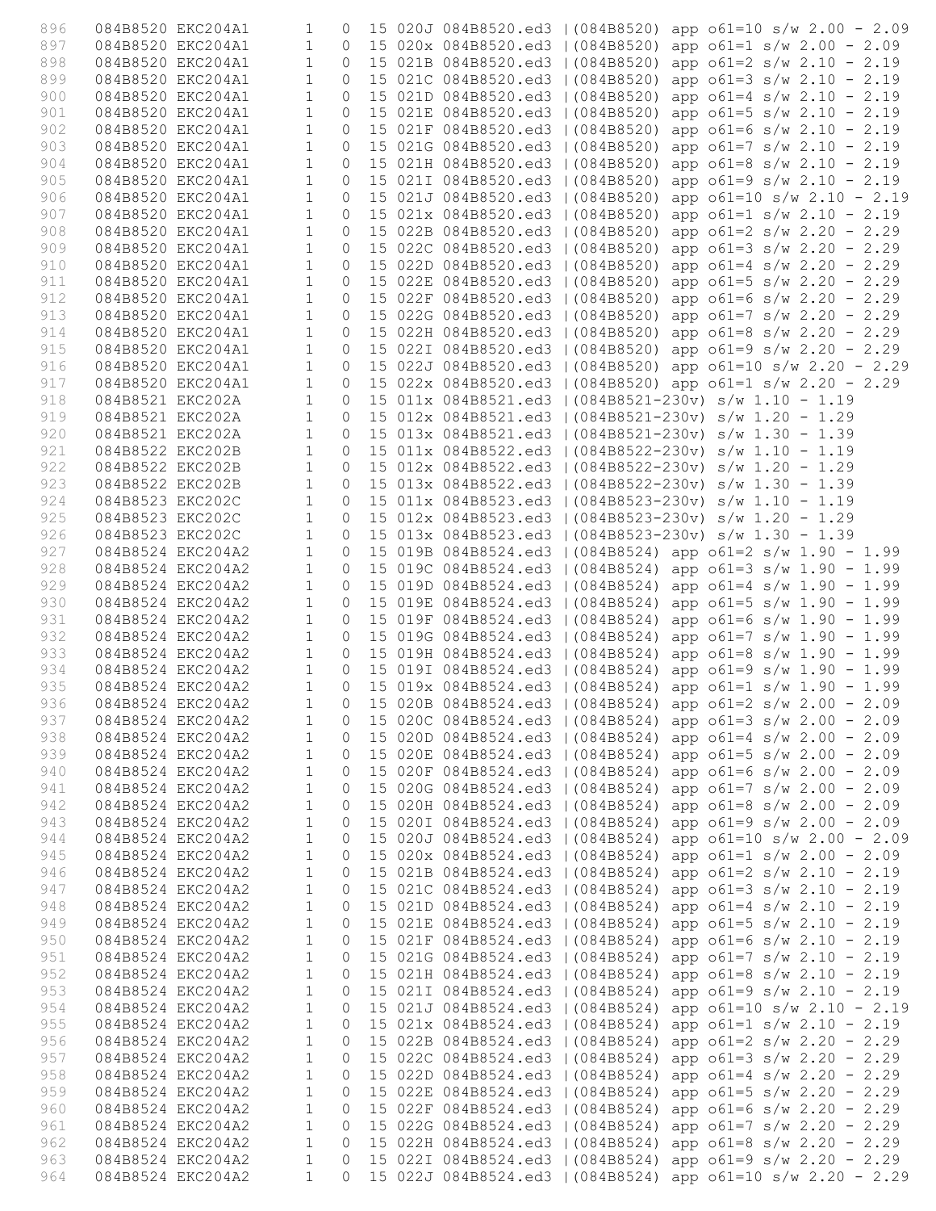```
896   084B8520 EKC204A1      1   0  15 020J 084B8520.ed3 |(084B8520) app o61=10 s/w 2.00 - 2.09
897   084B8520 EKC204A1      1   0  15 020x 084B8520.ed3 |(084B8520) app o61=1 s/w 2.00 - 2.09
898   084B8520 EKC204A1      1   0  15 021B 084B8520.ed3 |(084B8520) app o61=2 s/w 2.10 - 2.19
899   084B8520 EKC204A1      1   0  15 021C 084B8520.ed3 |(084B8520) app o61=3 s/w 2.10 - 2.19
900   084B8520 EKC204A1      1   0  15 021D 084B8520.ed3 |(084B8520) app o61=4 s/w 2.10 - 2.19
901   084B8520 EKC204A1      1   0  15 021E 084B8520.ed3 |(084B8520) app o61=5 s/w 2.10 - 2.19
902   084B8520 EKC204A1      1   0  15 021F 084B8520.ed3 |(084B8520) app o61=6 s/w 2.10 - 2.19
903   084B8520 EKC204A1      1   0  15 021G 084B8520.ed3 |(084B8520) app o61=7 s/w 2.10 - 2.19
904   084B8520 EKC204A1      1   0  15 021H 084B8520.ed3 |(084B8520) app o61=8 s/w 2.10 - 2.19
905   084B8520 EKC204A1      1   0  15 021I 084B8520.ed3 |(084B8520) app o61=9 s/w 2.10 - 2.19
906   084B8520 EKC204A1      1   0  15 021J 084B8520.ed3 |(084B8520) app o61=10 s/w 2.10 - 2.19
907   084B8520 EKC204A1      1   0  15 021x 084B8520.ed3 |(084B8520) app o61=1 s/w 2.10 - 2.19
908   084B8520 EKC204A1      1   0  15 022B 084B8520.ed3 |(084B8520) app o61=2 s/w 2.20 - 2.29
909   084B8520 EKC204A1      1   0  15 022C 084B8520.ed3 |(084B8520) app o61=3 s/w 2.20 - 2.29
910   084B8520 EKC204A1      1   0  15 022D 084B8520.ed3 |(084B8520) app o61=4 s/w 2.20 - 2.29
911   084B8520 EKC204A1      1   0  15 022E 084B8520.ed3 |(084B8520) app o61=5 s/w 2.20 - 2.29
912   084B8520 EKC204A1      1   0  15 022F 084B8520.ed3 |(084B8520) app o61=6 s/w 2.20 - 2.29
913   084B8520 EKC204A1      1   0  15 022G 084B8520.ed3 |(084B8520) app o61=7 s/w 2.20 - 2.29
914   084B8520 EKC204A1      1   0  15 022H 084B8520.ed3 |(084B8520) app o61=8 s/w 2.20 - 2.29
915   084B8520 EKC204A1      1   0  15 022I 084B8520.ed3 |(084B8520) app o61=9 s/w 2.20 - 2.29
916   084B8520 EKC204A1      1   0  15 022J 084B8520.ed3 |(084B8520) app o61=10 s/w 2.20 - 2.29
917   084B8520 EKC204A1      1   0  15 022x 084B8520.ed3 |(084B8520) app o61=1 s/w 2.20 - 2.29
918   084B8521 EKC202A       1   0  15 011x 084B8521.ed3 |(084B8521-230v) s/w 1.10 - 1.19
919   084B8521 EKC202A       1   0  15 012x 084B8521.ed3 |(084B8521-230v) s/w 1.20 - 1.29
920   084B8521 EKC202A       1   0  15 013x 084B8521.ed3 |(084B8521-230v) s/w 1.30 - 1.39
921   084B8522 EKC202B       1   0  15 011x 084B8522.ed3 |(084B8522-230v) s/w 1.10 - 1.19
922   084B8522 EKC202B       1   0  15 012x 084B8522.ed3 |(084B8522-230v) s/w 1.20 - 1.29
923   084B8522 EKC202B       1   0  15 013x 084B8522.ed3 |(084B8522-230v) s/w 1.30 - 1.39
924   084B8523 EKC202C       1   0  15 011x 084B8523.ed3 |(084B8523-230v) s/w 1.10 - 1.19
925   084B8523 EKC202C       1   0  15 012x 084B8523.ed3 |(084B8523-230v) s/w 1.20 - 1.29
926   084B8523 EKC202C       1   0  15 013x 084B8523.ed3 |(084B8523-230v) s/w 1.30 - 1.39
927   084B8524 EKC204A2      1   0  15 019B 084B8524.ed3 |(084B8524) app o61=2 s/w 1.90 - 1.99
928   084B8524 EKC204A2      1   0  15 019C 084B8524.ed3 |(084B8524) app o61=3 s/w 1.90 - 1.99
929   084B8524 EKC204A2      1   0  15 019D 084B8524.ed3 |(084B8524) app o61=4 s/w 1.90 - 1.99
930   084B8524 EKC204A2      1   0  15 019E 084B8524.ed3 |(084B8524) app o61=5 s/w 1.90 - 1.99
931   084B8524 EKC204A2      1   0  15 019F 084B8524.ed3 |(084B8524) app o61=6 s/w 1.90 - 1.99
932   084B8524 EKC204A2      1   0  15 019G 084B8524.ed3 |(084B8524) app o61=7 s/w 1.90 - 1.99
933   084B8524 EKC204A2      1   0  15 019H 084B8524.ed3 |(084B8524) app o61=8 s/w 1.90 - 1.99
934   084B8524 EKC204A2      1   0  15 019I 084B8524.ed3 |(084B8524) app o61=9 s/w 1.90 - 1.99
935   084B8524 EKC204A2      1   0  15 019x 084B8524.ed3 |(084B8524) app o61=1 s/w 1.90 - 1.99
936   084B8524 EKC204A2      1   0  15 020B 084B8524.ed3 |(084B8524) app o61=2 s/w 2.00 - 2.09
937   084B8524 EKC204A2      1   0  15 020C 084B8524.ed3 |(084B8524) app o61=3 s/w 2.00 - 2.09
938   084B8524 EKC204A2      1   0  15 020D 084B8524.ed3 |(084B8524) app o61=4 s/w 2.00 - 2.09
939   084B8524 EKC204A2      1   0  15 020E 084B8524.ed3 |(084B8524) app o61=5 s/w 2.00 - 2.09
940   084B8524 EKC204A2      1   0  15 020F 084B8524.ed3 |(084B8524) app o61=6 s/w 2.00 - 2.09
941   084B8524 EKC204A2      1   0  15 020G 084B8524.ed3 |(084B8524) app o61=7 s/w 2.00 - 2.09
942   084B8524 EKC204A2      1   0  15 020H 084B8524.ed3 |(084B8524) app o61=8 s/w 2.00 - 2.09
943   084B8524 EKC204A2      1   0  15 020I 084B8524.ed3 |(084B8524) app o61=9 s/w 2.00 - 2.09
944   084B8524 EKC204A2      1   0  15 020J 084B8524.ed3 |(084B8524) app o61=10 s/w 2.00 - 2.09
945   084B8524 EKC204A2      1   0  15 020x 084B8524.ed3 |(084B8524) app o61=1 s/w 2.00 - 2.09
946   084B8524 EKC204A2      1   0  15 021B 084B8524.ed3 |(084B8524) app o61=2 s/w 2.10 - 2.19
947   084B8524 EKC204A2      1   0  15 021C 084B8524.ed3 |(084B8524) app o61=3 s/w 2.10 - 2.19
948   084B8524 EKC204A2      1   0  15 021D 084B8524.ed3 |(084B8524) app o61=4 s/w 2.10 - 2.19
949   084B8524 EKC204A2      1   0  15 021E 084B8524.ed3 |(084B8524) app o61=5 s/w 2.10 - 2.19
950   084B8524 EKC204A2      1   0  15 021F 084B8524.ed3 |(084B8524) app o61=6 s/w 2.10 - 2.19
951   084B8524 EKC204A2      1   0  15 021G 084B8524.ed3 |(084B8524) app o61=7 s/w 2.10 - 2.19
952   084B8524 EKC204A2      1   0  15 021H 084B8524.ed3 |(084B8524) app o61=8 s/w 2.10 - 2.19
953   084B8524 EKC204A2      1   0  15 021I 084B8524.ed3 |(084B8524) app o61=9 s/w 2.10 - 2.19
954   084B8524 EKC204A2      1   0  15 021J 084B8524.ed3 |(084B8524) app o61=10 s/w 2.10 - 2.19
955   084B8524 EKC204A2      1   0  15 021x 084B8524.ed3 |(084B8524) app o61=1 s/w 2.10 - 2.19
956   084B8524 EKC204A2      1   0  15 022B 084B8524.ed3 |(084B8524) app o61=2 s/w 2.20 - 2.29
957   084B8524 EKC204A2      1   0  15 022C 084B8524.ed3 |(084B8524) app o61=3 s/w 2.20 - 2.29
958   084B8524 EKC204A2      1   0  15 022D 084B8524.ed3 |(084B8524) app o61=4 s/w 2.20 - 2.29
959   084B8524 EKC204A2      1   0  15 022E 084B8524.ed3 |(084B8524) app o61=5 s/w 2.20 - 2.29
960   084B8524 EKC204A2      1   0  15 022F 084B8524.ed3 |(084B8524) app o61=6 s/w 2.20 - 2.29
961   084B8524 EKC204A2      1   0  15 022G 084B8524.ed3 |(084B8524) app o61=7 s/w 2.20 - 2.29
962   084B8524 EKC204A2      1   0  15 022H 084B8524.ed3 |(084B8524) app o61=8 s/w 2.20 - 2.29
963   084B8524 EKC204A2      1   0  15 022I 084B8524.ed3 |(084B8524) app o61=9 s/w 2.20 - 2.29
964   084B8524 EKC204A2      1   0  15 022J 084B8524.ed3 |(084B8524) app o61=10 s/w 2.20 - 2.29
```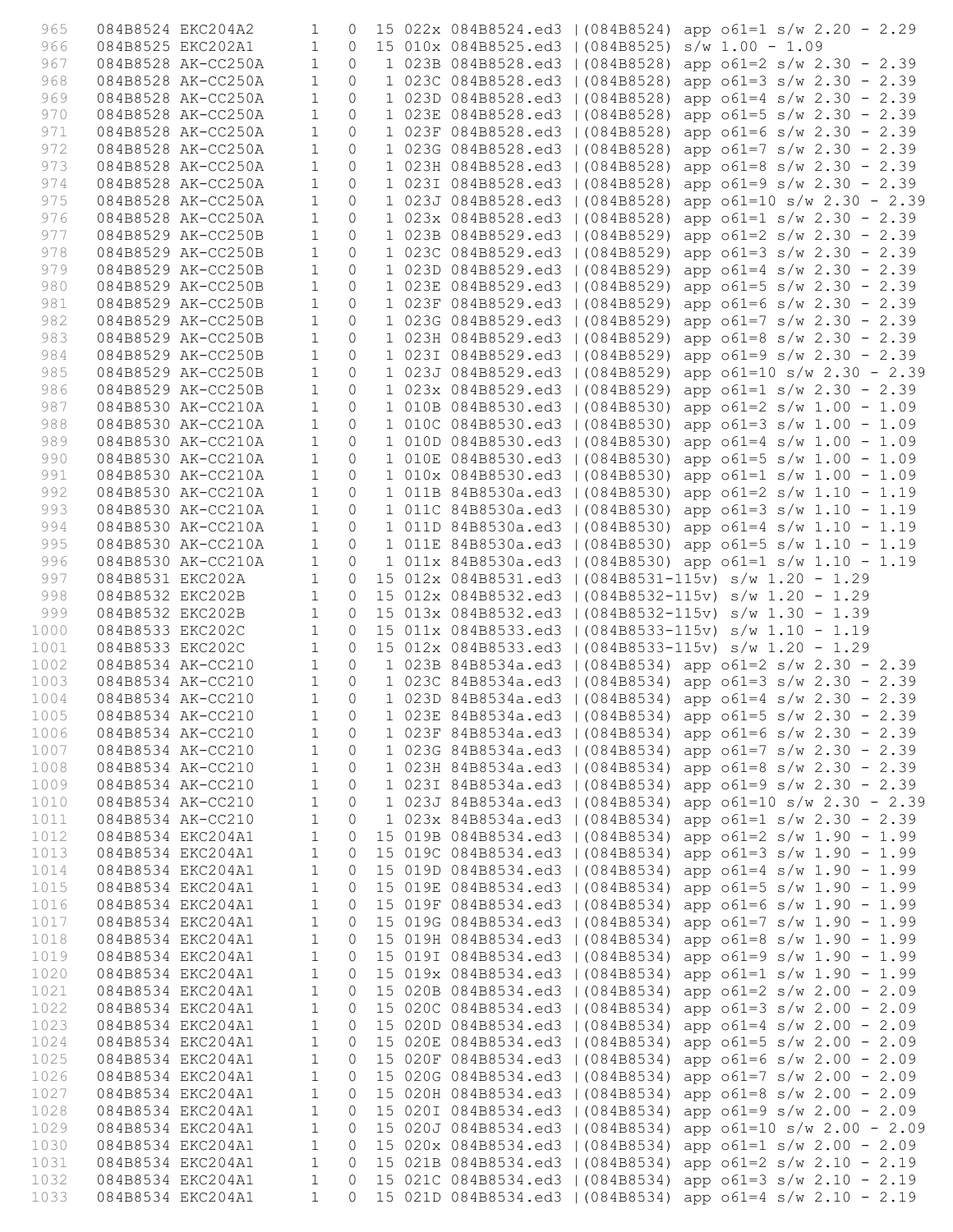```
 965    084B8524 EKC204A2       1   0  15 022x 084B8524.ed3 |(084B8524) app o61=1 s/w 2.20 - 2.29
 966    084B8525 EKC202A1       1   0  15 010x 084B8525.ed3 |(084B8525) s/w 1.00 - 1.09
 967    084B8528 AK-CC250A      1   0   1 023B 084B8528.ed3 |(084B8528) app o61=2 s/w 2.30 - 2.39
 968    084B8528 AK-CC250A      1   0   1 023C 084B8528.ed3 |(084B8528) app o61=3 s/w 2.30 - 2.39
 969    084B8528 AK-CC250A      1   0   1 023D 084B8528.ed3 |(084B8528) app o61=4 s/w 2.30 - 2.39
 970    084B8528 AK-CC250A      1   0   1 023E 084B8528.ed3 |(084B8528) app o61=5 s/w 2.30 - 2.39
 971    084B8528 AK-CC250A      1   0   1 023F 084B8528.ed3 |(084B8528) app o61=6 s/w 2.30 - 2.39
 972    084B8528 AK-CC250A      1   0   1 023G 084B8528.ed3 |(084B8528) app o61=7 s/w 2.30 - 2.39
 973    084B8528 AK-CC250A      1   0   1 023H 084B8528.ed3 |(084B8528) app o61=8 s/w 2.30 - 2.39
 974    084B8528 AK-CC250A      1   0   1 023I 084B8528.ed3 |(084B8528) app o61=9 s/w 2.30 - 2.39
 975    084B8528 AK-CC250A      1   0   1 023J 084B8528.ed3 |(084B8528) app o61=10 s/w 2.30 - 2.39
 976    084B8528 AK-CC250A      1   0   1 023x 084B8528.ed3 |(084B8528) app o61=1 s/w 2.30 - 2.39
 977    084B8529 AK-CC250B      1   0   1 023B 084B8529.ed3 |(084B8529) app o61=2 s/w 2.30 - 2.39
 978    084B8529 AK-CC250B      1   0   1 023C 084B8529.ed3 |(084B8529) app o61=3 s/w 2.30 - 2.39
 979    084B8529 AK-CC250B      1   0   1 023D 084B8529.ed3 |(084B8529) app o61=4 s/w 2.30 - 2.39
 980    084B8529 AK-CC250B      1   0   1 023E 084B8529.ed3 |(084B8529) app o61=5 s/w 2.30 - 2.39
 981    084B8529 AK-CC250B      1   0   1 023F 084B8529.ed3 |(084B8529) app o61=6 s/w 2.30 - 2.39
 982    084B8529 AK-CC250B      1   0   1 023G 084B8529.ed3 |(084B8529) app o61=7 s/w 2.30 - 2.39
 983    084B8529 AK-CC250B      1   0   1 023H 084B8529.ed3 |(084B8529) app o61=8 s/w 2.30 - 2.39
 984    084B8529 AK-CC250B      1   0   1 023I 084B8529.ed3 |(084B8529) app o61=9 s/w 2.30 - 2.39
 985    084B8529 AK-CC250B      1   0   1 023J 084B8529.ed3 |(084B8529) app o61=10 s/w 2.30 - 2.39
 986    084B8529 AK-CC250B      1   0   1 023x 084B8529.ed3 |(084B8529) app o61=1 s/w 2.30 - 2.39
 987    084B8530 AK-CC210A      1   0   1 010B 084B8530.ed3 |(084B8530) app o61=2 s/w 1.00 - 1.09
 988    084B8530 AK-CC210A      1   0   1 010C 084B8530.ed3 |(084B8530) app o61=3 s/w 1.00 - 1.09
 989    084B8530 AK-CC210A      1   0   1 010D 084B8530.ed3 |(084B8530) app o61=4 s/w 1.00 - 1.09
 990    084B8530 AK-CC210A      1   0   1 010E 084B8530.ed3 |(084B8530) app o61=5 s/w 1.00 - 1.09
 991    084B8530 AK-CC210A      1   0   1 010x 084B8530.ed3 |(084B8530) app o61=1 s/w 1.00 - 1.09
 992    084B8530 AK-CC210A      1   0   1 011B 84B8530a.ed3 |(084B8530) app o61=2 s/w 1.10 - 1.19
 993    084B8530 AK-CC210A      1   0   1 011C 84B8530a.ed3 |(084B8530) app o61=3 s/w 1.10 - 1.19
 994    084B8530 AK-CC210A      1   0   1 011D 84B8530a.ed3 |(084B8530) app o61=4 s/w 1.10 - 1.19
 995    084B8530 AK-CC210A      1   0   1 011E 84B8530a.ed3 |(084B8530) app o61=5 s/w 1.10 - 1.19
 996    084B8530 AK-CC210A      1   0   1 011x 84B8530a.ed3 |(084B8530) app o61=1 s/w 1.10 - 1.19
 997    084B8531 EKC202A        1   0  15 012x 084B8531.ed3 |(084B8531-115v) s/w 1.20 - 1.29
 998    084B8532 EKC202B        1   0  15 012x 084B8532.ed3 |(084B8532-115v) s/w 1.20 - 1.29
 999    084B8532 EKC202B        1   0  15 013x 084B8532.ed3 |(084B8532-115v) s/w 1.30 - 1.39
1000    084B8533 EKC202C        1   0  15 011x 084B8533.ed3 |(084B8533-115v) s/w 1.10 - 1.19
1001    084B8533 EKC202C        1   0  15 012x 084B8533.ed3 |(084B8533-115v) s/w 1.20 - 1.29
1002    084B8534 AK-CC210       1   0   1 023B 84B8534a.ed3 |(084B8534) app o61=2 s/w 2.30 - 2.39
1003    084B8534 AK-CC210       1   0   1 023C 84B8534a.ed3 |(084B8534) app o61=3 s/w 2.30 - 2.39
1004    084B8534 AK-CC210       1   0   1 023D 84B8534a.ed3 |(084B8534) app o61=4 s/w 2.30 - 2.39
1005    084B8534 AK-CC210       1   0   1 023E 84B8534a.ed3 |(084B8534) app o61=5 s/w 2.30 - 2.39
1006    084B8534 AK-CC210       1   0   1 023F 84B8534a.ed3 |(084B8534) app o61=6 s/w 2.30 - 2.39
1007    084B8534 AK-CC210       1   0   1 023G 84B8534a.ed3 |(084B8534) app o61=7 s/w 2.30 - 2.39
1008    084B8534 AK-CC210       1   0   1 023H 84B8534a.ed3 |(084B8534) app o61=8 s/w 2.30 - 2.39
1009    084B8534 AK-CC210       1   0   1 023I 84B8534a.ed3 |(084B8534) app o61=9 s/w 2.30 - 2.39
1010    084B8534 AK-CC210       1   0   1 023J 84B8534a.ed3 |(084B8534) app o61=10 s/w 2.30 - 2.39
1011    084B8534 AK-CC210       1   0   1 023x 84B8534a.ed3 |(084B8534) app o61=1 s/w 2.30 - 2.39
1012    084B8534 EKC204A1       1   0  15 019B 084B8534.ed3 |(084B8534) app o61=2 s/w 1.90 - 1.99
1013    084B8534 EKC204A1       1   0  15 019C 084B8534.ed3 |(084B8534) app o61=3 s/w 1.90 - 1.99
1014    084B8534 EKC204A1       1   0  15 019D 084B8534.ed3 |(084B8534) app o61=4 s/w 1.90 - 1.99
1015    084B8534 EKC204A1       1   0  15 019E 084B8534.ed3 |(084B8534) app o61=5 s/w 1.90 - 1.99
1016    084B8534 EKC204A1       1   0  15 019F 084B8534.ed3 |(084B8534) app o61=6 s/w 1.90 - 1.99
1017    084B8534 EKC204A1       1   0  15 019G 084B8534.ed3 |(084B8534) app o61=7 s/w 1.90 - 1.99
1018    084B8534 EKC204A1       1   0  15 019H 084B8534.ed3 |(084B8534) app o61=8 s/w 1.90 - 1.99
1019    084B8534 EKC204A1       1   0  15 019I 084B8534.ed3 |(084B8534) app o61=9 s/w 1.90 - 1.99
1020    084B8534 EKC204A1       1   0  15 019x 084B8534.ed3 |(084B8534) app o61=1 s/w 1.90 - 1.99
1021    084B8534 EKC204A1       1   0  15 020B 084B8534.ed3 |(084B8534) app o61=2 s/w 2.00 - 2.09
1022    084B8534 EKC204A1       1   0  15 020C 084B8534.ed3 |(084B8534) app o61=3 s/w 2.00 - 2.09
1023    084B8534 EKC204A1       1   0  15 020D 084B8534.ed3 |(084B8534) app o61=4 s/w 2.00 - 2.09
1024    084B8534 EKC204A1       1   0  15 020E 084B8534.ed3 |(084B8534) app o61=5 s/w 2.00 - 2.09
1025    084B8534 EKC204A1       1   0  15 020F 084B8534.ed3 |(084B8534) app o61=6 s/w 2.00 - 2.09
1026    084B8534 EKC204A1       1   0  15 020G 084B8534.ed3 |(084B8534) app o61=7 s/w 2.00 - 2.09
1027    084B8534 EKC204A1       1   0  15 020H 084B8534.ed3 |(084B8534) app o61=8 s/w 2.00 - 2.09
1028    084B8534 EKC204A1       1   0  15 020I 084B8534.ed3 |(084B8534) app o61=9 s/w 2.00 - 2.09
1029    084B8534 EKC204A1       1   0  15 020J 084B8534.ed3 |(084B8534) app o61=10 s/w 2.00 - 2.09
1030    084B8534 EKC204A1       1   0  15 020x 084B8534.ed3 |(084B8534) app o61=1 s/w 2.00 - 2.09
1031    084B8534 EKC204A1       1   0  15 021B 084B8534.ed3 |(084B8534) app o61=2 s/w 2.10 - 2.19
1032    084B8534 EKC204A1       1   0  15 021C 084B8534.ed3 |(084B8534) app o61=3 s/w 2.10 - 2.19
1033    084B8534 EKC204A1       1   0  15 021D 084B8534.ed3 |(084B8534) app o61=4 s/w 2.10 - 2.19
```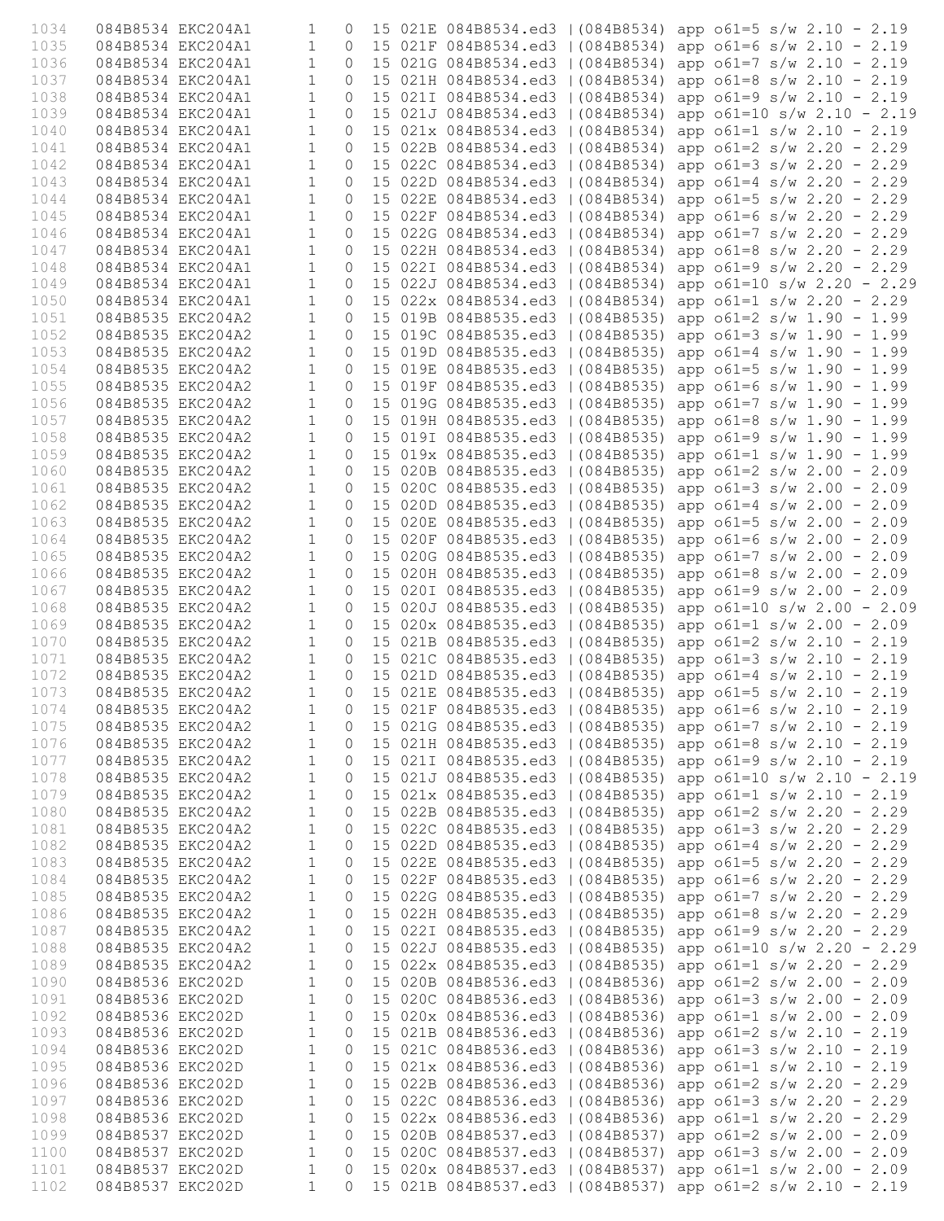```
1034    084B8534 EKC204A1      1   0  15 021E 084B8534.ed3 |(084B8534) app o61=5 s/w 2.10 - 2.19
1035    084B8534 EKC204A1      1   0  15 021F 084B8534.ed3 |(084B8534) app o61=6 s/w 2.10 - 2.19
1036    084B8534 EKC204A1      1   0  15 021G 084B8534.ed3 |(084B8534) app o61=7 s/w 2.10 - 2.19
1037    084B8534 EKC204A1      1   0  15 021H 084B8534.ed3 |(084B8534) app o61=8 s/w 2.10 - 2.19
1038    084B8534 EKC204A1      1   0  15 021I 084B8534.ed3 |(084B8534) app o61=9 s/w 2.10 - 2.19
1039    084B8534 EKC204A1      1   0  15 021J 084B8534.ed3 |(084B8534) app o61=10 s/w 2.10 - 2.19
1040    084B8534 EKC204A1      1   0  15 021x 084B8534.ed3 |(084B8534) app o61=1 s/w 2.10 - 2.19
1041    084B8534 EKC204A1      1   0  15 022B 084B8534.ed3 |(084B8534) app o61=2 s/w 2.20 - 2.29
1042    084B8534 EKC204A1      1   0  15 022C 084B8534.ed3 |(084B8534) app o61=3 s/w 2.20 - 2.29
1043    084B8534 EKC204A1      1   0  15 022D 084B8534.ed3 |(084B8534) app o61=4 s/w 2.20 - 2.29
1044    084B8534 EKC204A1      1   0  15 022E 084B8534.ed3 |(084B8534) app o61=5 s/w 2.20 - 2.29
1045    084B8534 EKC204A1      1   0  15 022F 084B8534.ed3 |(084B8534) app o61=6 s/w 2.20 - 2.29
1046    084B8534 EKC204A1      1   0  15 022G 084B8534.ed3 |(084B8534) app o61=7 s/w 2.20 - 2.29
1047    084B8534 EKC204A1      1   0  15 022H 084B8534.ed3 |(084B8534) app o61=8 s/w 2.20 - 2.29
1048    084B8534 EKC204A1      1   0  15 022I 084B8534.ed3 |(084B8534) app o61=9 s/w 2.20 - 2.29
1049    084B8534 EKC204A1      1   0  15 022J 084B8534.ed3 |(084B8534) app o61=10 s/w 2.20 - 2.29
1050    084B8534 EKC204A1      1   0  15 022x 084B8534.ed3 |(084B8534) app o61=1 s/w 2.20 - 2.29
1051    084B8535 EKC204A2      1   0  15 019B 084B8535.ed3 |(084B8535) app o61=2 s/w 1.90 - 1.99
1052    084B8535 EKC204A2      1   0  15 019C 084B8535.ed3 |(084B8535) app o61=3 s/w 1.90 - 1.99
1053    084B8535 EKC204A2      1   0  15 019D 084B8535.ed3 |(084B8535) app o61=4 s/w 1.90 - 1.99
1054    084B8535 EKC204A2      1   0  15 019E 084B8535.ed3 |(084B8535) app o61=5 s/w 1.90 - 1.99
1055    084B8535 EKC204A2      1   0  15 019F 084B8535.ed3 |(084B8535) app o61=6 s/w 1.90 - 1.99
1056    084B8535 EKC204A2      1   0  15 019G 084B8535.ed3 |(084B8535) app o61=7 s/w 1.90 - 1.99
1057    084B8535 EKC204A2      1   0  15 019H 084B8535.ed3 |(084B8535) app o61=8 s/w 1.90 - 1.99
1058    084B8535 EKC204A2      1   0  15 019I 084B8535.ed3 |(084B8535) app o61=9 s/w 1.90 - 1.99
1059    084B8535 EKC204A2      1   0  15 019x 084B8535.ed3 |(084B8535) app o61=1 s/w 1.90 - 1.99
1060    084B8535 EKC204A2      1   0  15 020B 084B8535.ed3 |(084B8535) app o61=2 s/w 2.00 - 2.09
1061    084B8535 EKC204A2      1   0  15 020C 084B8535.ed3 |(084B8535) app o61=3 s/w 2.00 - 2.09
1062    084B8535 EKC204A2      1   0  15 020D 084B8535.ed3 |(084B8535) app o61=4 s/w 2.00 - 2.09
1063    084B8535 EKC204A2      1   0  15 020E 084B8535.ed3 |(084B8535) app o61=5 s/w 2.00 - 2.09
1064    084B8535 EKC204A2      1   0  15 020F 084B8535.ed3 |(084B8535) app o61=6 s/w 2.00 - 2.09
1065    084B8535 EKC204A2      1   0  15 020G 084B8535.ed3 |(084B8535) app o61=7 s/w 2.00 - 2.09
1066    084B8535 EKC204A2      1   0  15 020H 084B8535.ed3 |(084B8535) app o61=8 s/w 2.00 - 2.09
1067    084B8535 EKC204A2      1   0  15 020I 084B8535.ed3 |(084B8535) app o61=9 s/w 2.00 - 2.09
1068    084B8535 EKC204A2      1   0  15 020J 084B8535.ed3 |(084B8535) app o61=10 s/w 2.00 - 2.09
1069    084B8535 EKC204A2      1   0  15 020x 084B8535.ed3 |(084B8535) app o61=1 s/w 2.00 - 2.09
1070    084B8535 EKC204A2      1   0  15 021B 084B8535.ed3 |(084B8535) app o61=2 s/w 2.10 - 2.19
1071    084B8535 EKC204A2      1   0  15 021C 084B8535.ed3 |(084B8535) app o61=3 s/w 2.10 - 2.19
1072    084B8535 EKC204A2      1   0  15 021D 084B8535.ed3 |(084B8535) app o61=4 s/w 2.10 - 2.19
1073    084B8535 EKC204A2      1   0  15 021E 084B8535.ed3 |(084B8535) app o61=5 s/w 2.10 - 2.19
1074    084B8535 EKC204A2      1   0  15 021F 084B8535.ed3 |(084B8535) app o61=6 s/w 2.10 - 2.19
1075    084B8535 EKC204A2      1   0  15 021G 084B8535.ed3 |(084B8535) app o61=7 s/w 2.10 - 2.19
1076    084B8535 EKC204A2      1   0  15 021H 084B8535.ed3 |(084B8535) app o61=8 s/w 2.10 - 2.19
1077    084B8535 EKC204A2      1   0  15 021I 084B8535.ed3 |(084B8535) app o61=9 s/w 2.10 - 2.19
1078    084B8535 EKC204A2      1   0  15 021J 084B8535.ed3 |(084B8535) app o61=10 s/w 2.10 - 2.19
1079    084B8535 EKC204A2      1   0  15 021x 084B8535.ed3 |(084B8535) app o61=1 s/w 2.10 - 2.19
1080    084B8535 EKC204A2      1   0  15 022B 084B8535.ed3 |(084B8535) app o61=2 s/w 2.20 - 2.29
1081    084B8535 EKC204A2      1   0  15 022C 084B8535.ed3 |(084B8535) app o61=3 s/w 2.20 - 2.29
1082    084B8535 EKC204A2      1   0  15 022D 084B8535.ed3 |(084B8535) app o61=4 s/w 2.20 - 2.29
1083    084B8535 EKC204A2      1   0  15 022E 084B8535.ed3 |(084B8535) app o61=5 s/w 2.20 - 2.29
1084    084B8535 EKC204A2      1   0  15 022F 084B8535.ed3 |(084B8535) app o61=6 s/w 2.20 - 2.29
1085    084B8535 EKC204A2      1   0  15 022G 084B8535.ed3 |(084B8535) app o61=7 s/w 2.20 - 2.29
1086    084B8535 EKC204A2      1   0  15 022H 084B8535.ed3 |(084B8535) app o61=8 s/w 2.20 - 2.29
1087    084B8535 EKC204A2      1   0  15 022I 084B8535.ed3 |(084B8535) app o61=9 s/w 2.20 - 2.29
1088    084B8535 EKC204A2      1   0  15 022J 084B8535.ed3 |(084B8535) app o61=10 s/w 2.20 - 2.29
1089    084B8535 EKC204A2      1   0  15 022x 084B8535.ed3 |(084B8535) app o61=1 s/w 2.20 - 2.29
1090    084B8536 EKC202D       1   0  15 020B 084B8536.ed3 |(084B8536) app o61=2 s/w 2.00 - 2.09
1091    084B8536 EKC202D       1   0  15 020C 084B8536.ed3 |(084B8536) app o61=3 s/w 2.00 - 2.09
1092    084B8536 EKC202D       1   0  15 020x 084B8536.ed3 |(084B8536) app o61=1 s/w 2.00 - 2.09
1093    084B8536 EKC202D       1   0  15 021B 084B8536.ed3 |(084B8536) app o61=2 s/w 2.10 - 2.19
1094    084B8536 EKC202D       1   0  15 021C 084B8536.ed3 |(084B8536) app o61=3 s/w 2.10 - 2.19
1095    084B8536 EKC202D       1   0  15 021x 084B8536.ed3 |(084B8536) app o61=1 s/w 2.10 - 2.19
1096    084B8536 EKC202D       1   0  15 022B 084B8536.ed3 |(084B8536) app o61=2 s/w 2.20 - 2.29
1097    084B8536 EKC202D       1   0  15 022C 084B8536.ed3 |(084B8536) app o61=3 s/w 2.20 - 2.29
1098    084B8536 EKC202D       1   0  15 022x 084B8536.ed3 |(084B8536) app o61=1 s/w 2.20 - 2.29
1099    084B8537 EKC202D       1   0  15 020B 084B8537.ed3 |(084B8537) app o61=2 s/w 2.00 - 2.09
1100    084B8537 EKC202D       1   0  15 020C 084B8537.ed3 |(084B8537) app o61=3 s/w 2.00 - 2.09
1101    084B8537 EKC202D       1   0  15 020x 084B8537.ed3 |(084B8537) app o61=1 s/w 2.00 - 2.09
1102    084B8537 EKC202D       1   0  15 021B 084B8537.ed3 |(084B8537) app o61=2 s/w 2.10 - 2.19
```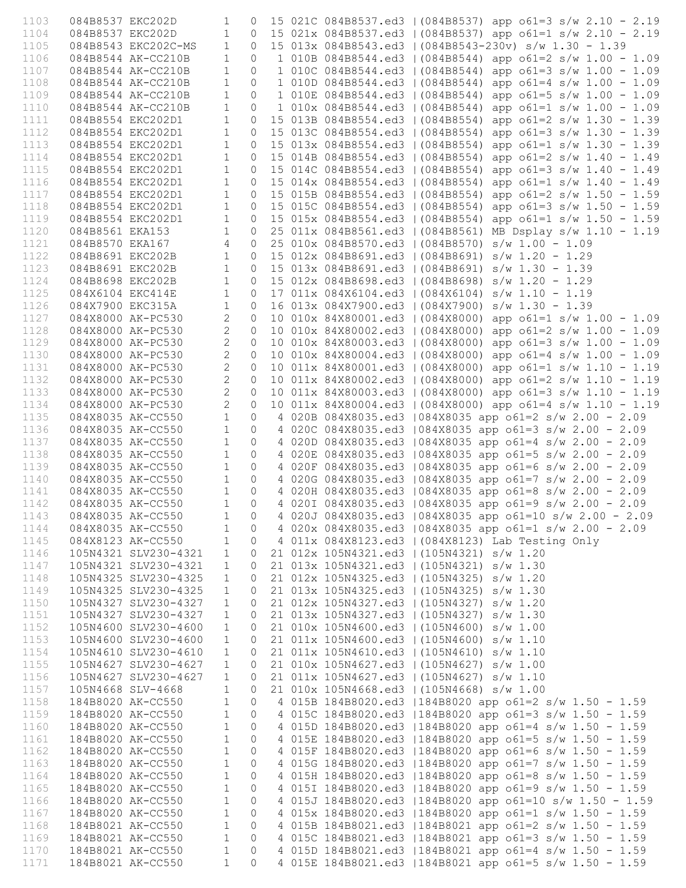```
1103    084B8537 EKC202D        1   0  15 021C 084B8537.ed3 |(084B8537) app o61=3 s/w 2.10 - 2.19
1104    084B8537 EKC202D        1   0  15 021x 084B8537.ed3 |(084B8537) app o61=1 s/w 2.10 - 2.19
1105    084B8543 EKC202C-MS     1   0  15 013x 084B8543.ed3 |(084B8543-230v) s/w 1.30 - 1.39
1106    084B8544 AK-CC210B      1   0   1 010B 084B8544.ed3 |(084B8544) app o61=2 s/w 1.00 - 1.09
1107    084B8544 AK-CC210B      1   0   1 010C 084B8544.ed3 |(084B8544) app o61=3 s/w 1.00 - 1.09
1108    084B8544 AK-CC210B      1   0   1 010D 084B8544.ed3 |(084B8544) app o61=4 s/w 1.00 - 1.09
1109    084B8544 AK-CC210B      1   0   1 010E 084B8544.ed3 |(084B8544) app o61=5 s/w 1.00 - 1.09
1110    084B8544 AK-CC210B      1   0   1 010x 084B8544.ed3 |(084B8544) app o61=1 s/w 1.00 - 1.09
1111    084B8554 EKC202D1       1   0  15 013B 084B8554.ed3 |(084B8554) app o61=2 s/w 1.30 - 1.39
1112    084B8554 EKC202D1       1   0  15 013C 084B8554.ed3 |(084B8554) app o61=3 s/w 1.30 - 1.39
1113    084B8554 EKC202D1       1   0  15 013x 084B8554.ed3 |(084B8554) app o61=1 s/w 1.30 - 1.39
1114    084B8554 EKC202D1       1   0  15 014B 084B8554.ed3 |(084B8554) app o61=2 s/w 1.40 - 1.49
1115    084B8554 EKC202D1       1   0  15 014C 084B8554.ed3 |(084B8554) app o61=3 s/w 1.40 - 1.49
1116    084B8554 EKC202D1       1   0  15 014x 084B8554.ed3 |(084B8554) app o61=1 s/w 1.40 - 1.49
1117    084B8554 EKC202D1       1   0  15 015B 084B8554.ed3 |(084B8554) app o61=2 s/w 1.50 - 1.59
1118    084B8554 EKC202D1       1   0  15 015C 084B8554.ed3 |(084B8554) app o61=3 s/w 1.50 - 1.59
1119    084B8554 EKC202D1       1   0  15 015x 084B8554.ed3 |(084B8554) app o61=1 s/w 1.50 - 1.59
1120    084B8561 EKA153         1   0  25 011x 084B8561.ed3 |(084B8561) MB Dsplay s/w 1.10 - 1.19
1121    084B8570 EKA167         4   0  25 010x 084B8570.ed3 |(084B8570) s/w 1.00 - 1.09
1122    084B8691 EKC202B        1   0  15 012x 084B8691.ed3 |(084B8691) s/w 1.20 - 1.29
1123    084B8691 EKC202B        1   0  15 013x 084B8691.ed3 |(084B8691) s/w 1.30 - 1.39
1124    084B8698 EKC202B        1   0  15 012x 084B8698.ed3 |(084B8698) s/w 1.20 - 1.29
1125    084X6104 EKC414E        1   0  17 011x 084X6104.ed3 |(084X6104) s/w 1.10 - 1.19
1126    084X7900 EKC315A        1   0  16 013x 084X7900.ed3 |(084X7900) s/w 1.30 - 1.39
1127    084X8000 AK-PC530       2   0  10 010x 84X80001.ed3 |(084X8000) app o61=1 s/w 1.00 - 1.09
1128    084X8000 AK-PC530       2   0  10 010x 84X80002.ed3 |(084X8000) app o61=2 s/w 1.00 - 1.09
1129    084X8000 AK-PC530       2   0  10 010x 84X80003.ed3 |(084X8000) app o61=3 s/w 1.00 - 1.09
1130    084X8000 AK-PC530       2   0  10 010x 84X80004.ed3 |(084X8000) app o61=4 s/w 1.00 - 1.09
1131    084X8000 AK-PC530       2   0  10 011x 84X80001.ed3 |(084X8000) app o61=1 s/w 1.10 - 1.19
1132    084X8000 AK-PC530       2   0  10 011x 84X80002.ed3 |(084X8000) app o61=2 s/w 1.10 - 1.19
1133    084X8000 AK-PC530       2   0  10 011x 84X80003.ed3 |(084X8000) app o61=3 s/w 1.10 - 1.19
1134    084X8000 AK-PC530       2   0  10 011x 84X80004.ed3 |(084X8000) app o61=4 s/w 1.10 - 1.19
1135    084X8035 AK-CC550       1   0   4 020B 084X8035.ed3 |084X8035 app o61=2 s/w 2.00 - 2.09
1136    084X8035 AK-CC550       1   0   4 020C 084X8035.ed3 |084X8035 app o61=3 s/w 2.00 - 2.09
1137    084X8035 AK-CC550       1   0   4 020D 084X8035.ed3 |084X8035 app o61=4 s/w 2.00 - 2.09
1138    084X8035 AK-CC550       1   0   4 020E 084X8035.ed3 |084X8035 app o61=5 s/w 2.00 - 2.09
1139    084X8035 AK-CC550       1   0   4 020F 084X8035.ed3 |084X8035 app o61=6 s/w 2.00 - 2.09
1140    084X8035 AK-CC550       1   0   4 020G 084X8035.ed3 |084X8035 app o61=7 s/w 2.00 - 2.09
1141    084X8035 AK-CC550       1   0   4 020H 084X8035.ed3 |084X8035 app o61=8 s/w 2.00 - 2.09
1142    084X8035 AK-CC550       1   0   4 020I 084X8035.ed3 |084X8035 app o61=9 s/w 2.00 - 2.09
1143    084X8035 AK-CC550       1   0   4 020J 084X8035.ed3 |084X8035 app o61=10 s/w 2.00 - 2.09
1144    084X8035 AK-CC550       1   0   4 020x 084X8035.ed3 |084X8035 app o61=1 s/w 2.00 - 2.09
1145    084X8123 AK-CC550       1   0   4 011x 084X8123.ed3 |(084X8123) Lab Testing Only
1146    105N4321 SLV230-4321    1   0  21 012x 105N4321.ed3 |(105N4321) s/w 1.20
1147    105N4321 SLV230-4321    1   0  21 013x 105N4321.ed3 |(105N4321) s/w 1.30
1148    105N4325 SLV230-4325    1   0  21 012x 105N4325.ed3 |(105N4325) s/w 1.20
1149    105N4325 SLV230-4325    1   0  21 013x 105N4325.ed3 |(105N4325) s/w 1.30
1150    105N4327 SLV230-4327    1   0  21 012x 105N4327.ed3 |(105N4327) s/w 1.20
1151    105N4327 SLV230-4327    1   0  21 013x 105N4327.ed3 |(105N4327) s/w 1.30
1152    105N4600 SLV230-4600    1   0  21 010x 105N4600.ed3 |(105N4600) s/w 1.00
1153    105N4600 SLV230-4600    1   0  21 011x 105N4600.ed3 |(105N4600) s/w 1.10
1154    105N4610 SLV230-4610    1   0  21 011x 105N4610.ed3 |(105N4610) s/w 1.10
1155    105N4627 SLV230-4627    1   0  21 010x 105N4627.ed3 |(105N4627) s/w 1.00
1156    105N4627 SLV230-4627    1   0  21 011x 105N4627.ed3 |(105N4627) s/w 1.10
1157    105N4668 SLV-4668       1   0  21 010x 105N4668.ed3 |(105N4668) s/w 1.00
1158    184B8020 AK-CC550       1   0   4 015B 184B8020.ed3 |184B8020 app o61=2 s/w 1.50 - 1.59
1159    184B8020 AK-CC550       1   0   4 015C 184B8020.ed3 |184B8020 app o61=3 s/w 1.50 - 1.59
1160    184B8020 AK-CC550       1   0   4 015D 184B8020.ed3 |184B8020 app o61=4 s/w 1.50 - 1.59
1161    184B8020 AK-CC550       1   0   4 015E 184B8020.ed3 |184B8020 app o61=5 s/w 1.50 - 1.59
1162    184B8020 AK-CC550       1   0   4 015F 184B8020.ed3 |184B8020 app o61=6 s/w 1.50 - 1.59
1163    184B8020 AK-CC550       1   0   4 015G 184B8020.ed3 |184B8020 app o61=7 s/w 1.50 - 1.59
1164    184B8020 AK-CC550       1   0   4 015H 184B8020.ed3 |184B8020 app o61=8 s/w 1.50 - 1.59
1165    184B8020 AK-CC550       1   0   4 015I 184B8020.ed3 |184B8020 app o61=9 s/w 1.50 - 1.59
1166    184B8020 AK-CC550       1   0   4 015J 184B8020.ed3 |184B8020 app o61=10 s/w 1.50 - 1.59
1167    184B8020 AK-CC550       1   0   4 015x 184B8020.ed3 |184B8020 app o61=1 s/w 1.50 - 1.59
1168    184B8021 AK-CC550       1   0   4 015B 184B8021.ed3 |184B8021 app o61=2 s/w 1.50 - 1.59
1169    184B8021 AK-CC550       1   0   4 015C 184B8021.ed3 |184B8021 app o61=3 s/w 1.50 - 1.59
1170    184B8021 AK-CC550       1   0   4 015D 184B8021.ed3 |184B8021 app o61=4 s/w 1.50 - 1.59
1171    184B8021 AK-CC550       1   0   4 015E 184B8021.ed3 |184B8021 app o61=5 s/w 1.50 - 1.59
```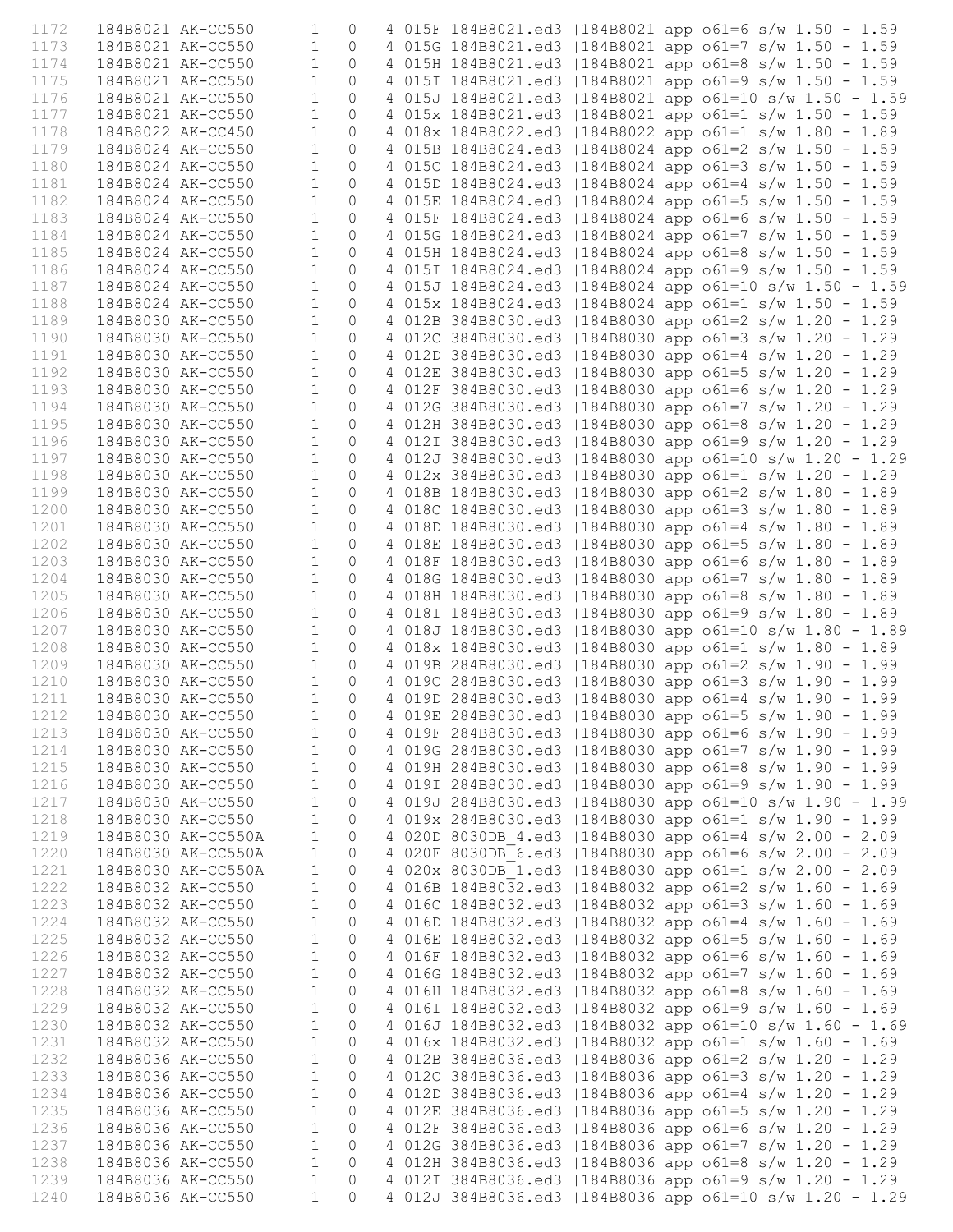```
1172    184B8021 AK-CC550       1   0   4 015F 184B8021.ed3 |184B8021 app o61=6 s/w 1.50 - 1.59
1173    184B8021 AK-CC550       1   0   4 015G 184B8021.ed3 |184B8021 app o61=7 s/w 1.50 - 1.59
1174    184B8021 AK-CC550       1   0   4 015H 184B8021.ed3 |184B8021 app o61=8 s/w 1.50 - 1.59
1175    184B8021 AK-CC550       1   0   4 015I 184B8021.ed3 |184B8021 app o61=9 s/w 1.50 - 1.59
1176    184B8021 AK-CC550       1   0   4 015J 184B8021.ed3 |184B8021 app o61=10 s/w 1.50 - 1.59
1177    184B8021 AK-CC550       1   0   4 015x 184B8021.ed3 |184B8021 app o61=1 s/w 1.50 - 1.59
1178    184B8022 AK-CC450       1   0   4 018x 184B8022.ed3 |184B8022 app o61=1 s/w 1.80 - 1.89
1179    184B8024 AK-CC550       1   0   4 015B 184B8024.ed3 |184B8024 app o61=2 s/w 1.50 - 1.59
1180    184B8024 AK-CC550       1   0   4 015C 184B8024.ed3 |184B8024 app o61=3 s/w 1.50 - 1.59
1181    184B8024 AK-CC550       1   0   4 015D 184B8024.ed3 |184B8024 app o61=4 s/w 1.50 - 1.59
1182    184B8024 AK-CC550       1   0   4 015E 184B8024.ed3 |184B8024 app o61=5 s/w 1.50 - 1.59
1183    184B8024 AK-CC550       1   0   4 015F 184B8024.ed3 |184B8024 app o61=6 s/w 1.50 - 1.59
1184    184B8024 AK-CC550       1   0   4 015G 184B8024.ed3 |184B8024 app o61=7 s/w 1.50 - 1.59
1185    184B8024 AK-CC550       1   0   4 015H 184B8024.ed3 |184B8024 app o61=8 s/w 1.50 - 1.59
1186    184B8024 AK-CC550       1   0   4 015I 184B8024.ed3 |184B8024 app o61=9 s/w 1.50 - 1.59
1187    184B8024 AK-CC550       1   0   4 015J 184B8024.ed3 |184B8024 app o61=10 s/w 1.50 - 1.59
1188    184B8024 AK-CC550       1   0   4 015x 184B8024.ed3 |184B8024 app o61=1 s/w 1.50 - 1.59
1189    184B8030 AK-CC550       1   0   4 012B 384B8030.ed3 |184B8030 app o61=2 s/w 1.20 - 1.29
1190    184B8030 AK-CC550       1   0   4 012C 384B8030.ed3 |184B8030 app o61=3 s/w 1.20 - 1.29
1191    184B8030 AK-CC550       1   0   4 012D 384B8030.ed3 |184B8030 app o61=4 s/w 1.20 - 1.29
1192    184B8030 AK-CC550       1   0   4 012E 384B8030.ed3 |184B8030 app o61=5 s/w 1.20 - 1.29
1193    184B8030 AK-CC550       1   0   4 012F 384B8030.ed3 |184B8030 app o61=6 s/w 1.20 - 1.29
1194    184B8030 AK-CC550       1   0   4 012G 384B8030.ed3 |184B8030 app o61=7 s/w 1.20 - 1.29
1195    184B8030 AK-CC550       1   0   4 012H 384B8030.ed3 |184B8030 app o61=8 s/w 1.20 - 1.29
1196    184B8030 AK-CC550       1   0   4 012I 384B8030.ed3 |184B8030 app o61=9 s/w 1.20 - 1.29
1197    184B8030 AK-CC550       1   0   4 012J 384B8030.ed3 |184B8030 app o61=10 s/w 1.20 - 1.29
1198    184B8030 AK-CC550       1   0   4 012x 384B8030.ed3 |184B8030 app o61=1 s/w 1.20 - 1.29
1199    184B8030 AK-CC550       1   0   4 018B 184B8030.ed3 |184B8030 app o61=2 s/w 1.80 - 1.89
1200    184B8030 AK-CC550       1   0   4 018C 184B8030.ed3 |184B8030 app o61=3 s/w 1.80 - 1.89
1201    184B8030 AK-CC550       1   0   4 018D 184B8030.ed3 |184B8030 app o61=4 s/w 1.80 - 1.89
1202    184B8030 AK-CC550       1   0   4 018E 184B8030.ed3 |184B8030 app o61=5 s/w 1.80 - 1.89
1203    184B8030 AK-CC550       1   0   4 018F 184B8030.ed3 |184B8030 app o61=6 s/w 1.80 - 1.89
1204    184B8030 AK-CC550       1   0   4 018G 184B8030.ed3 |184B8030 app o61=7 s/w 1.80 - 1.89
1205    184B8030 AK-CC550       1   0   4 018H 184B8030.ed3 |184B8030 app o61=8 s/w 1.80 - 1.89
1206    184B8030 AK-CC550       1   0   4 018I 184B8030.ed3 |184B8030 app o61=9 s/w 1.80 - 1.89
1207    184B8030 AK-CC550       1   0   4 018J 184B8030.ed3 |184B8030 app o61=10 s/w 1.80 - 1.89
1208    184B8030 AK-CC550       1   0   4 018x 184B8030.ed3 |184B8030 app o61=1 s/w 1.80 - 1.89
1209    184B8030 AK-CC550       1   0   4 019B 284B8030.ed3 |184B8030 app o61=2 s/w 1.90 - 1.99
1210    184B8030 AK-CC550       1   0   4 019C 284B8030.ed3 |184B8030 app o61=3 s/w 1.90 - 1.99
1211    184B8030 AK-CC550       1   0   4 019D 284B8030.ed3 |184B8030 app o61=4 s/w 1.90 - 1.99
1212    184B8030 AK-CC550       1   0   4 019E 284B8030.ed3 |184B8030 app o61=5 s/w 1.90 - 1.99
1213    184B8030 AK-CC550       1   0   4 019F 284B8030.ed3 |184B8030 app o61=6 s/w 1.90 - 1.99
1214    184B8030 AK-CC550       1   0   4 019G 284B8030.ed3 |184B8030 app o61=7 s/w 1.90 - 1.99
1215    184B8030 AK-CC550       1   0   4 019H 284B8030.ed3 |184B8030 app o61=8 s/w 1.90 - 1.99
1216    184B8030 AK-CC550       1   0   4 019I 284B8030.ed3 |184B8030 app o61=9 s/w 1.90 - 1.99
1217    184B8030 AK-CC550       1   0   4 019J 284B8030.ed3 |184B8030 app o61=10 s/w 1.90 - 1.99
1218    184B8030 AK-CC550       1   0   4 019x 284B8030.ed3 |184B8030 app o61=1 s/w 1.90 - 1.99
1219    184B8030 AK-CC550A      1   0   4 020D 8030DB_4.ed3 |184B8030 app o61=4 s/w 2.00 - 2.09
1220    184B8030 AK-CC550A      1   0   4 020F 8030DB_6.ed3 |184B8030 app o61=6 s/w 2.00 - 2.09
1221    184B8030 AK-CC550A      1   0   4 020x 8030DB_1.ed3 |184B8030 app o61=1 s/w 2.00 - 2.09
1222    184B8032 AK-CC550       1   0   4 016B 184B8032.ed3 |184B8032 app o61=2 s/w 1.60 - 1.69
1223    184B8032 AK-CC550       1   0   4 016C 184B8032.ed3 |184B8032 app o61=3 s/w 1.60 - 1.69
1224    184B8032 AK-CC550       1   0   4 016D 184B8032.ed3 |184B8032 app o61=4 s/w 1.60 - 1.69
1225    184B8032 AK-CC550       1   0   4 016E 184B8032.ed3 |184B8032 app o61=5 s/w 1.60 - 1.69
1226    184B8032 AK-CC550       1   0   4 016F 184B8032.ed3 |184B8032 app o61=6 s/w 1.60 - 1.69
1227    184B8032 AK-CC550       1   0   4 016G 184B8032.ed3 |184B8032 app o61=7 s/w 1.60 - 1.69
1228    184B8032 AK-CC550       1   0   4 016H 184B8032.ed3 |184B8032 app o61=8 s/w 1.60 - 1.69
1229    184B8032 AK-CC550       1   0   4 016I 184B8032.ed3 |184B8032 app o61=9 s/w 1.60 - 1.69
1230    184B8032 AK-CC550       1   0   4 016J 184B8032.ed3 |184B8032 app o61=10 s/w 1.60 - 1.69
1231    184B8032 AK-CC550       1   0   4 016x 184B8032.ed3 |184B8032 app o61=1 s/w 1.60 - 1.69
1232    184B8036 AK-CC550       1   0   4 012B 384B8036.ed3 |184B8036 app o61=2 s/w 1.20 - 1.29
1233    184B8036 AK-CC550       1   0   4 012C 384B8036.ed3 |184B8036 app o61=3 s/w 1.20 - 1.29
1234    184B8036 AK-CC550       1   0   4 012D 384B8036.ed3 |184B8036 app o61=4 s/w 1.20 - 1.29
1235    184B8036 AK-CC550       1   0   4 012E 384B8036.ed3 |184B8036 app o61=5 s/w 1.20 - 1.29
1236    184B8036 AK-CC550       1   0   4 012F 384B8036.ed3 |184B8036 app o61=6 s/w 1.20 - 1.29
1237    184B8036 AK-CC550       1   0   4 012G 384B8036.ed3 |184B8036 app o61=7 s/w 1.20 - 1.29
1238    184B8036 AK-CC550       1   0   4 012H 384B8036.ed3 |184B8036 app o61=8 s/w 1.20 - 1.29
1239    184B8036 AK-CC550       1   0   4 012I 384B8036.ed3 |184B8036 app o61=9 s/w 1.20 - 1.29
1240    184B8036 AK-CC550       1   0   4 012J 384B8036.ed3 |184B8036 app o61=10 s/w 1.20 - 1.29
```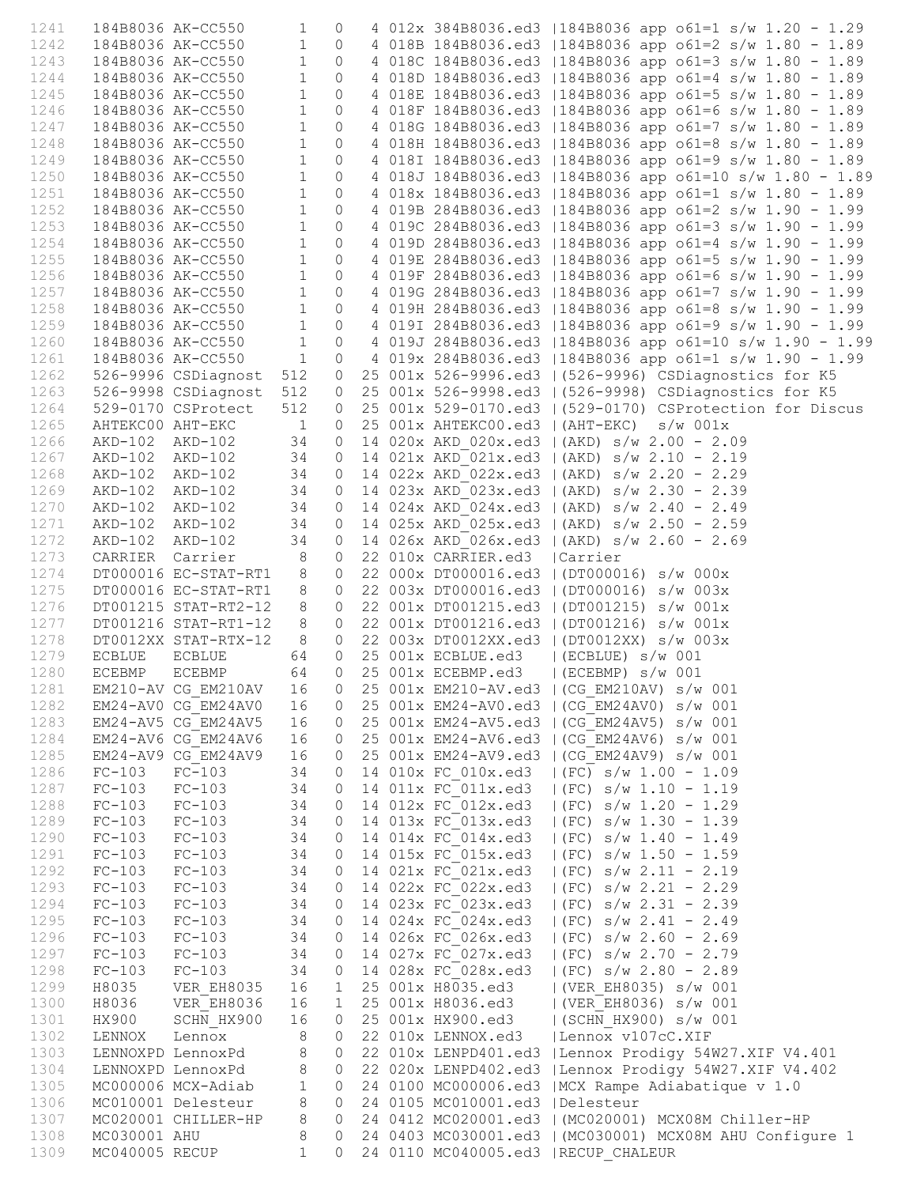```
1241   184B8036 AK-CC550      1   0   4 012x 384B8036.ed3 |184B8036 app o61=1 s/w 1.20 - 1.29
1242   184B8036 AK-CC550      1   0   4 018B 184B8036.ed3 |184B8036 app o61=2 s/w 1.80 - 1.89
1243   184B8036 AK-CC550      1   0   4 018C 184B8036.ed3 |184B8036 app o61=3 s/w 1.80 - 1.89
1244   184B8036 AK-CC550      1   0   4 018D 184B8036.ed3 |184B8036 app o61=4 s/w 1.80 - 1.89
1245   184B8036 AK-CC550      1   0   4 018E 184B8036.ed3 |184B8036 app o61=5 s/w 1.80 - 1.89
1246   184B8036 AK-CC550      1   0   4 018F 184B8036.ed3 |184B8036 app o61=6 s/w 1.80 - 1.89
1247   184B8036 AK-CC550      1   0   4 018G 184B8036.ed3 |184B8036 app o61=7 s/w 1.80 - 1.89
1248   184B8036 AK-CC550      1   0   4 018H 184B8036.ed3 |184B8036 app o61=8 s/w 1.80 - 1.89
1249   184B8036 AK-CC550      1   0   4 018I 184B8036.ed3 |184B8036 app o61=9 s/w 1.80 - 1.89
1250   184B8036 AK-CC550      1   0   4 018J 184B8036.ed3 |184B8036 app o61=10 s/w 1.80 - 1.89
1251   184B8036 AK-CC550      1   0   4 018x 184B8036.ed3 |184B8036 app o61=1 s/w 1.80 - 1.89
1252   184B8036 AK-CC550      1   0   4 019B 284B8036.ed3 |184B8036 app o61=2 s/w 1.90 - 1.99
1253   184B8036 AK-CC550      1   0   4 019C 284B8036.ed3 |184B8036 app o61=3 s/w 1.90 - 1.99
1254   184B8036 AK-CC550      1   0   4 019D 284B8036.ed3 |184B8036 app o61=4 s/w 1.90 - 1.99
1255   184B8036 AK-CC550      1   0   4 019E 284B8036.ed3 |184B8036 app o61=5 s/w 1.90 - 1.99
1256   184B8036 AK-CC550      1   0   4 019F 284B8036.ed3 |184B8036 app o61=6 s/w 1.90 - 1.99
1257   184B8036 AK-CC550      1   0   4 019G 284B8036.ed3 |184B8036 app o61=7 s/w 1.90 - 1.99
1258   184B8036 AK-CC550      1   0   4 019H 284B8036.ed3 |184B8036 app o61=8 s/w 1.90 - 1.99
1259   184B8036 AK-CC550      1   0   4 019I 284B8036.ed3 |184B8036 app o61=9 s/w 1.90 - 1.99
1260   184B8036 AK-CC550      1   0   4 019J 284B8036.ed3 |184B8036 app o61=10 s/w 1.90 - 1.99
1261   184B8036 AK-CC550      1   0   4 019x 284B8036.ed3 |184B8036 app o61=1 s/w 1.90 - 1.99
1262   526-9996 CSDiagnost  512   0  25 001x 526-9996.ed3 |(526-9996) CSDiagnostics for K5
1263   526-9998 CSDiagnost  512   0  25 001x 526-9998.ed3 |(526-9998) CSDiagnostics for K5
1264   529-0170 CSProtect   512   0  25 001x 529-0170.ed3 |(529-0170) CSProtection for Discus
1265   AHTEKC00 AHT-EKC       1   0  25 001x AHTEKC00.ed3 |(AHT-EKC)  s/w 001x
1266   AKD-102  AKD-102      34   0  14 020x AKD_020x.ed3 |(AKD) s/w 2.00 - 2.09
1267   AKD-102  AKD-102      34   0  14 021x AKD_021x.ed3 |(AKD) s/w 2.10 - 2.19
1268   AKD-102  AKD-102      34   0  14 022x AKD_022x.ed3 |(AKD) s/w 2.20 - 2.29
1269   AKD-102  AKD-102      34   0  14 023x AKD_023x.ed3 |(AKD) s/w 2.30 - 2.39
1270   AKD-102  AKD-102      34   0  14 024x AKD_024x.ed3 |(AKD) s/w 2.40 - 2.49
1271   AKD-102  AKD-102      34   0  14 025x AKD_025x.ed3 |(AKD) s/w 2.50 - 2.59
1272   AKD-102  AKD-102      34   0  14 026x AKD_026x.ed3 |(AKD) s/w 2.60 - 2.69
1273   CARRIER  Carrier       8   0  22 010x CARRIER.ed3  |Carrier
1274   DT000016 EC-STAT-RT1   8   0  22 000x DT000016.ed3 |(DT000016) s/w 000x
1275   DT000016 EC-STAT-RT1   8   0  22 003x DT000016.ed3 |(DT000016) s/w 003x
1276   DT001215 STAT-RT2-12   8   0  22 001x DT001215.ed3 |(DT001215) s/w 001x
1277   DT001216 STAT-RT1-12   8   0  22 001x DT001216.ed3 |(DT001216) s/w 001x
1278   DT0012XX STAT-RTX-12   8   0  22 003x DT0012XX.ed3 |(DT0012XX) s/w 003x
1279   ECBLUE   ECBLUE       64   0  25 001x ECBLUE.ed3   |(ECBLUE) s/w 001
1280   ECEBMP   ECEBMP       64   0  25 001x ECEBMP.ed3   |(ECEBMP) s/w 001
1281   EM210-AV CG_EM210AV   16   0  25 001x EM210-AV.ed3 |(CG_EM210AV) s/w 001
1282   EM24-AV0 CG_EM24AV0   16   0  25 001x EM24-AV0.ed3 |(CG_EM24AV0) s/w 001
1283   EM24-AV5 CG_EM24AV5   16   0  25 001x EM24-AV5.ed3 |(CG_EM24AV5) s/w 001
1284   EM24-AV6 CG_EM24AV6   16   0  25 001x EM24-AV6.ed3 |(CG_EM24AV6) s/w 001
1285   EM24-AV9 CG_EM24AV9   16   0  25 001x EM24-AV9.ed3 |(CG_EM24AV9) s/w 001
1286   FC-103   FC-103       34   0  14 010x FC_010x.ed3  |(FC) s/w 1.00 - 1.09
1287   FC-103   FC-103       34   0  14 011x FC_011x.ed3  |(FC) s/w 1.10 - 1.19
1288   FC-103   FC-103       34   0  14 012x FC_012x.ed3  |(FC) s/w 1.20 - 1.29
1289   FC-103   FC-103       34   0  14 013x FC_013x.ed3  |(FC) s/w 1.30 - 1.39
1290   FC-103   FC-103       34   0  14 014x FC_014x.ed3  |(FC) s/w 1.40 - 1.49
1291   FC-103   FC-103       34   0  14 015x FC_015x.ed3  |(FC) s/w 1.50 - 1.59
1292   FC-103   FC-103       34   0  14 021x FC_021x.ed3  |(FC) s/w 2.11 - 2.19
1293   FC-103   FC-103       34   0  14 022x FC_022x.ed3  |(FC) s/w 2.21 - 2.29
1294   FC-103   FC-103       34   0  14 023x FC_023x.ed3  |(FC) s/w 2.31 - 2.39
1295   FC-103   FC-103       34   0  14 024x FC_024x.ed3  |(FC) s/w 2.41 - 2.49
1296   FC-103   FC-103       34   0  14 026x FC_026x.ed3  |(FC) s/w 2.60 - 2.69
1297   FC-103   FC-103       34   0  14 027x FC_027x.ed3  |(FC) s/w 2.70 - 2.79
1298   FC-103   FC-103       34   0  14 028x FC_028x.ed3  |(FC) s/w 2.80 - 2.89
1299   H8035    VER_EH8035   16   1  25 001x H8035.ed3    |(VER_EH8035) s/w 001
1300   H8036    VER_EH8036   16   1  25 001x H8036.ed3    |(VER_EH8036) s/w 001
1301   HX900    SCHN_HX900   16   0  25 001x HX900.ed3    |(SCHN_HX900) s/w 001
1302   LENNOX   Lennox        8   0  22 010x LENNOX.ed3   |Lennox v107cC.XIF
1303   LENNOXPD LennoxPd      8   0  22 010x LENPD401.ed3 |Lennox Prodigy 54W27.XIF V4.401
1304   LENNOXPD LennoxPd      8   0  22 020x LENPD402.ed3 |Lennox Prodigy 54W27.XIF V4.402
1305   MC000006 MCX-Adiab     1   0  24 0100 MC000006.ed3 |MCX Rampe Adiabatique v 1.0
1306   MC010001 Delesteur     8   0  24 0105 MC010001.ed3 |Delesteur
1307   MC020001 CHILLER-HP    8   0  24 0412 MC020001.ed3 |(MC020001) MCX08M Chiller-HP
1308   MC030001 AHU           8   0  24 0403 MC030001.ed3 |(MC030001) MCX08M AHU Configure 1
1309   MC040005 RECUP         1   0  24 0110 MC040005.ed3 |RECUP_CHALEUR
```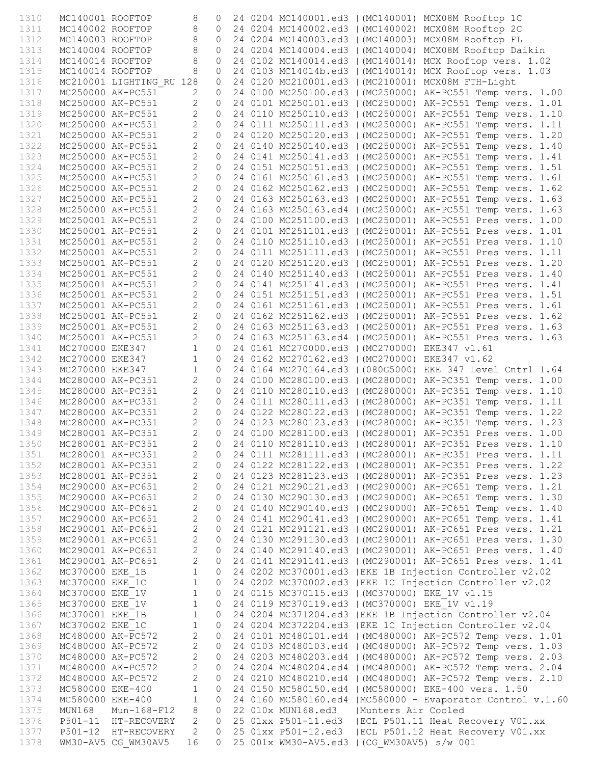```
1310    MC140001 ROOFTOP       8   0  24 0204 MC140001.ed3 |(MC140001) MCX08M Rooftop 1C
1311    MC140002 ROOFTOP       8   0  24 0204 MC140002.ed3 |(MC140002) MCX08M Rooftop 2C
1312    MC140003 ROOFTOP       8   0  24 0204 MC140003.ed3 |(MC140003) MCX08M Rooftop FL
1313    MC140004 ROOFTOP       8   0  24 0204 MC140004.ed3 |(MC140004) MCX08M Rooftop Daikin
1314    MC140014 ROOFTOP       8   0  24 0102 MC140014.ed3 |(MC140014) MCX Rooftop vers. 1.02
1315    MC140014 ROOFTOP       8   0  24 0103 MC14014b.ed3 |(MC140014) MCX Rooftop vers. 1.03
1316    MC210001 LIGHTING_RU 128   0  24 0120 MC210001.ed3 |(MC210001) MCX08M FTH-Light
1317    MC250000 AK-PC551      2   0  24 0100 MC250100.ed3 |(MC250000) AK-PC551 Temp vers. 1.00
1318    MC250000 AK-PC551      2   0  24 0101 MC250101.ed3 |(MC250000) AK-PC551 Temp vers. 1.01
1319    MC250000 AK-PC551      2   0  24 0110 MC250110.ed3 |(MC250000) AK-PC551 Temp vers. 1.10
1320    MC250000 AK-PC551      2   0  24 0111 MC250111.ed3 |(MC250000) AK-PC551 Temp vers. 1.11
1321    MC250000 AK-PC551      2   0  24 0120 MC250120.ed3 |(MC250000) AK-PC551 Temp vers. 1.20
1322    MC250000 AK-PC551      2   0  24 0140 MC250140.ed3 |(MC250000) AK-PC551 Temp vers. 1.40
1323    MC250000 AK-PC551      2   0  24 0141 MC250141.ed3 |(MC250000) AK-PC551 Temp vers. 1.41
1324    MC250000 AK-PC551      2   0  24 0151 MC250151.ed3 |(MC250000) AK-PC551 Temp vers. 1.51
1325    MC250000 AK-PC551      2   0  24 0161 MC250161.ed3 |(MC250000) AK-PC551 Temp vers. 1.61
1326    MC250000 AK-PC551      2   0  24 0162 MC250162.ed3 |(MC250000) AK-PC551 Temp vers. 1.62
1327    MC250000 AK-PC551      2   0  24 0163 MC250163.ed3 |(MC250000) AK-PC551 Temp vers. 1.63
1328    MC250000 AK-PC551      2   0  24 0163 MC250163.ed4 |(MC250000) AK-PC551 Temp vers. 1.63
1329    MC250001 AK-PC551      2   0  24 0100 MC251100.ed3 |(MC250001) AK-PC551 Pres vers. 1.00
1330    MC250001 AK-PC551      2   0  24 0101 MC251101.ed3 |(MC250001) AK-PC551 Pres vers. 1.01
1331    MC250001 AK-PC551      2   0  24 0110 MC251110.ed3 |(MC250001) AK-PC551 Pres vers. 1.10
1332    MC250001 AK-PC551      2   0  24 0111 MC251111.ed3 |(MC250001) AK-PC551 Pres vers. 1.11
1333    MC250001 AK-PC551      2   0  24 0120 MC251120.ed3 |(MC250001) AK-PC551 Pres vers. 1.20
1334    MC250001 AK-PC551      2   0  24 0140 MC251140.ed3 |(MC250001) AK-PC551 Pres vers. 1.40
1335    MC250001 AK-PC551      2   0  24 0141 MC251141.ed3 |(MC250001) AK-PC551 Pres vers. 1.41
1336    MC250001 AK-PC551      2   0  24 0151 MC251151.ed3 |(MC250001) AK-PC551 Pres vers. 1.51
1337    MC250001 AK-PC551      2   0  24 0161 MC251161.ed3 |(MC250001) AK-PC551 Pres vers. 1.61
1338    MC250001 AK-PC551      2   0  24 0162 MC251162.ed3 |(MC250001) AK-PC551 Pres vers. 1.62
1339    MC250001 AK-PC551      2   0  24 0163 MC251163.ed3 |(MC250001) AK-PC551 Pres vers. 1.63
1340    MC250001 AK-PC551      2   0  24 0163 MC251163.ed4 |(MC250001) AK-PC551 Pres vers. 1.63
1341    MC270000 EKE347        1   0  24 0161 MC270000.ed3 |(MC270000) EKE347 v1.61
1342    MC270000 EKE347        1   0  24 0162 MC270162.ed3 |(MC270000) EKE347 v1.62
1343    MC270000 EKE347        1   0  24 0164 MC270164.ed3 |(080G5000) EKE 347 Level Cntrl 1.64
1344    MC280000 AK-PC351      2   0  24 0100 MC280100.ed3 |(MC280000) AK-PC351 Temp vers. 1.00
1345    MC280000 AK-PC351      2   0  24 0110 MC280110.ed3 |(MC280000) AK-PC351 Temp vers. 1.10
1346    MC280000 AK-PC351      2   0  24 0111 MC280111.ed3 |(MC280000) AK-PC351 Temp vers. 1.11
1347    MC280000 AK-PC351      2   0  24 0122 MC280122.ed3 |(MC280000) AK-PC351 Temp vers. 1.22
1348    MC280000 AK-PC351      2   0  24 0123 MC280123.ed3 |(MC280000) AK-PC351 Temp vers. 1.23
1349    MC280001 AK-PC351      2   0  24 0100 MC281100.ed3 |(MC280001) AK-PC351 Pres vers. 1.00
1350    MC280001 AK-PC351      2   0  24 0110 MC281110.ed3 |(MC280001) AK-PC351 Pres vers. 1.10
1351    MC280001 AK-PC351      2   0  24 0111 MC281111.ed3 |(MC280001) AK-PC351 Pres vers. 1.11
1352    MC280001 AK-PC351      2   0  24 0122 MC281122.ed3 |(MC280001) AK-PC351 Pres vers. 1.22
1353    MC280001 AK-PC351      2   0  24 0123 MC281123.ed3 |(MC280001) AK-PC351 Pres vers. 1.23
1354    MC290000 AK-PC651      2   0  24 0121 MC290121.ed3 |(MC290000) AK-PC651 Temp vers. 1.21
1355    MC290000 AK-PC651      2   0  24 0130 MC290130.ed3 |(MC290000) AK-PC651 Temp vers. 1.30
1356    MC290000 AK-PC651      2   0  24 0140 MC290140.ed3 |(MC290000) AK-PC651 Temp vers. 1.40
1357    MC290000 AK-PC651      2   0  24 0141 MC290141.ed3 |(MC290000) AK-PC651 Temp vers. 1.41
1358    MC290001 AK-PC651      2   0  24 0121 MC291121.ed3 |(MC290001) AK-PC651 Pres vers. 1.21
1359    MC290001 AK-PC651      2   0  24 0130 MC291130.ed3 |(MC290001) AK-PC651 Pres vers. 1.30
1360    MC290001 AK-PC651      2   0  24 0140 MC291140.ed3 |(MC290001) AK-PC651 Pres vers. 1.40
1361    MC290001 AK-PC651      2   0  24 0141 MC291141.ed3 |(MC290001) AK-PC651 Pres vers. 1.41
1362    MC370000 EKE_1B        1   0  24 0202 MC370001.ed3 |EKE 1B Injection Controller v2.02
1363    MC370000 EKE_1C        1   0  24 0202 MC370002.ed3 |EKE 1C Injection Controller v2.02
1364    MC370000 EKE_1V        1   0  24 0115 MC370115.ed3 |(MC370000) EKE_1V v1.15
1365    MC370000 EKE_1V        1   0  24 0119 MC370119.ed3 |(MC370000) EKE_1V v1.19
1366    MC370001 EKE_1B        1   0  24 0204 MC371204.ed3 |EKE 1B Injection Controller v2.04
1367    MC370002 EKE_1C        1   0  24 0204 MC372204.ed3 |EKE 1C Injection Controller v2.04
1368    MC480000 AK-PC572      2   0  24 0101 MC480101.ed4 |(MC480000) AK-PC572 Temp vers. 1.01
1369    MC480000 AK-PC572      2   0  24 0103 MC480103.ed4 |(MC480000) AK-PC572 Temp vers. 1.03
1370    MC480000 AK-PC572      2   0  24 0203 MC480203.ed4 |(MC480000) AK-PC572 Temp vers. 2.03
1371    MC480000 AK-PC572      2   0  24 0204 MC480204.ed4 |(MC480000) AK-PC572 Temp vers. 2.04
1372    MC480000 AK-PC572      2   0  24 0210 MC480210.ed4 |(MC480000) AK-PC572 Temp vers. 2.10
1373    MC580000 EKE-400       1   0  24 0150 MC580150.ed4 |(MC580000) EKE-400 vers. 1.50
1374    MC580000 EKE-400       1   0  24 0160 MC580160.ed4 |MC580000 - Evaporator Control v.1.60
1375    MUN168   Mun-168-F12   8   0  22 010x MUN168.ed3   |Munters Air Cooled
1376    P501-11  HT-RECOVERY   2   0  25 01xx P501-11.ed3  |ECL P501.11 Heat Recovery V01.xx
1377    P501-12  HT-RECOVERY   2   0  25 01xx P501-12.ed3  |ECL P501.12 Heat Recovery V01.xx
1378    WM30-AV5 CG_WM30AV5   16   0  25 001x WM30-AV5.ed3 |(CG_WM30AV5) s/w 001
```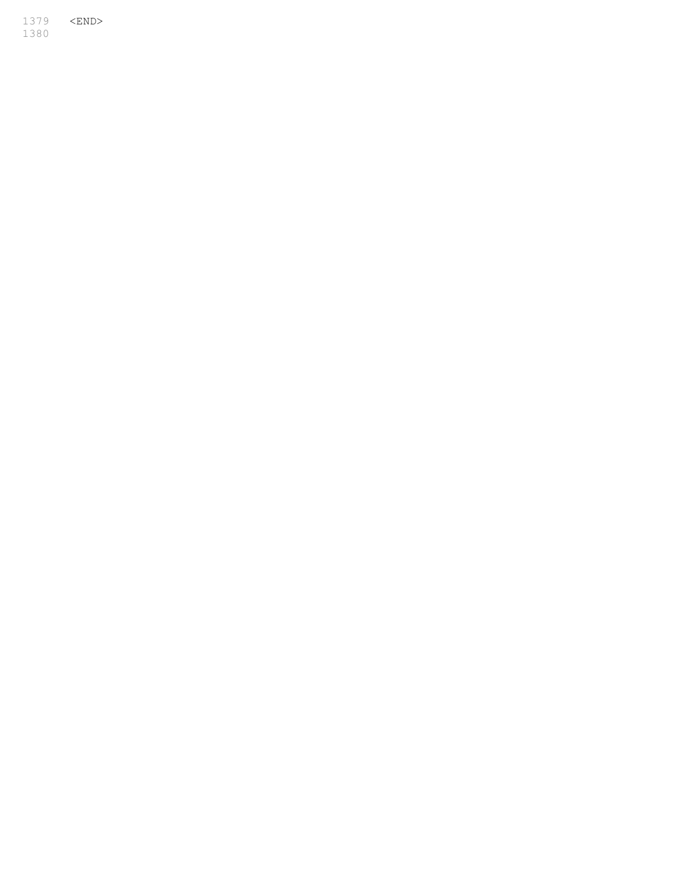1379 <END>
1380